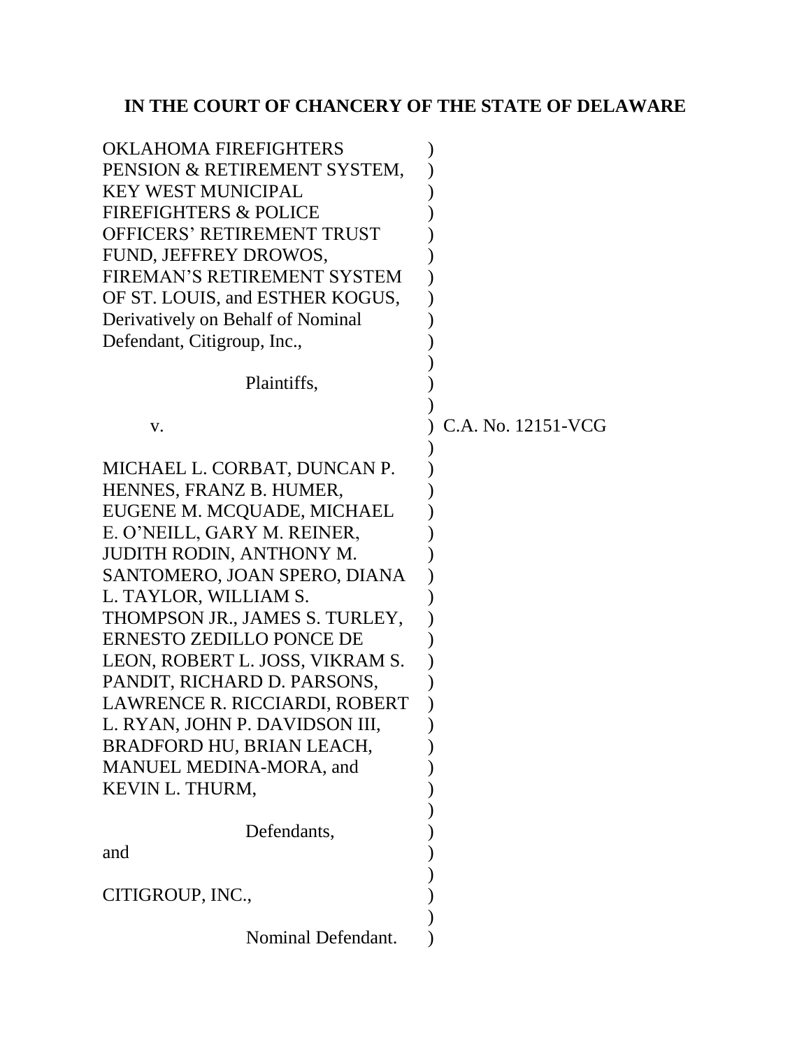# IN THE COURT OF CHANCERY OF THE STATE OF DELAWARE

OKLAHOMA FIREFIGHTERS PENSION & RETIREMENT SYSTEM, KEY WEST MUNICIPAL FIREFIGHTERS & POLICE OFFICERS' RETIREMENT TRUST FUND, JEFFREY DROWOS, FIREMAN'S RETIREMENT SYSTEM OF ST. LOUIS, and ESTHER KOGUS, Derivatively on Behalf of Nominal Defendant, Citigroup, Inc.,

Plaintiffs,

v.

C.A. No. 12151-VCG

MICHAEL L. CORBAT, DUNCAN P. HENNES, FRANZ B. HUMER, EUGENE M. MCQUADE, MICHAEL E. O'NEILL, GARY M. REINER, JUDITH RODIN, ANTHONY M. SANTOMERO, JOAN SPERO, DIANA L. TAYLOR, WILLIAM S. THOMPSON JR., JAMES S. TURLEY, ERNESTO ZEDILLO PONCE DE LEON, ROBERT L. JOSS, VIKRAM S. PANDIT, RICHARD D. PARSONS, LAWRENCE R. RICCIARDI, ROBERT L. RYAN, JOHN P. DAVIDSON III, BRADFORD HU, BRIAN LEACH, MANUEL MEDINA-MORA, and KEVIN L. THURM,

Defendants,

and

CITIGROUP, INC.,

Nominal Defendant.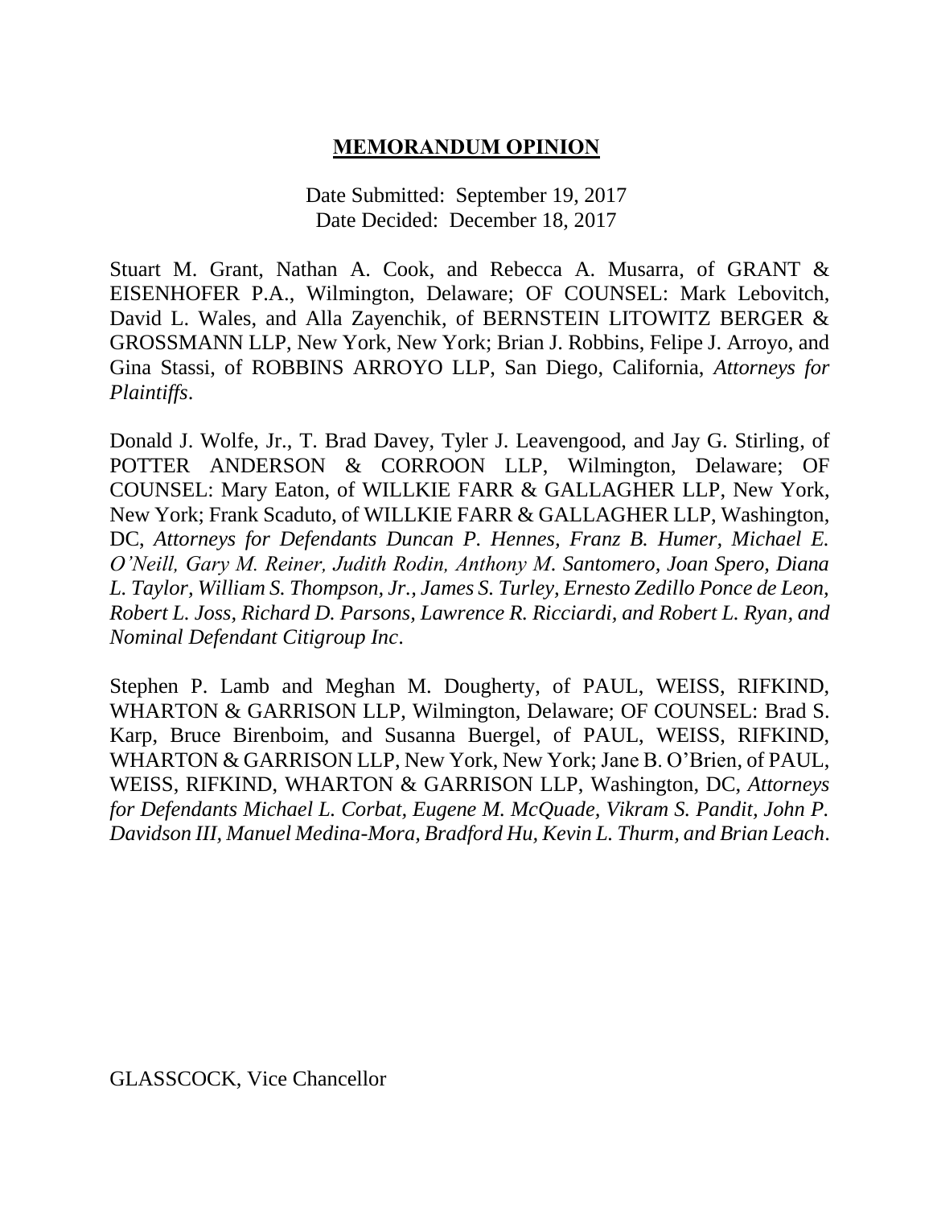# **MEMORANDUM OPINION**

Date Submitted: September 19, 2017
Date Decided: December 18, 2017

Stuart M. Grant, Nathan A. Cook, and Rebecca A. Musarra, of GRANT & EISENHOFER P.A., Wilmington, Delaware; OF COUNSEL: Mark Lebovitch, David L. Wales, and Alla Zayenchik, of BERNSTEIN LITOWITZ BERGER & GROSSMANN LLP, New York, New York; Brian J. Robbins, Felipe J. Arroyo, and Gina Stassi, of ROBBINS ARROYO LLP, San Diego, California, *Attorneys for Plaintiffs*.

Donald J. Wolfe, Jr., T. Brad Davey, Tyler J. Leavengood, and Jay G. Stirling, of POTTER ANDERSON & CORROON LLP, Wilmington, Delaware; OF COUNSEL: Mary Eaton, of WILLKIE FARR & GALLAGHER LLP, New York, New York; Frank Scaduto, of WILLKIE FARR & GALLAGHER LLP, Washington, DC, *Attorneys for Defendants Duncan P. Hennes, Franz B. Humer, Michael E. O'Neill, Gary M. Reiner, Judith Rodin, Anthony M. Santomero, Joan Spero, Diana L. Taylor, William S. Thompson, Jr., James S. Turley, Ernesto Zedillo Ponce de Leon, Robert L. Joss, Richard D. Parsons, Lawrence R. Ricciardi, and Robert L. Ryan, and Nominal Defendant Citigroup Inc*.

Stephen P. Lamb and Meghan M. Dougherty, of PAUL, WEISS, RIFKIND, WHARTON & GARRISON LLP, Wilmington, Delaware; OF COUNSEL: Brad S. Karp, Bruce Birenboim, and Susanna Buergel, of PAUL, WEISS, RIFKIND, WHARTON & GARRISON LLP, New York, New York; Jane B. O'Brien, of PAUL, WEISS, RIFKIND, WHARTON & GARRISON LLP, Washington, DC, *Attorneys for Defendants Michael L. Corbat, Eugene M. McQuade, Vikram S. Pandit, John P. Davidson III, Manuel Medina-Mora, Bradford Hu, Kevin L. Thurm, and Brian Leach*.

GLASSCOCK, Vice Chancellor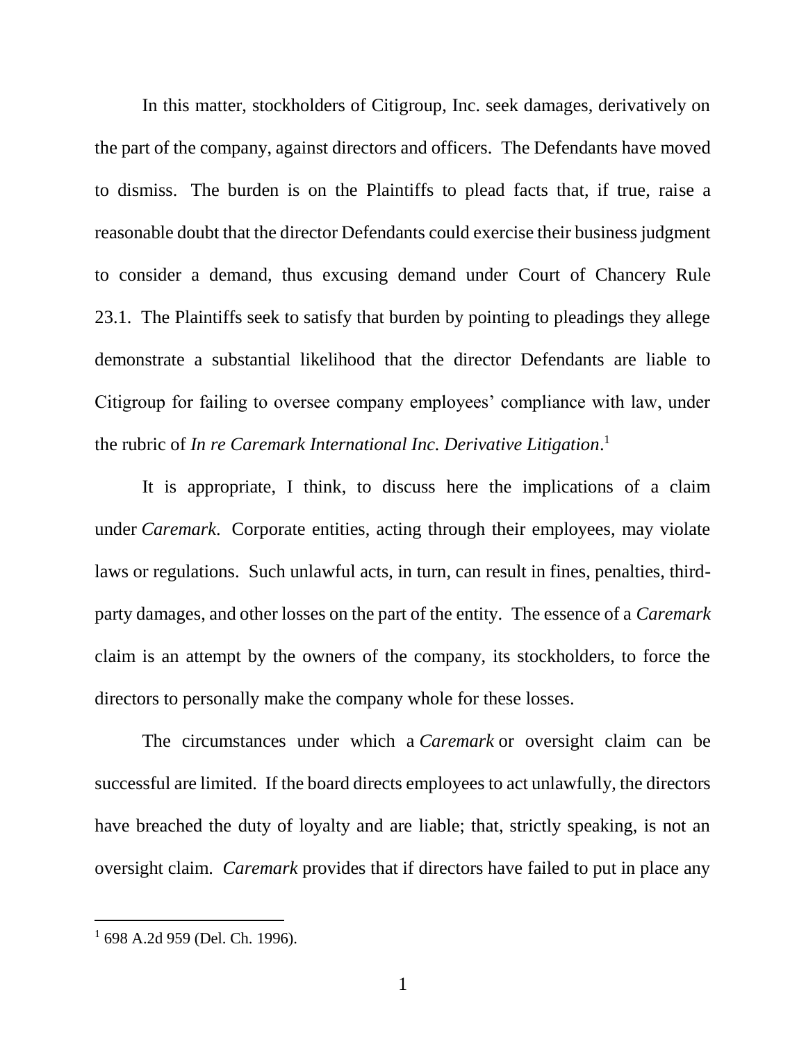In this matter, stockholders of Citigroup, Inc. seek damages, derivatively on the part of the company, against directors and officers. The Defendants have moved to dismiss. The burden is on the Plaintiffs to plead facts that, if true, raise a reasonable doubt that the director Defendants could exercise their business judgment to consider a demand, thus excusing demand under Court of Chancery Rule 23.1. The Plaintiffs seek to satisfy that burden by pointing to pleadings they allege demonstrate a substantial likelihood that the director Defendants are liable to Citigroup for failing to oversee company employees' compliance with law, under the rubric of *In re Caremark International Inc. Derivative Litigation*.[1]

It is appropriate, I think, to discuss here the implications of a claim under *Caremark*. Corporate entities, acting through their employees, may violate laws or regulations. Such unlawful acts, in turn, can result in fines, penalties, third-party damages, and other losses on the part of the entity. The essence of a *Caremark* claim is an attempt by the owners of the company, its stockholders, to force the directors to personally make the company whole for these losses.

The circumstances under which a *Caremark* or oversight claim can be successful are limited. If the board directs employees to act unlawfully, the directors have breached the duty of loyalty and are liable; that, strictly speaking, is not an oversight claim. *Caremark* provides that if directors have failed to put in place any

[1] 698 A.2d 959 (Del. Ch. 1996).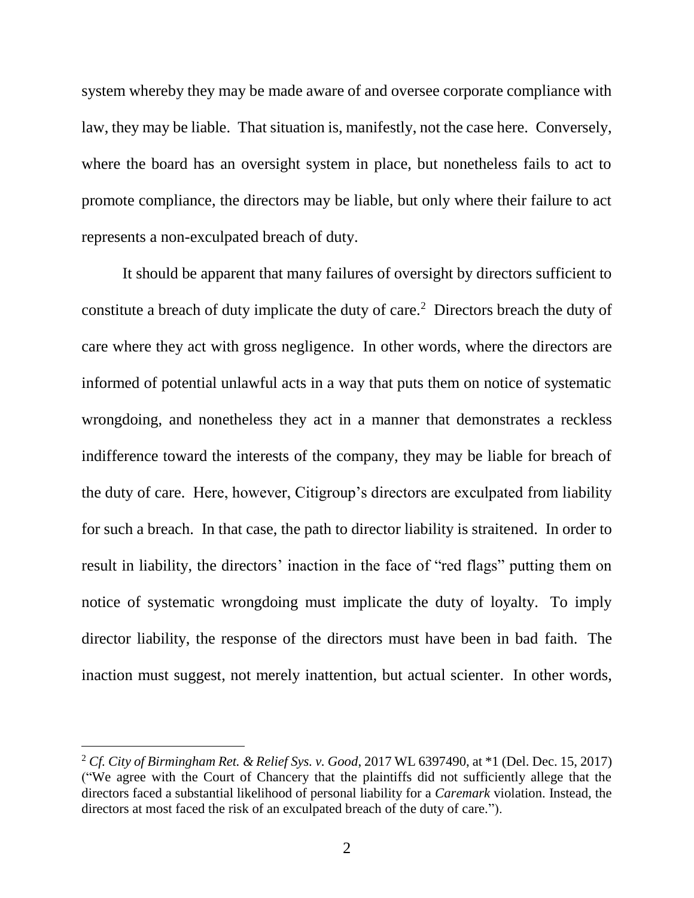system whereby they may be made aware of and oversee corporate compliance with law, they may be liable. That situation is, manifestly, not the case here. Conversely, where the board has an oversight system in place, but nonetheless fails to act to promote compliance, the directors may be liable, but only where their failure to act represents a non-exculpated breach of duty.

It should be apparent that many failures of oversight by directors sufficient to constitute a breach of duty implicate the duty of care.[2] Directors breach the duty of care where they act with gross negligence. In other words, where the directors are informed of potential unlawful acts in a way that puts them on notice of systematic wrongdoing, and nonetheless they act in a manner that demonstrates a reckless indifference toward the interests of the company, they may be liable for breach of the duty of care. Here, however, Citigroup's directors are exculpated from liability for such a breach. In that case, the path to director liability is straitened. In order to result in liability, the directors' inaction in the face of "red flags" putting them on notice of systematic wrongdoing must implicate the duty of loyalty. To imply director liability, the response of the directors must have been in bad faith. The inaction must suggest, not merely inattention, but actual scienter. In other words,

---

[2] *Cf. City of Birmingham Ret. & Relief Sys. v. Good*, 2017 WL 6397490, at *1 (Del. Dec. 15, 2017) ("We agree with the Court of Chancery that the plaintiffs did not sufficiently allege that the directors faced a substantial likelihood of personal liability for a *Caremark* violation. Instead, the directors at most faced the risk of an exculpated breach of the duty of care.").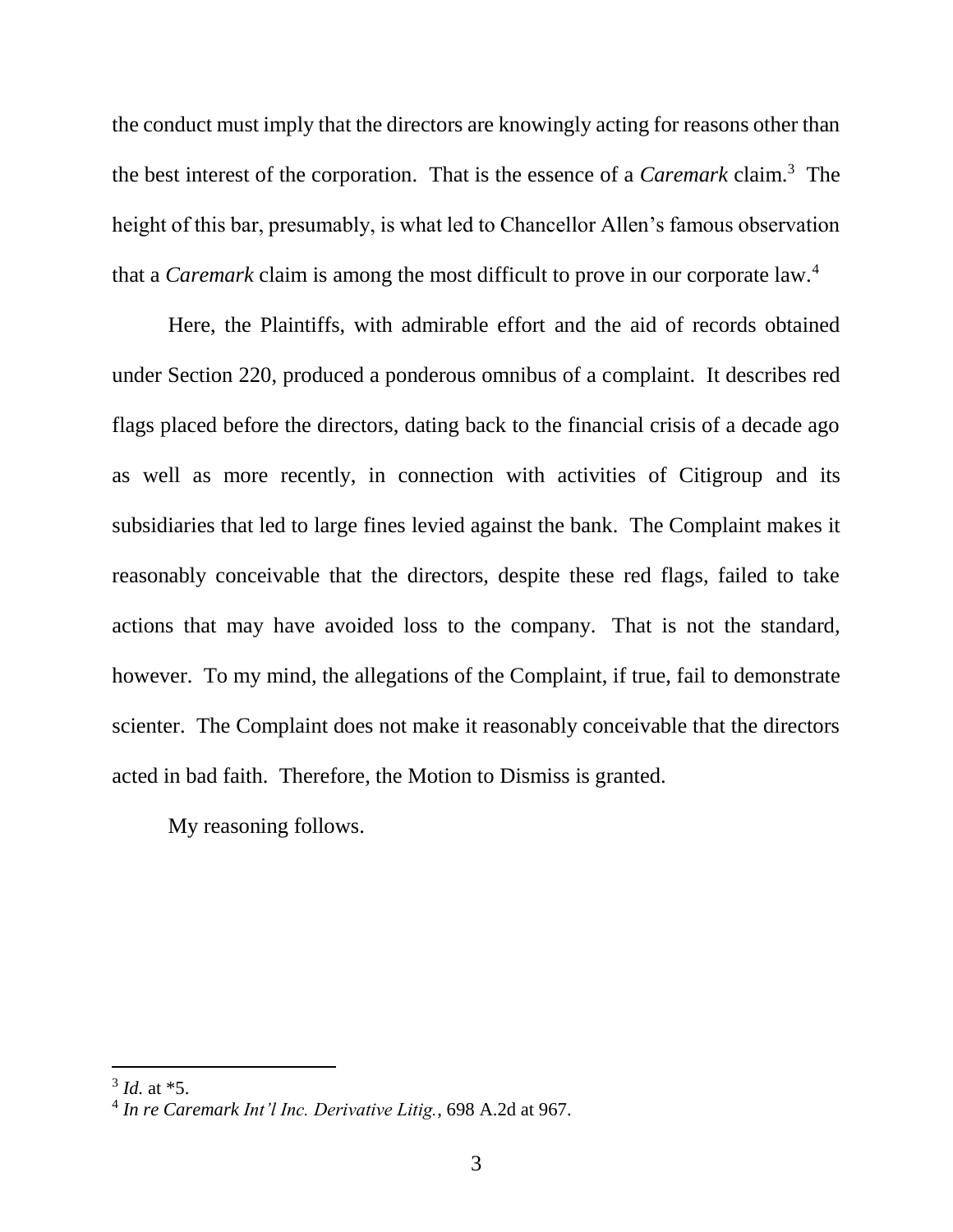the conduct must imply that the directors are knowingly acting for reasons other than the best interest of the corporation. That is the essence of a *Caremark* claim.[3] The height of this bar, presumably, is what led to Chancellor Allen's famous observation that a *Caremark* claim is among the most difficult to prove in our corporate law.[4]

Here, the Plaintiffs, with admirable effort and the aid of records obtained under Section 220, produced a ponderous omnibus of a complaint. It describes red flags placed before the directors, dating back to the financial crisis of a decade ago as well as more recently, in connection with activities of Citigroup and its subsidiaries that led to large fines levied against the bank. The Complaint makes it reasonably conceivable that the directors, despite these red flags, failed to take actions that may have avoided loss to the company. That is not the standard, however. To my mind, the allegations of the Complaint, if true, fail to demonstrate scienter. The Complaint does not make it reasonably conceivable that the directors acted in bad faith. Therefore, the Motion to Dismiss is granted.

My reasoning follows.

---

[3] *Id.* at *5.

[4] *In re Caremark Int'l Inc. Derivative Litig.*, 698 A.2d at 967.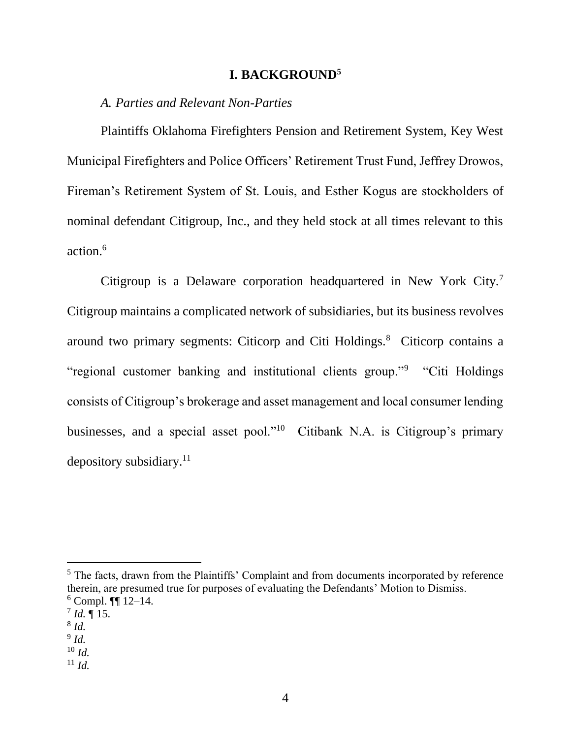## I. BACKGROUND[5]

*A. Parties and Relevant Non-Parties*

Plaintiffs Oklahoma Firefighters Pension and Retirement System, Key West Municipal Firefighters and Police Officers' Retirement Trust Fund, Jeffrey Drowos, Fireman's Retirement System of St. Louis, and Esther Kogus are stockholders of nominal defendant Citigroup, Inc., and they held stock at all times relevant to this action.[6]

Citigroup is a Delaware corporation headquartered in New York City.[7] Citigroup maintains a complicated network of subsidiaries, but its business revolves around two primary segments: Citicorp and Citi Holdings.[8] Citicorp contains a "regional customer banking and institutional clients group."[9] "Citi Holdings consists of Citigroup's brokerage and asset management and local consumer lending businesses, and a special asset pool."[10] Citibank N.A. is Citigroup's primary depository subsidiary.[11]

---

[5] The facts, drawn from the Plaintiffs' Complaint and from documents incorporated by reference therein, are presumed true for purposes of evaluating the Defendants' Motion to Dismiss.

[6] Compl. ¶¶ 12–14.

[7] *Id.* ¶ 15.

[8] *Id.*

[9] *Id.*

[10] *Id.*

[11] *Id.*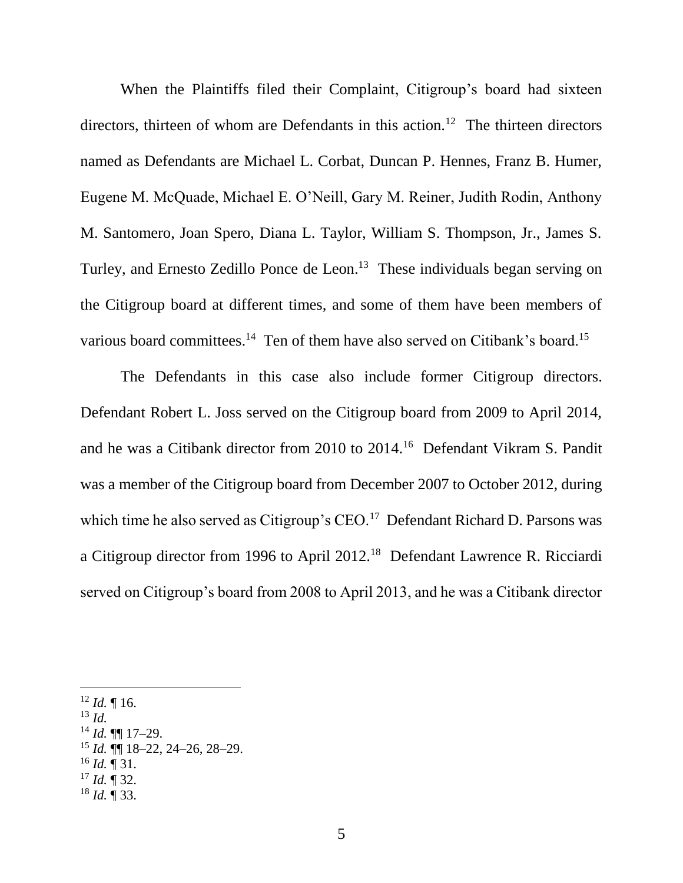When the Plaintiffs filed their Complaint, Citigroup's board had sixteen directors, thirteen of whom are Defendants in this action.[12] The thirteen directors named as Defendants are Michael L. Corbat, Duncan P. Hennes, Franz B. Humer, Eugene M. McQuade, Michael E. O'Neill, Gary M. Reiner, Judith Rodin, Anthony M. Santomero, Joan Spero, Diana L. Taylor, William S. Thompson, Jr., James S. Turley, and Ernesto Zedillo Ponce de Leon.[13] These individuals began serving on the Citigroup board at different times, and some of them have been members of various board committees.[14] Ten of them have also served on Citibank's board.[15]

The Defendants in this case also include former Citigroup directors. Defendant Robert L. Joss served on the Citigroup board from 2009 to April 2014, and he was a Citibank director from 2010 to 2014.[16] Defendant Vikram S. Pandit was a member of the Citigroup board from December 2007 to October 2012, during which time he also served as Citigroup's CEO.[17] Defendant Richard D. Parsons was a Citigroup director from 1996 to April 2012.[18] Defendant Lawrence R. Ricciardi served on Citigroup's board from 2008 to April 2013, and he was a Citibank director

---

[12] *Id.* ¶ 16.
[13] *Id.*
[14] *Id.* ¶¶ 17–29.
[15] *Id.* ¶¶ 18–22, 24–26, 28–29.
[16] *Id.* ¶ 31.
[17] *Id.* ¶ 32.
[18] *Id.* ¶ 33.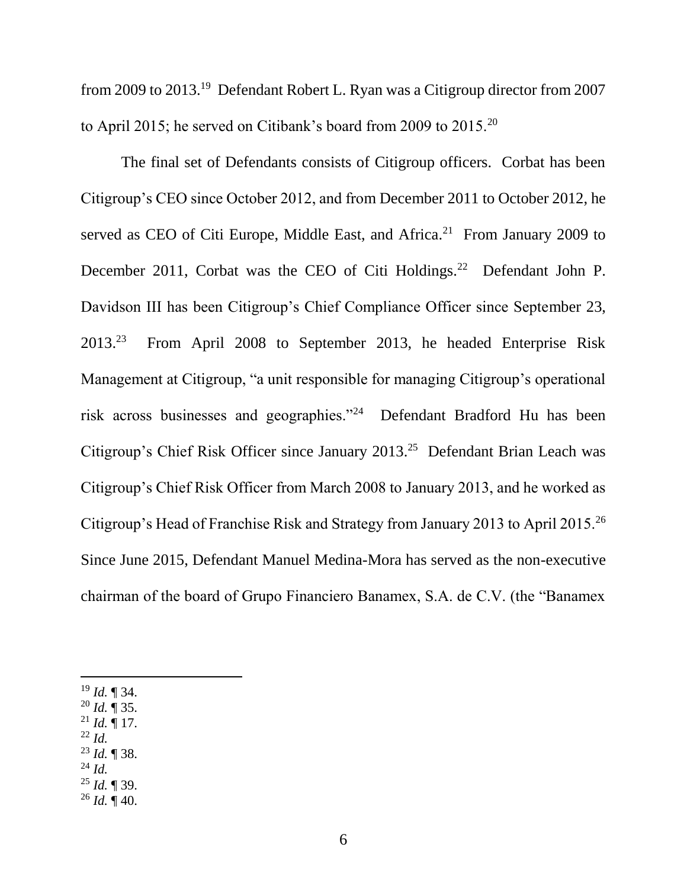from 2009 to 2013.[19] Defendant Robert L. Ryan was a Citigroup director from 2007 to April 2015; he served on Citibank's board from 2009 to 2015.[20]

The final set of Defendants consists of Citigroup officers. Corbat has been Citigroup's CEO since October 2012, and from December 2011 to October 2012, he served as CEO of Citi Europe, Middle East, and Africa.[21] From January 2009 to December 2011, Corbat was the CEO of Citi Holdings.[22] Defendant John P. Davidson III has been Citigroup's Chief Compliance Officer since September 23, 2013.[23] From April 2008 to September 2013, he headed Enterprise Risk Management at Citigroup, "a unit responsible for managing Citigroup's operational risk across businesses and geographies."[24] Defendant Bradford Hu has been Citigroup's Chief Risk Officer since January 2013.[25] Defendant Brian Leach was Citigroup's Chief Risk Officer from March 2008 to January 2013, and he worked as Citigroup's Head of Franchise Risk and Strategy from January 2013 to April 2015.[26] Since June 2015, Defendant Manuel Medina-Mora has served as the non-executive chairman of the board of Grupo Financiero Banamex, S.A. de C.V. (the "Banamex

---

[19] *Id.* ¶ 34.
[20] *Id.* ¶ 35.
[21] *Id.* ¶ 17.
[22] *Id.*
[23] *Id.* ¶ 38.
[24] *Id.*
[25] *Id.* ¶ 39.
[26] *Id.* ¶ 40.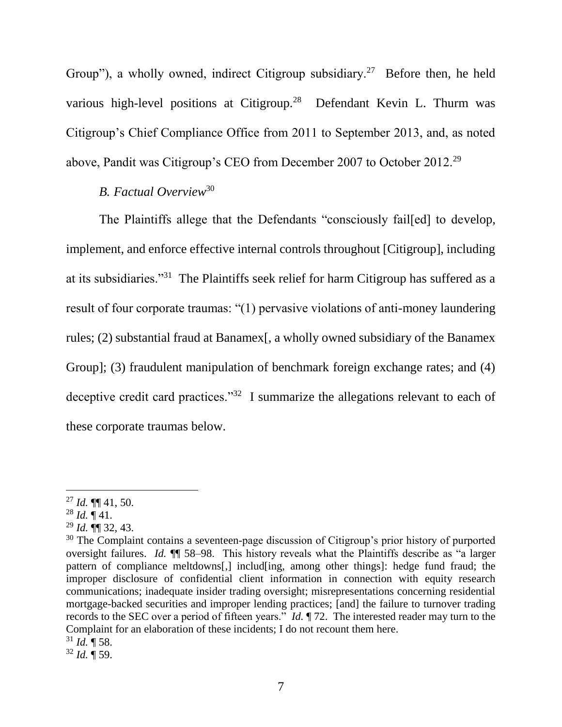Group"), a wholly owned, indirect Citigroup subsidiary.[27] Before then, he held various high-level positions at Citigroup.[28] Defendant Kevin L. Thurm was Citigroup's Chief Compliance Office from 2011 to September 2013, and, as noted above, Pandit was Citigroup's CEO from December 2007 to October 2012.[29]

*B. Factual Overview*[30]

The Plaintiffs allege that the Defendants "consciously fail[ed] to develop, implement, and enforce effective internal controls throughout [Citigroup], including at its subsidiaries."[31] The Plaintiffs seek relief for harm Citigroup has suffered as a result of four corporate traumas: "(1) pervasive violations of anti-money laundering rules; (2) substantial fraud at Banamex[, a wholly owned subsidiary of the Banamex Group]; (3) fraudulent manipulation of benchmark foreign exchange rates; and (4) deceptive credit card practices."[32] I summarize the allegations relevant to each of these corporate traumas below.

---

[27] *Id.* ¶¶ 41, 50.

[28] *Id.* ¶ 41.

[29] *Id.* ¶¶ 32, 43.

[30] The Complaint contains a seventeen-page discussion of Citigroup's prior history of purported oversight failures. *Id.* ¶¶ 58–98. This history reveals what the Plaintiffs describe as "a larger pattern of compliance meltdowns[,] includ[ing, among other things]: hedge fund fraud; the improper disclosure of confidential client information in connection with equity research communications; inadequate insider trading oversight; misrepresentations concerning residential mortgage-backed securities and improper lending practices; [and] the failure to turnover trading records to the SEC over a period of fifteen years." *Id.* ¶ 72. The interested reader may turn to the Complaint for an elaboration of these incidents; I do not recount them here.

[31] *Id.* ¶ 58.

[32] *Id.* ¶ 59.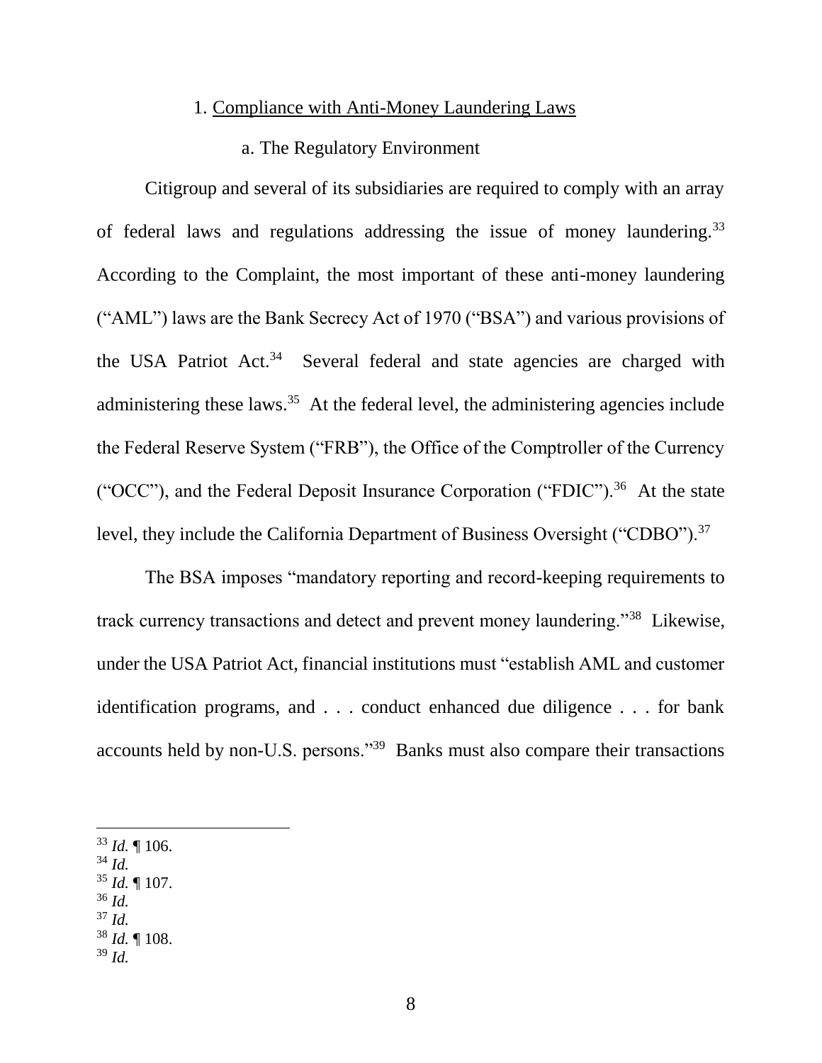### 1. Compliance with Anti-Money Laundering Laws

#### a. The Regulatory Environment

Citigroup and several of its subsidiaries are required to comply with an array of federal laws and regulations addressing the issue of money laundering.[33] According to the Complaint, the most important of these anti-money laundering ("AML") laws are the Bank Secrecy Act of 1970 ("BSA") and various provisions of the USA Patriot Act.[34] Several federal and state agencies are charged with administering these laws.[35] At the federal level, the administering agencies include the Federal Reserve System ("FRB"), the Office of the Comptroller of the Currency ("OCC"), and the Federal Deposit Insurance Corporation ("FDIC").[36] At the state level, they include the California Department of Business Oversight ("CDBO").[37]

The BSA imposes "mandatory reporting and record-keeping requirements to track currency transactions and detect and prevent money laundering."[38] Likewise, under the USA Patriot Act, financial institutions must "establish AML and customer identification programs, and . . . conduct enhanced due diligence . . . for bank accounts held by non-U.S. persons."[39] Banks must also compare their transactions

---

[33] *Id.* ¶ 106.
[34] *Id.*
[35] *Id.* ¶ 107.
[36] *Id.*
[37] *Id.*
[38] *Id.* ¶ 108.
[39] *Id.*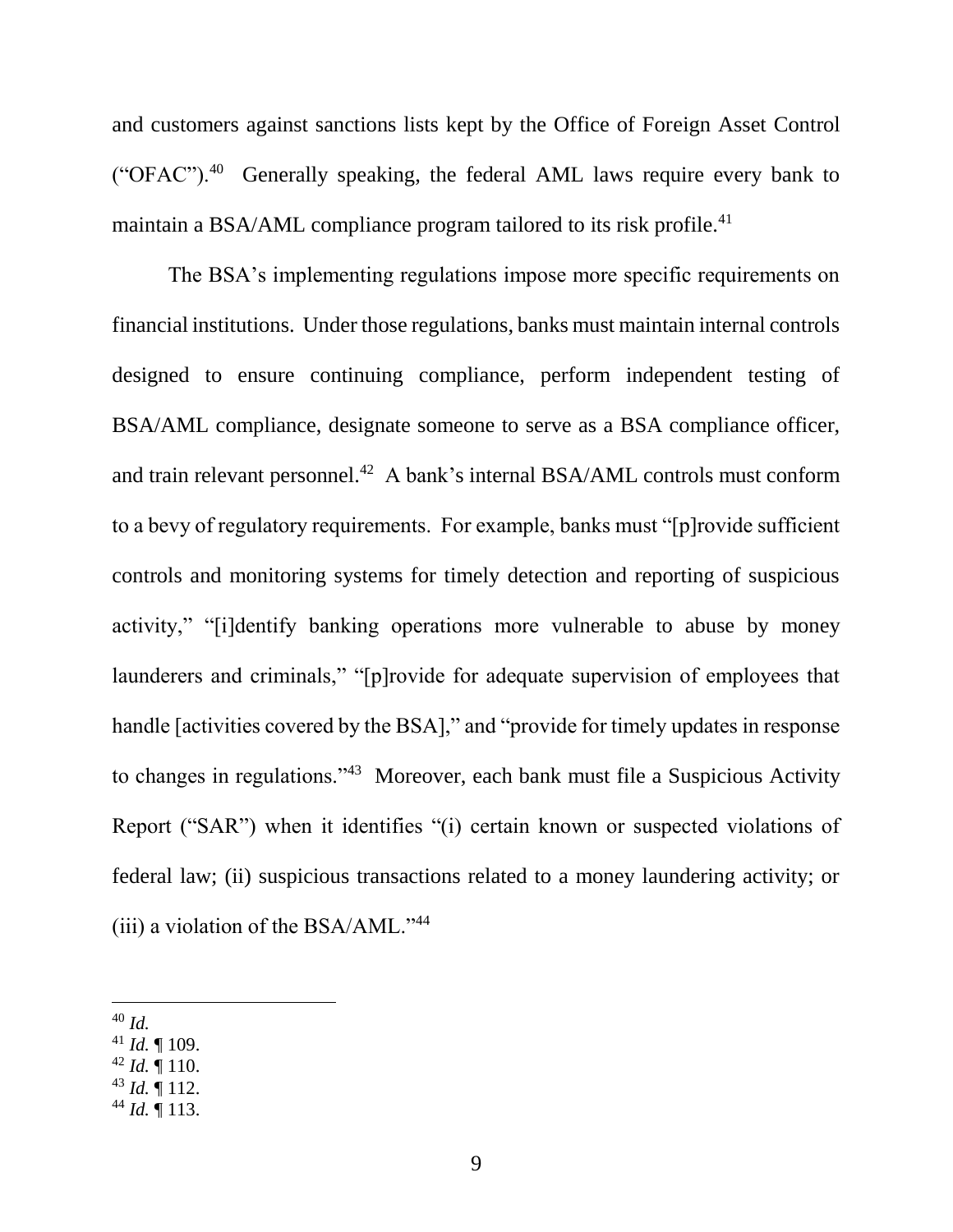and customers against sanctions lists kept by the Office of Foreign Asset Control ("OFAC").[40] Generally speaking, the federal AML laws require every bank to maintain a BSA/AML compliance program tailored to its risk profile.[41]

The BSA's implementing regulations impose more specific requirements on financial institutions. Under those regulations, banks must maintain internal controls designed to ensure continuing compliance, perform independent testing of BSA/AML compliance, designate someone to serve as a BSA compliance officer, and train relevant personnel.[42] A bank's internal BSA/AML controls must conform to a bevy of regulatory requirements. For example, banks must "[p]rovide sufficient controls and monitoring systems for timely detection and reporting of suspicious activity," "[i]dentify banking operations more vulnerable to abuse by money launderers and criminals," "[p]rovide for adequate supervision of employees that handle [activities covered by the BSA]," and "provide for timely updates in response to changes in regulations."[43] Moreover, each bank must file a Suspicious Activity Report ("SAR") when it identifies "(i) certain known or suspected violations of federal law; (ii) suspicious transactions related to a money laundering activity; or (iii) a violation of the BSA/AML."[44]

---

[40] *Id.*
[41] *Id.* ¶ 109.
[42] *Id.* ¶ 110.
[43] *Id.* ¶ 112.
[44] *Id.* ¶ 113.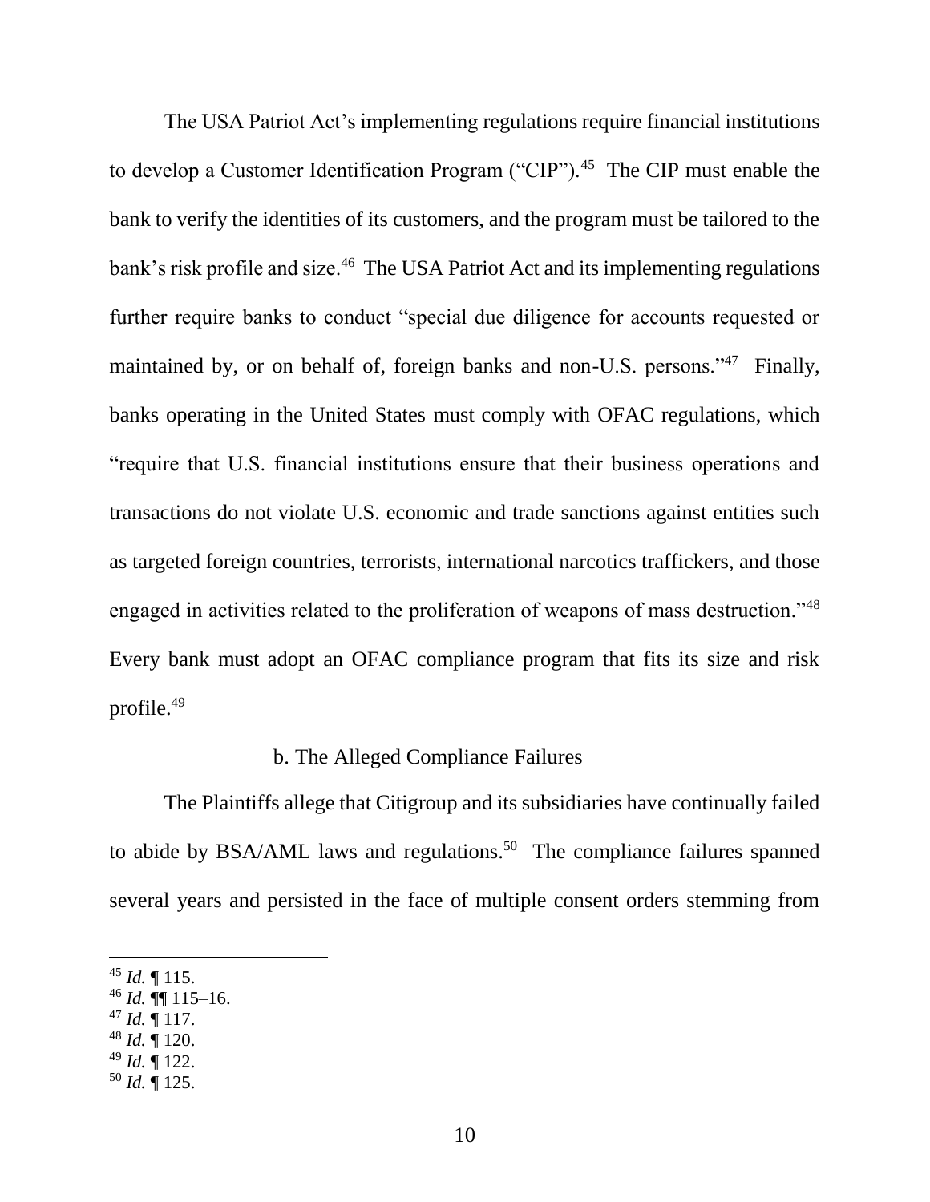The USA Patriot Act's implementing regulations require financial institutions to develop a Customer Identification Program ("CIP").[45] The CIP must enable the bank to verify the identities of its customers, and the program must be tailored to the bank's risk profile and size.[46] The USA Patriot Act and its implementing regulations further require banks to conduct "special due diligence for accounts requested or maintained by, or on behalf of, foreign banks and non-U.S. persons."[47] Finally, banks operating in the United States must comply with OFAC regulations, which "require that U.S. financial institutions ensure that their business operations and transactions do not violate U.S. economic and trade sanctions against entities such as targeted foreign countries, terrorists, international narcotics traffickers, and those engaged in activities related to the proliferation of weapons of mass destruction."[48] Every bank must adopt an OFAC compliance program that fits its size and risk profile.[49]

b. The Alleged Compliance Failures

The Plaintiffs allege that Citigroup and its subsidiaries have continually failed to abide by BSA/AML laws and regulations.[50] The compliance failures spanned several years and persisted in the face of multiple consent orders stemming from

---

[45] *Id.* ¶ 115.
[46] *Id.* ¶¶ 115–16.
[47] *Id.* ¶ 117.
[48] *Id.* ¶ 120.
[49] *Id.* ¶ 122.
[50] *Id.* ¶ 125.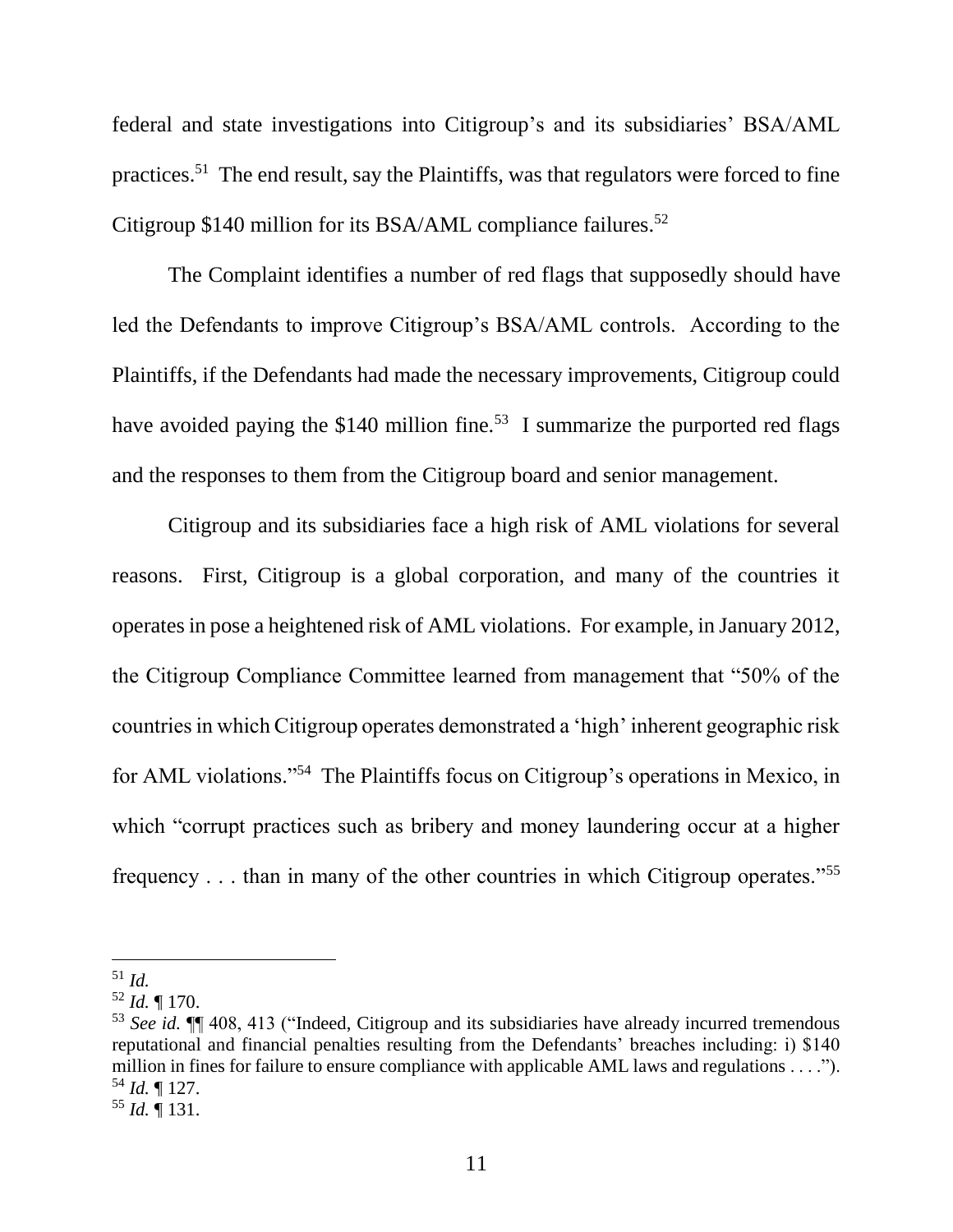federal and state investigations into Citigroup's and its subsidiaries' BSA/AML practices.[51] The end result, say the Plaintiffs, was that regulators were forced to fine Citigroup $140 million for its BSA/AML compliance failures.[52]

The Complaint identifies a number of red flags that supposedly should have led the Defendants to improve Citigroup's BSA/AML controls. According to the Plaintiffs, if the Defendants had made the necessary improvements, Citigroup could have avoided paying the $140 million fine.[53] I summarize the purported red flags and the responses to them from the Citigroup board and senior management.

Citigroup and its subsidiaries face a high risk of AML violations for several reasons. First, Citigroup is a global corporation, and many of the countries it operates in pose a heightened risk of AML violations. For example, in January 2012, the Citigroup Compliance Committee learned from management that "50% of the countries in which Citigroup operates demonstrated a 'high' inherent geographic risk for AML violations."[54] The Plaintiffs focus on Citigroup's operations in Mexico, in which "corrupt practices such as bribery and money laundering occur at a higher frequency . . . than in many of the other countries in which Citigroup operates."[55]

---

[51] *Id.*

[52] *Id.* ¶ 170.

[53] *See id.* ¶¶ 408, 413 ("Indeed, Citigroup and its subsidiaries have already incurred tremendous reputational and financial penalties resulting from the Defendants' breaches including: i) $140 million in fines for failure to ensure compliance with applicable AML laws and regulations . . . .").

[54] *Id.* ¶ 127.

[55] *Id.* ¶ 131.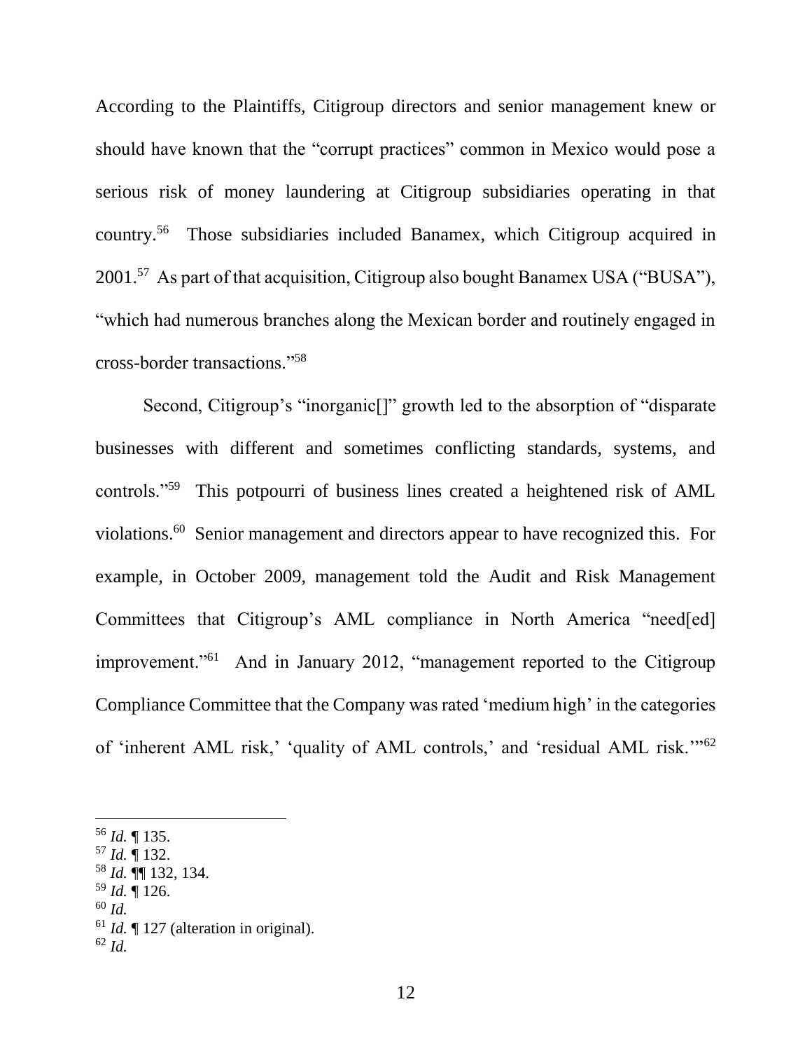According to the Plaintiffs, Citigroup directors and senior management knew or should have known that the "corrupt practices" common in Mexico would pose a serious risk of money laundering at Citigroup subsidiaries operating in that country.[56] Those subsidiaries included Banamex, which Citigroup acquired in 2001.[57] As part of that acquisition, Citigroup also bought Banamex USA ("BUSA"), "which had numerous branches along the Mexican border and routinely engaged in cross-border transactions."[58]

Second, Citigroup's "inorganic[]" growth led to the absorption of "disparate businesses with different and sometimes conflicting standards, systems, and controls."[59] This potpourri of business lines created a heightened risk of AML violations.[60] Senior management and directors appear to have recognized this. For example, in October 2009, management told the Audit and Risk Management Committees that Citigroup's AML compliance in North America "need[ed] improvement."[61] And in January 2012, "management reported to the Citigroup Compliance Committee that the Company was rated 'medium high' in the categories of 'inherent AML risk,' 'quality of AML controls,' and 'residual AML risk.'"[62]

---

[56] *Id.* ¶ 135.
[57] *Id.* ¶ 132.
[58] *Id.* ¶¶ 132, 134.
[59] *Id.* ¶ 126.
[60] *Id.*
[61] *Id.* ¶ 127 (alteration in original).
[62] *Id.*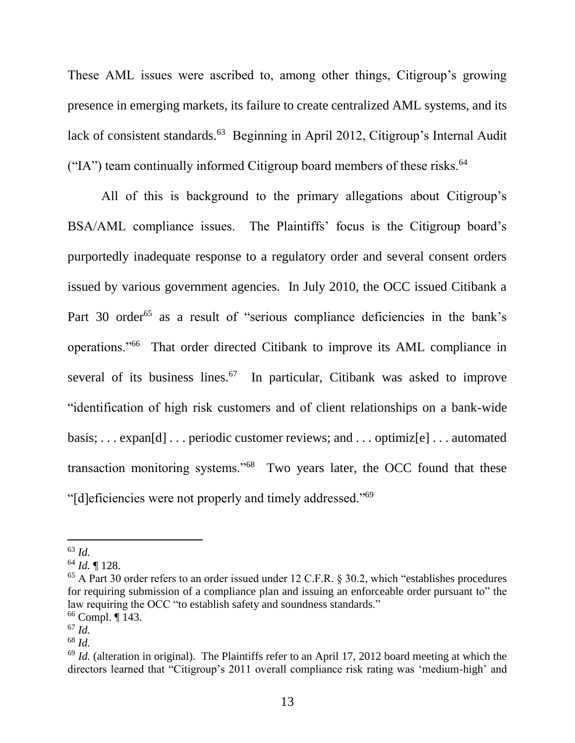These AML issues were ascribed to, among other things, Citigroup's growing presence in emerging markets, its failure to create centralized AML systems, and its lack of consistent standards.[63] Beginning in April 2012, Citigroup's Internal Audit ("IA") team continually informed Citigroup board members of these risks.[64]

All of this is background to the primary allegations about Citigroup's BSA/AML compliance issues. The Plaintiffs' focus is the Citigroup board's purportedly inadequate response to a regulatory order and several consent orders issued by various government agencies. In July 2010, the OCC issued Citibank a Part 30 order[65] as a result of "serious compliance deficiencies in the bank's operations."[66] That order directed Citibank to improve its AML compliance in several of its business lines.[67] In particular, Citibank was asked to improve "identification of high risk customers and of client relationships on a bank-wide basis; . . . expan[d] . . . periodic customer reviews; and . . . optimiz[e] . . . automated transaction monitoring systems."[68] Two years later, the OCC found that these "[d]eficiencies were not properly and timely addressed."[69]

---

[63] *Id.*

[64] *Id.* ¶ 128.

[65] A Part 30 order refers to an order issued under 12 C.F.R. § 30.2, which "establishes procedures for requiring submission of a compliance plan and issuing an enforceable order pursuant to" the law requiring the OCC "to establish safety and soundness standards."

[66] Compl. ¶ 143.

[67] *Id.*

[68] *Id.*

[69] *Id.* (alteration in original). The Plaintiffs refer to an April 17, 2012 board meeting at which the directors learned that "Citigroup's 2011 overall compliance risk rating was 'medium-high' and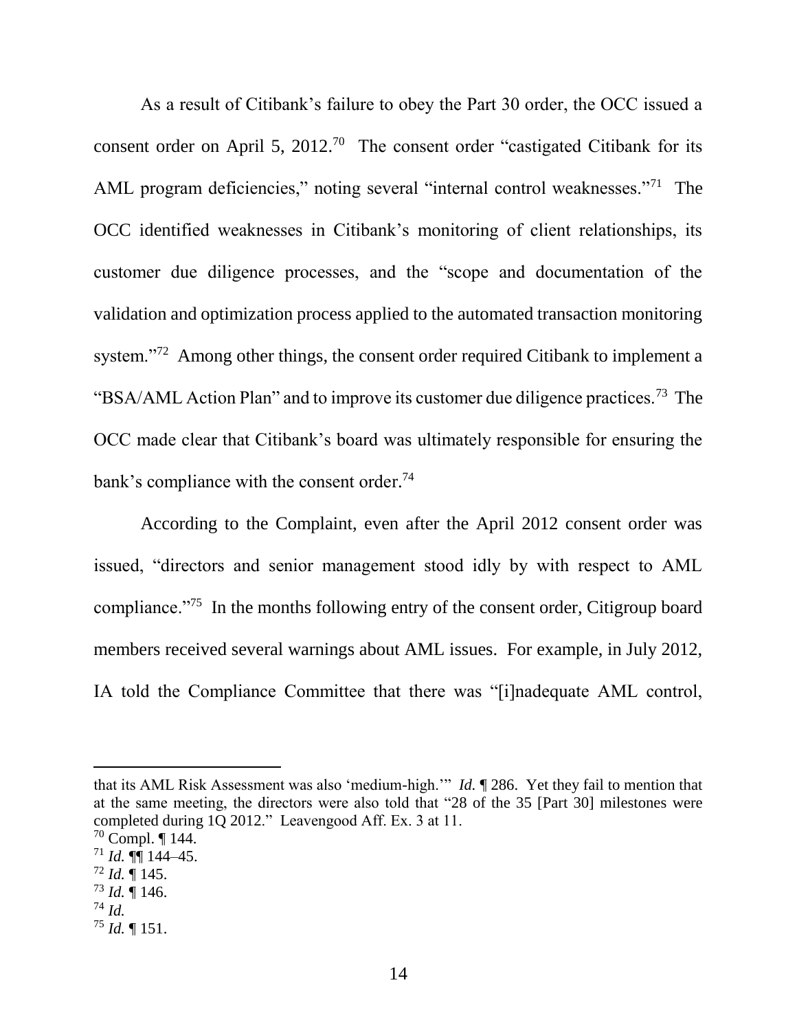As a result of Citibank's failure to obey the Part 30 order, the OCC issued a consent order on April 5, 2012.[70] The consent order "castigated Citibank for its AML program deficiencies," noting several "internal control weaknesses."[71] The OCC identified weaknesses in Citibank's monitoring of client relationships, its customer due diligence processes, and the "scope and documentation of the validation and optimization process applied to the automated transaction monitoring system."[72] Among other things, the consent order required Citibank to implement a "BSA/AML Action Plan" and to improve its customer due diligence practices.[73] The OCC made clear that Citibank's board was ultimately responsible for ensuring the bank's compliance with the consent order.[74]

According to the Complaint, even after the April 2012 consent order was issued, "directors and senior management stood idly by with respect to AML compliance."[75] In the months following entry of the consent order, Citigroup board members received several warnings about AML issues. For example, in July 2012, IA told the Compliance Committee that there was "[i]nadequate AML control,

---

that its AML Risk Assessment was also 'medium-high.'" *Id.* ¶ 286. Yet they fail to mention that at the same meeting, the directors were also told that "28 of the 35 [Part 30] milestones were completed during 1Q 2012." Leavengood Aff. Ex. 3 at 11.

[70] Compl. ¶ 144.

[71] *Id.* ¶¶ 144–45.

[72] *Id.* ¶ 145.

[73] *Id.* ¶ 146.

[74] *Id.*

[75] *Id.* ¶ 151.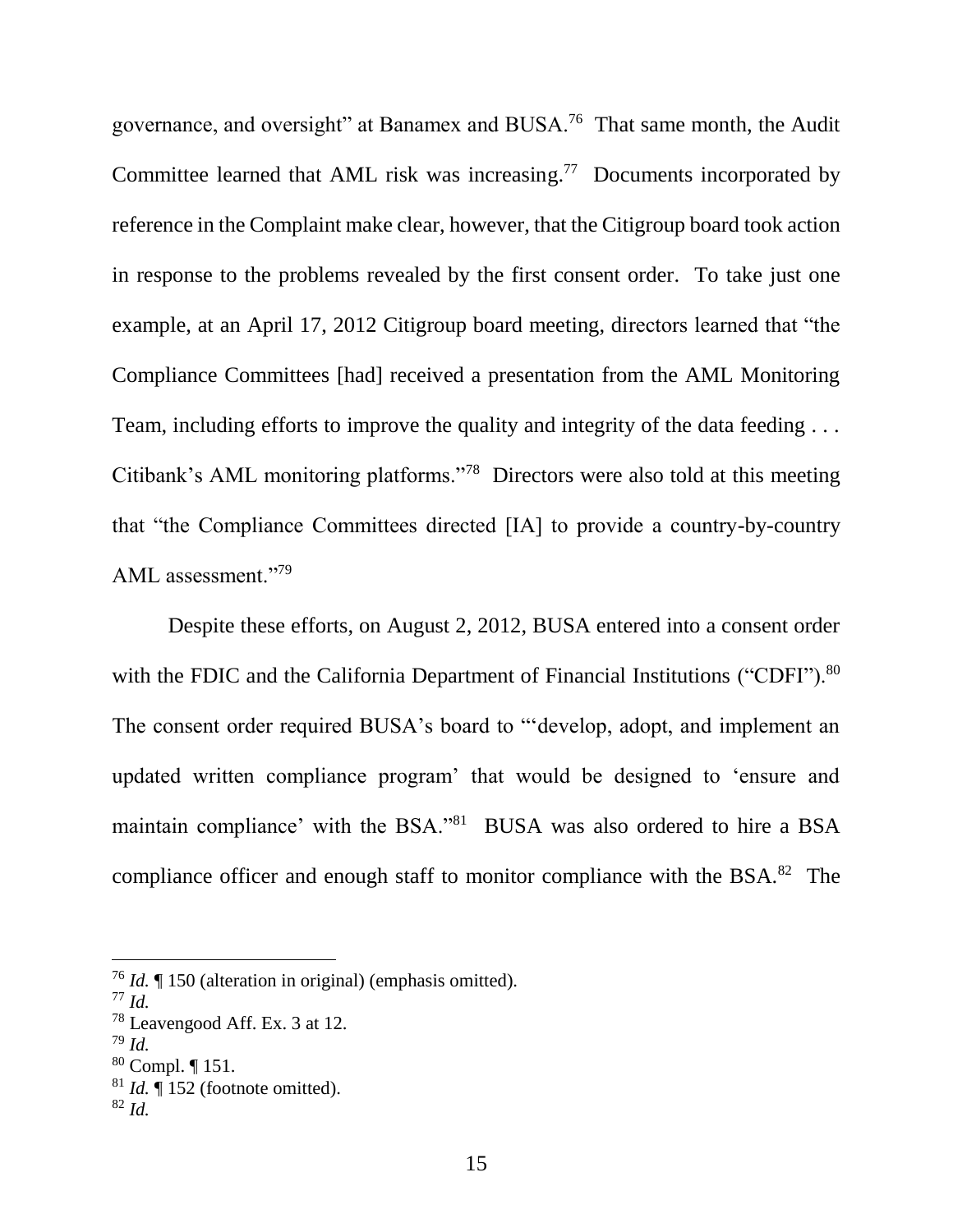governance, and oversight" at Banamex and BUSA.[76] That same month, the Audit Committee learned that AML risk was increasing.[77] Documents incorporated by reference in the Complaint make clear, however, that the Citigroup board took action in response to the problems revealed by the first consent order. To take just one example, at an April 17, 2012 Citigroup board meeting, directors learned that "the Compliance Committees [had] received a presentation from the AML Monitoring Team, including efforts to improve the quality and integrity of the data feeding . . . Citibank's AML monitoring platforms."[78] Directors were also told at this meeting that "the Compliance Committees directed [IA] to provide a country-by-country AML assessment."[79]

Despite these efforts, on August 2, 2012, BUSA entered into a consent order with the FDIC and the California Department of Financial Institutions ("CDFI").[80] The consent order required BUSA's board to "'develop, adopt, and implement an updated written compliance program' that would be designed to 'ensure and maintain compliance' with the BSA."[81] BUSA was also ordered to hire a BSA compliance officer and enough staff to monitor compliance with the BSA.[82] The

---

[76] *Id.* ¶ 150 (alteration in original) (emphasis omitted).

[77] *Id.*

[78] Leavengood Aff. Ex. 3 at 12.

[79] *Id.*

[80] Compl. ¶ 151.

[81] *Id.* ¶ 152 (footnote omitted).

[82] *Id.*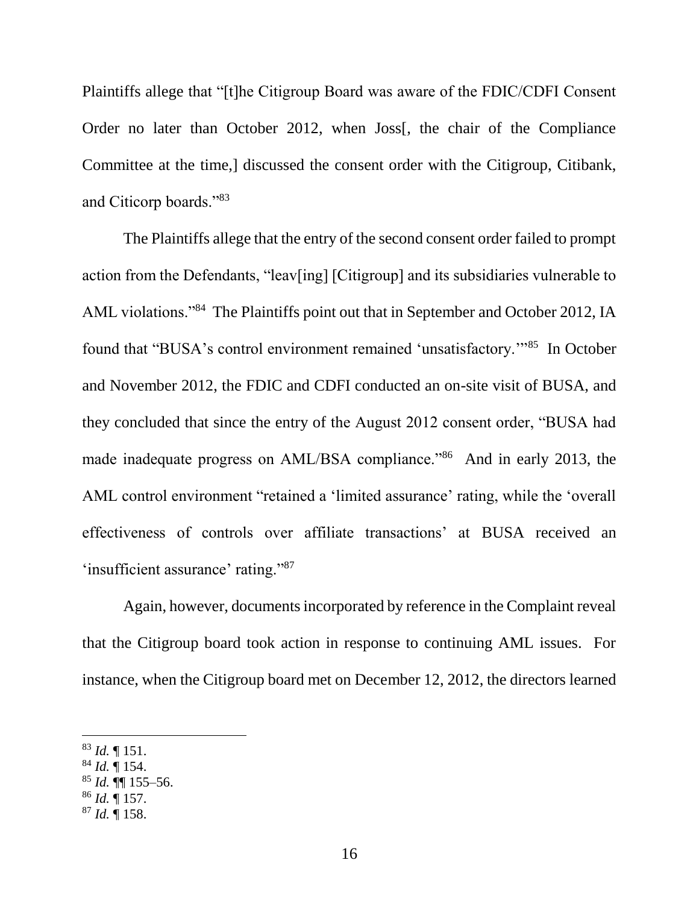Plaintiffs allege that "[t]he Citigroup Board was aware of the FDIC/CDFI Consent Order no later than October 2012, when Joss[, the chair of the Compliance Committee at the time,] discussed the consent order with the Citigroup, Citibank, and Citicorp boards."[83]

The Plaintiffs allege that the entry of the second consent order failed to prompt action from the Defendants, "leav[ing] [Citigroup] and its subsidiaries vulnerable to AML violations."[84] The Plaintiffs point out that in September and October 2012, IA found that "BUSA's control environment remained 'unsatisfactory.'"[85] In October and November 2012, the FDIC and CDFI conducted an on-site visit of BUSA, and they concluded that since the entry of the August 2012 consent order, "BUSA had made inadequate progress on AML/BSA compliance."[86] And in early 2013, the AML control environment "retained a 'limited assurance' rating, while the 'overall effectiveness of controls over affiliate transactions' at BUSA received an 'insufficient assurance' rating."[87]

Again, however, documents incorporated by reference in the Complaint reveal that the Citigroup board took action in response to continuing AML issues. For instance, when the Citigroup board met on December 12, 2012, the directors learned

---

[83] *Id.* ¶ 151.

[84] *Id.* ¶ 154.

[85] *Id.* ¶¶ 155–56.

[86] *Id.* ¶ 157.

[87] *Id.* ¶ 158.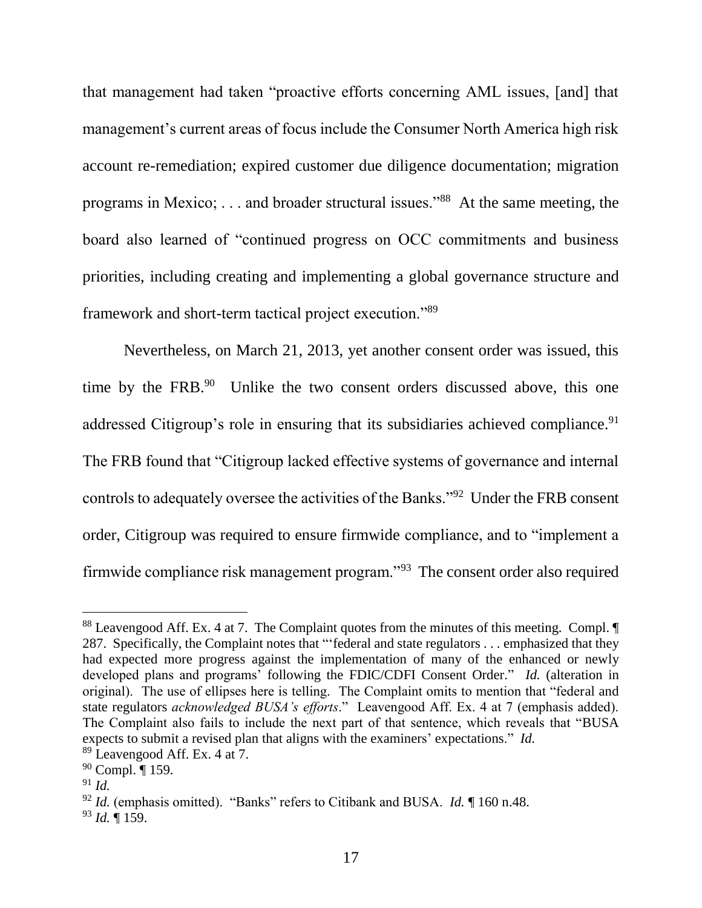that management had taken "proactive efforts concerning AML issues, [and] that management's current areas of focus include the Consumer North America high risk account re-remediation; expired customer due diligence documentation; migration programs in Mexico; . . . and broader structural issues."[88] At the same meeting, the board also learned of "continued progress on OCC commitments and business priorities, including creating and implementing a global governance structure and framework and short-term tactical project execution."[89]

Nevertheless, on March 21, 2013, yet another consent order was issued, this time by the FRB.[90] Unlike the two consent orders discussed above, this one addressed Citigroup's role in ensuring that its subsidiaries achieved compliance.[91] The FRB found that "Citigroup lacked effective systems of governance and internal controls to adequately oversee the activities of the Banks."[92] Under the FRB consent order, Citigroup was required to ensure firmwide compliance, and to "implement a firmwide compliance risk management program."[93] The consent order also required

---

[88] Leavengood Aff. Ex. 4 at 7. The Complaint quotes from the minutes of this meeting. Compl. ¶ 287. Specifically, the Complaint notes that "'federal and state regulators . . . emphasized that they had expected more progress against the implementation of many of the enhanced or newly developed plans and programs' following the FDIC/CDFI Consent Order." *Id.* (alteration in original). The use of ellipses here is telling. The Complaint omits to mention that "federal and state regulators *acknowledged BUSA's efforts*." Leavengood Aff. Ex. 4 at 7 (emphasis added). The Complaint also fails to include the next part of that sentence, which reveals that "BUSA expects to submit a revised plan that aligns with the examiners' expectations." *Id.*

[89] Leavengood Aff. Ex. 4 at 7.

[90] Compl. ¶ 159.

[91] *Id.*

[92] *Id.* (emphasis omitted). "Banks" refers to Citibank and BUSA. *Id.* ¶ 160 n.48.

[93] *Id.* ¶ 159.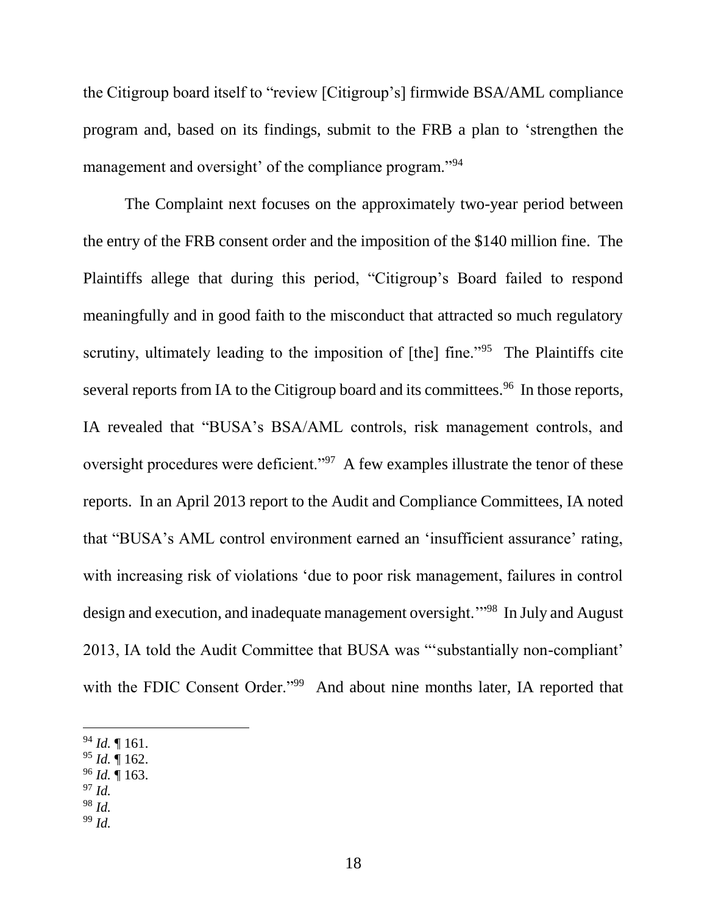the Citigroup board itself to "review [Citigroup's] firmwide BSA/AML compliance program and, based on its findings, submit to the FRB a plan to 'strengthen the management and oversight' of the compliance program."[94]

The Complaint next focuses on the approximately two-year period between the entry of the FRB consent order and the imposition of the $140 million fine. The Plaintiffs allege that during this period, "Citigroup's Board failed to respond meaningfully and in good faith to the misconduct that attracted so much regulatory scrutiny, ultimately leading to the imposition of [the] fine."[95] The Plaintiffs cite several reports from IA to the Citigroup board and its committees.[96] In those reports, IA revealed that "BUSA's BSA/AML controls, risk management controls, and oversight procedures were deficient."[97] A few examples illustrate the tenor of these reports. In an April 2013 report to the Audit and Compliance Committees, IA noted that "BUSA's AML control environment earned an 'insufficient assurance' rating, with increasing risk of violations 'due to poor risk management, failures in control design and execution, and inadequate management oversight.'"[98] In July and August 2013, IA told the Audit Committee that BUSA was "'substantially non-compliant' with the FDIC Consent Order."[99] And about nine months later, IA reported that

---

[94] *Id.* ¶ 161.
[95] *Id.* ¶ 162.
[96] *Id.* ¶ 163.
[97] *Id.*
[98] *Id.*
[99] *Id.*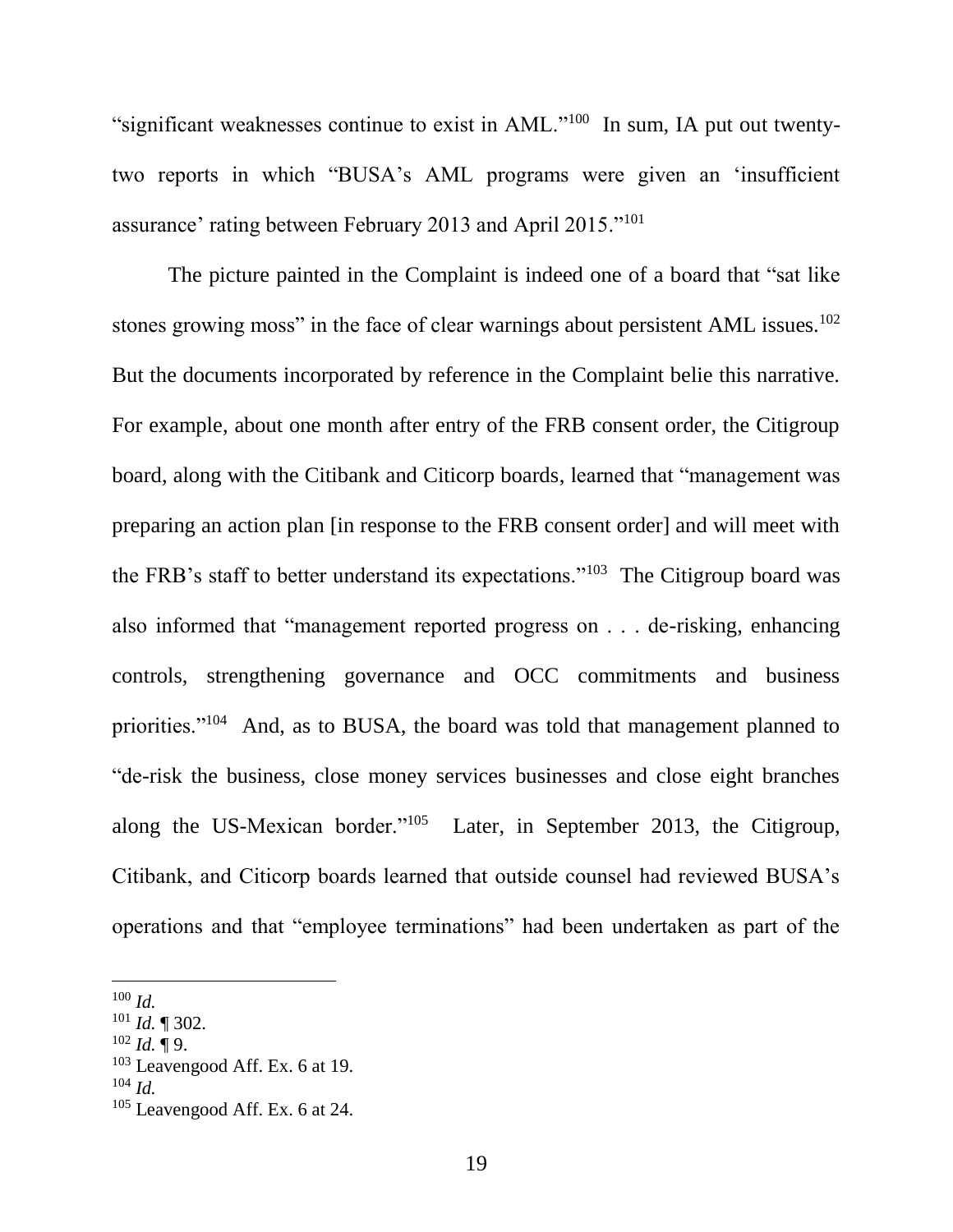"significant weaknesses continue to exist in AML."[100] In sum, IA put out twenty-two reports in which "BUSA's AML programs were given an 'insufficient assurance' rating between February 2013 and April 2015."[101]

The picture painted in the Complaint is indeed one of a board that "sat like stones growing moss" in the face of clear warnings about persistent AML issues.[102] But the documents incorporated by reference in the Complaint belie this narrative. For example, about one month after entry of the FRB consent order, the Citigroup board, along with the Citibank and Citicorp boards, learned that "management was preparing an action plan [in response to the FRB consent order] and will meet with the FRB's staff to better understand its expectations."[103] The Citigroup board was also informed that "management reported progress on . . . de-risking, enhancing controls, strengthening governance and OCC commitments and business priorities."[104] And, as to BUSA, the board was told that management planned to "de-risk the business, close money services businesses and close eight branches along the US-Mexican border."[105] Later, in September 2013, the Citigroup, Citibank, and Citicorp boards learned that outside counsel had reviewed BUSA's operations and that "employee terminations" had been undertaken as part of the

---

[100] *Id.*

[101] *Id.* ¶ 302.

[102] *Id.* ¶ 9.

[103] Leavengood Aff. Ex. 6 at 19.

[104] *Id.*

[105] Leavengood Aff. Ex. 6 at 24.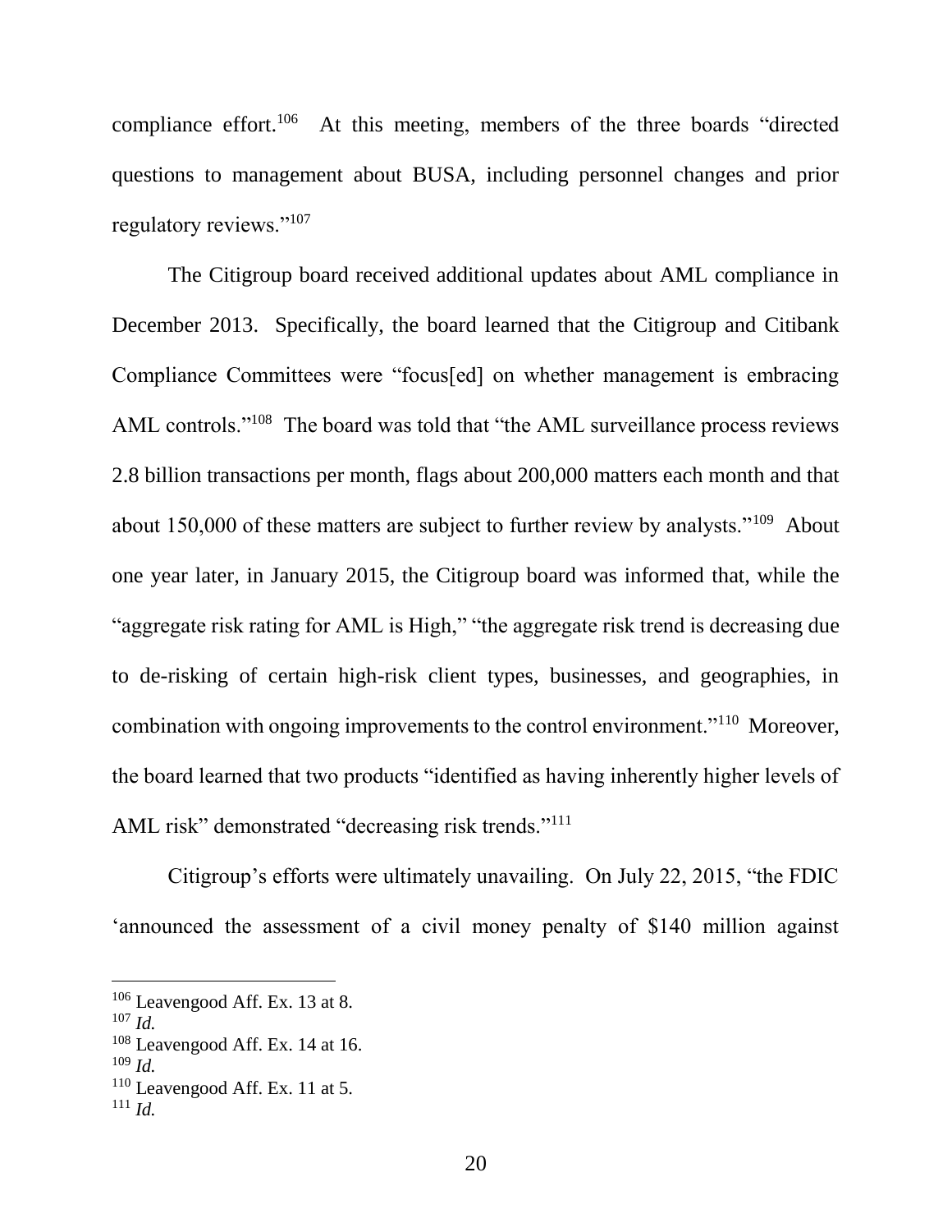compliance effort.[106] At this meeting, members of the three boards "directed questions to management about BUSA, including personnel changes and prior regulatory reviews."[107]

The Citigroup board received additional updates about AML compliance in December 2013. Specifically, the board learned that the Citigroup and Citibank Compliance Committees were "focus[ed] on whether management is embracing AML controls."[108] The board was told that "the AML surveillance process reviews 2.8 billion transactions per month, flags about 200,000 matters each month and that about 150,000 of these matters are subject to further review by analysts."[109] About one year later, in January 2015, the Citigroup board was informed that, while the "aggregate risk rating for AML is High," "the aggregate risk trend is decreasing due to de-risking of certain high-risk client types, businesses, and geographies, in combination with ongoing improvements to the control environment."[110] Moreover, the board learned that two products "identified as having inherently higher levels of AML risk" demonstrated "decreasing risk trends."[111]

Citigroup's efforts were ultimately unavailing. On July 22, 2015, "the FDIC 'announced the assessment of a civil money penalty of $140 million against

---

[106] Leavengood Aff. Ex. 13 at 8.

[107] *Id.*

[108] Leavengood Aff. Ex. 14 at 16.

[109] *Id.*

[110] Leavengood Aff. Ex. 11 at 5.

[111] *Id.*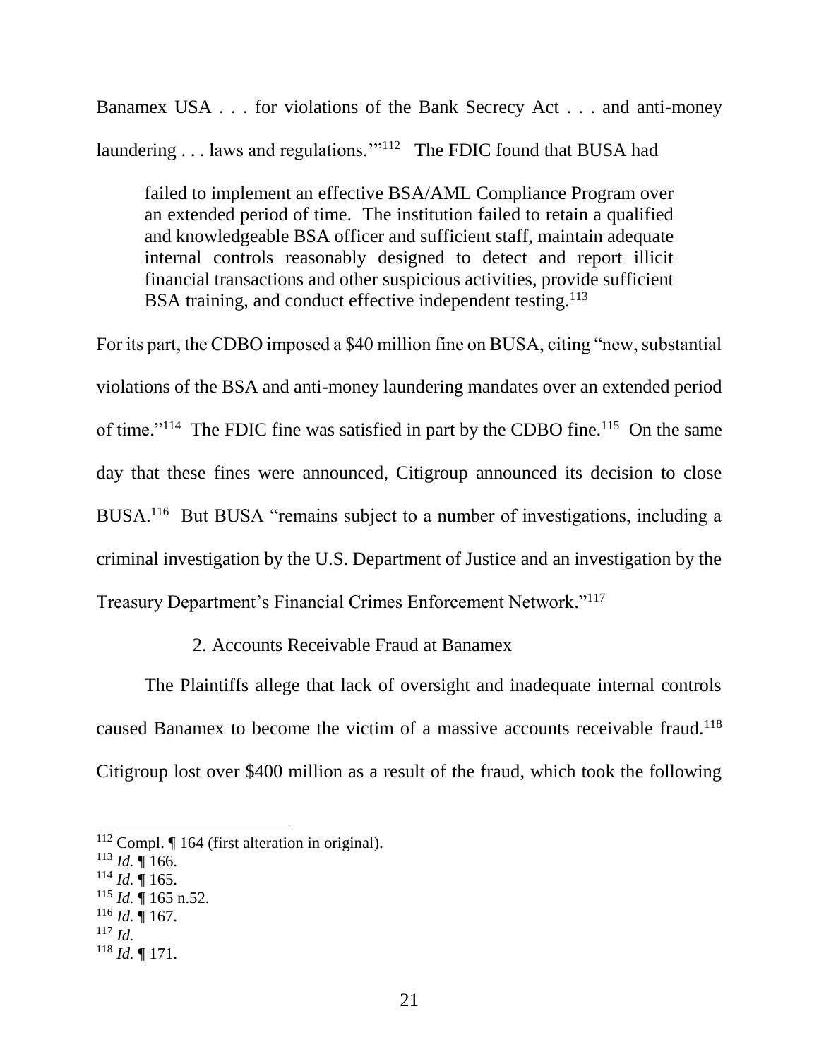Banamex USA . . . for violations of the Bank Secrecy Act . . . and anti-money laundering . . . laws and regulations.'"[112] The FDIC found that BUSA had

> failed to implement an effective BSA/AML Compliance Program over an extended period of time. The institution failed to retain a qualified and knowledgeable BSA officer and sufficient staff, maintain adequate internal controls reasonably designed to detect and report illicit financial transactions and other suspicious activities, provide sufficient BSA training, and conduct effective independent testing.[113]

For its part, the CDBO imposed a $40 million fine on BUSA, citing "new, substantial violations of the BSA and anti-money laundering mandates over an extended period of time."[114] The FDIC fine was satisfied in part by the CDBO fine.[115] On the same day that these fines were announced, Citigroup announced its decision to close BUSA.[116] But BUSA "remains subject to a number of investigations, including a criminal investigation by the U.S. Department of Justice and an investigation by the Treasury Department's Financial Crimes Enforcement Network."[117]

2. Accounts Receivable Fraud at Banamex

The Plaintiffs allege that lack of oversight and inadequate internal controls caused Banamex to become the victim of a massive accounts receivable fraud.[118] Citigroup lost over $400 million as a result of the fraud, which took the following

---

[112] Compl. ¶ 164 (first alteration in original).

[113] *Id.* ¶ 166.

[114] *Id.* ¶ 165.

[115] *Id.* ¶ 165 n.52.

[116] *Id.* ¶ 167.

[117] *Id.*

[118] *Id.* ¶ 171.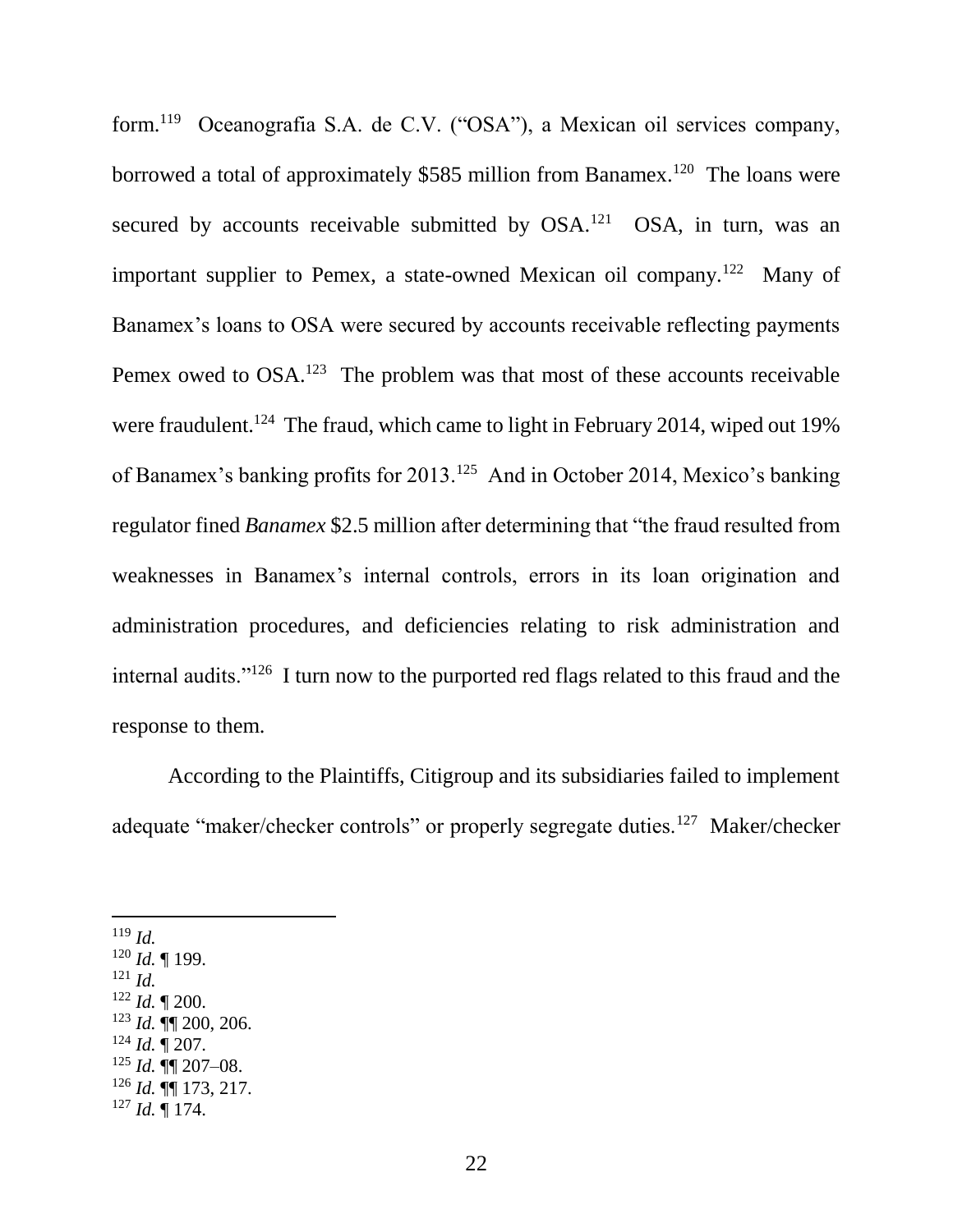form.[119] Oceanografia S.A. de C.V. ("OSA"), a Mexican oil services company, borrowed a total of approximately $585 million from Banamex.[120] The loans were secured by accounts receivable submitted by OSA.[121] OSA, in turn, was an important supplier to Pemex, a state-owned Mexican oil company.[122] Many of Banamex's loans to OSA were secured by accounts receivable reflecting payments Pemex owed to OSA.[123] The problem was that most of these accounts receivable were fraudulent.[124] The fraud, which came to light in February 2014, wiped out 19% of Banamex's banking profits for 2013.[125] And in October 2014, Mexico's banking regulator fined *Banamex* $2.5 million after determining that "the fraud resulted from weaknesses in Banamex's internal controls, errors in its loan origination and administration procedures, and deficiencies relating to risk administration and internal audits."[126] I turn now to the purported red flags related to this fraud and the response to them.

According to the Plaintiffs, Citigroup and its subsidiaries failed to implement adequate "maker/checker controls" or properly segregate duties.[127] Maker/checker

---

[119] *Id.*
[120] *Id.* ¶ 199.
[121] *Id.*
[122] *Id.* ¶ 200.
[123] *Id.* ¶¶ 200, 206.
[124] *Id.* ¶ 207.
[125] *Id.* ¶¶ 207–08.
[126] *Id.* ¶¶ 173, 217.
[127] *Id.* ¶ 174.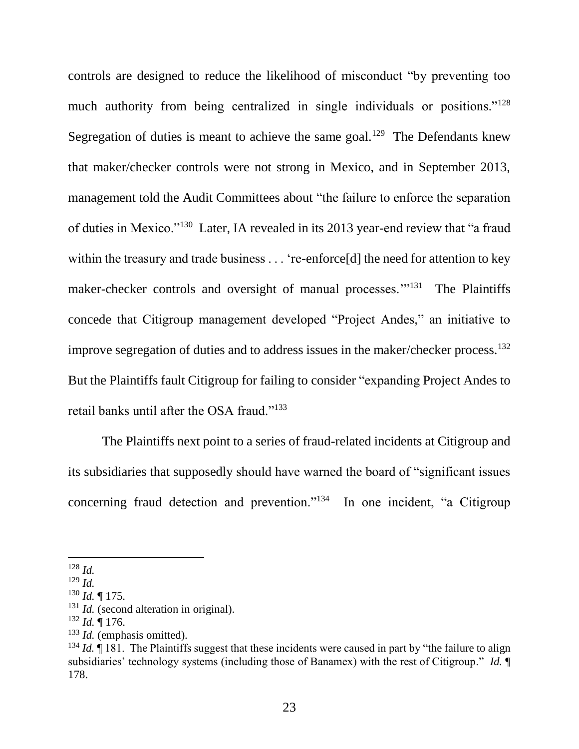controls are designed to reduce the likelihood of misconduct "by preventing too much authority from being centralized in single individuals or positions."[128] Segregation of duties is meant to achieve the same goal.[129] The Defendants knew that maker/checker controls were not strong in Mexico, and in September 2013, management told the Audit Committees about "the failure to enforce the separation of duties in Mexico."[130] Later, IA revealed in its 2013 year-end review that "a fraud within the treasury and trade business . . . 're-enforce[d] the need for attention to key maker-checker controls and oversight of manual processes.'"[131] The Plaintiffs concede that Citigroup management developed "Project Andes," an initiative to improve segregation of duties and to address issues in the maker/checker process.[132] But the Plaintiffs fault Citigroup for failing to consider "expanding Project Andes to retail banks until after the OSA fraud."[133]

The Plaintiffs next point to a series of fraud-related incidents at Citigroup and its subsidiaries that supposedly should have warned the board of "significant issues concerning fraud detection and prevention."[134] In one incident, "a Citigroup

---

[128] *Id.*

[129] *Id.*

[130] *Id.* ¶ 175.

[131] *Id.* (second alteration in original).

[132] *Id.* ¶ 176.

[133] *Id.* (emphasis omitted).

[134] *Id.* ¶ 181. The Plaintiffs suggest that these incidents were caused in part by "the failure to align subsidiaries' technology systems (including those of Banamex) with the rest of Citigroup." *Id.* ¶ 178.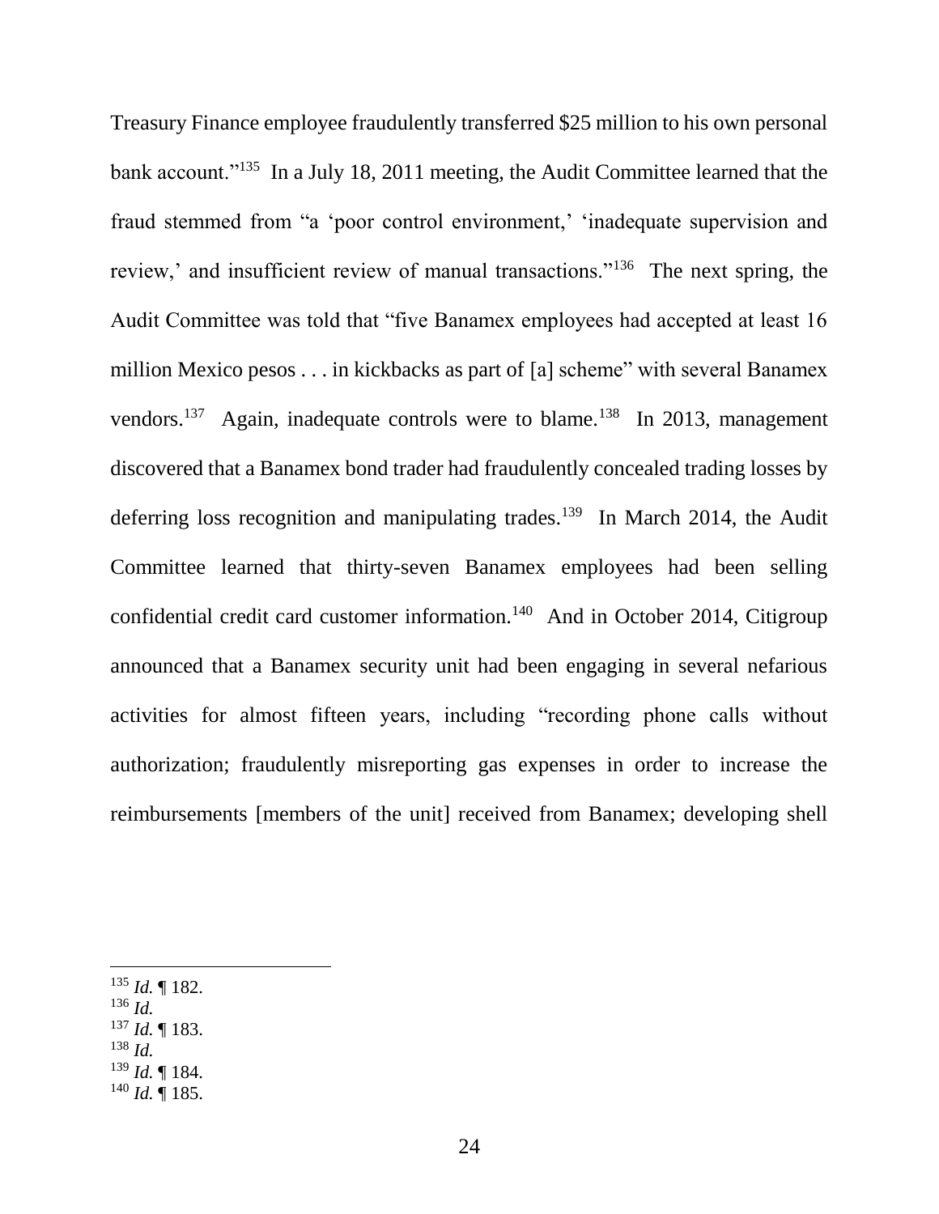Treasury Finance employee fraudulently transferred $25 million to his own personal bank account."[135] In a July 18, 2011 meeting, the Audit Committee learned that the fraud stemmed from "a 'poor control environment,' 'inadequate supervision and review,' and insufficient review of manual transactions."[136] The next spring, the Audit Committee was told that "five Banamex employees had accepted at least 16 million Mexico pesos . . . in kickbacks as part of [a] scheme" with several Banamex vendors.[137] Again, inadequate controls were to blame.[138] In 2013, management discovered that a Banamex bond trader had fraudulently concealed trading losses by deferring loss recognition and manipulating trades.[139] In March 2014, the Audit Committee learned that thirty-seven Banamex employees had been selling confidential credit card customer information.[140] And in October 2014, Citigroup announced that a Banamex security unit had been engaging in several nefarious activities for almost fifteen years, including "recording phone calls without authorization; fraudulently misreporting gas expenses in order to increase the reimbursements [members of the unit] received from Banamex; developing shell

---

[135] *Id.* ¶ 182.
[136] *Id.*
[137] *Id.* ¶ 183.
[138] *Id.*
[139] *Id.* ¶ 184.
[140] *Id.* ¶ 185.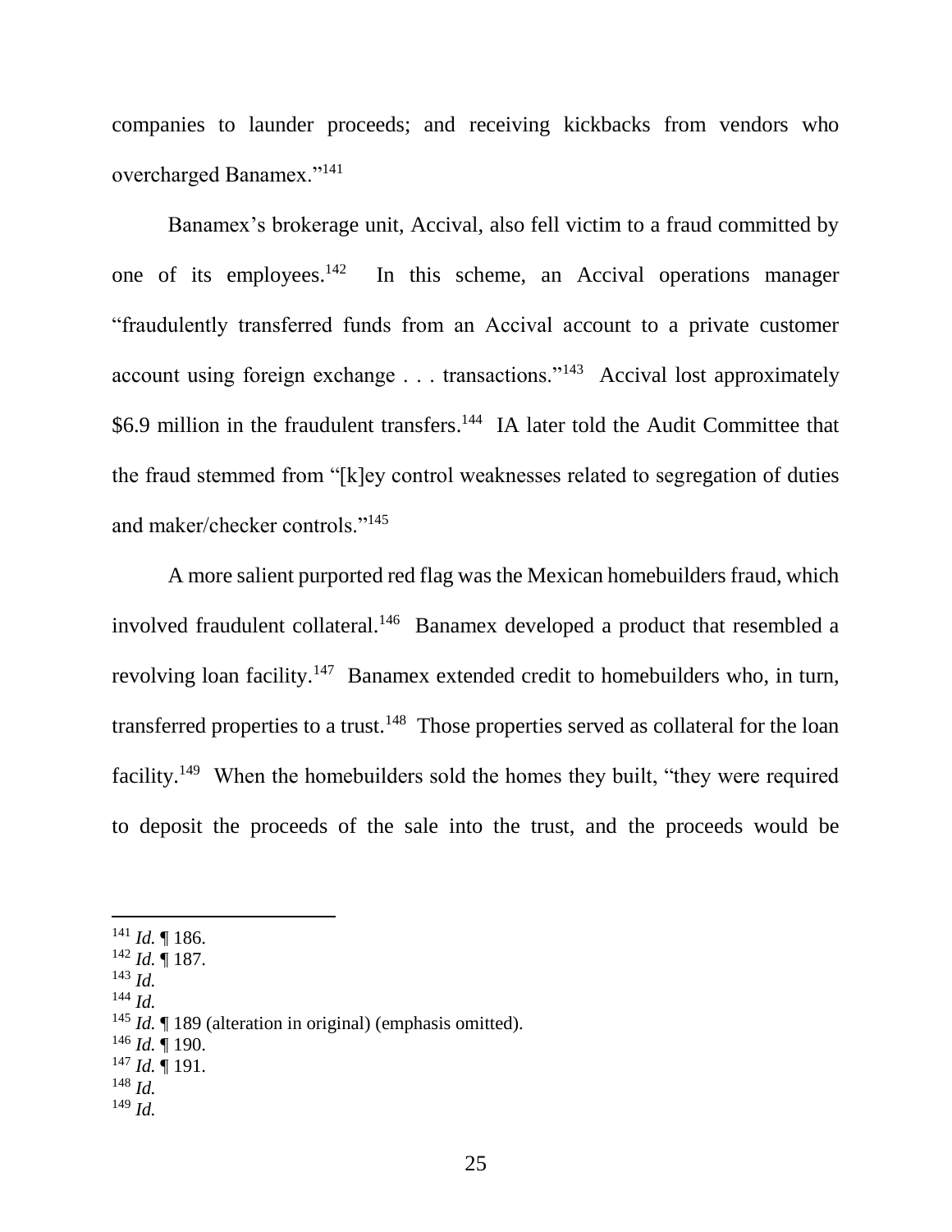companies to launder proceeds; and receiving kickbacks from vendors who overcharged Banamex."[141]

Banamex's brokerage unit, Accival, also fell victim to a fraud committed by one of its employees.[142] In this scheme, an Accival operations manager "fraudulently transferred funds from an Accival account to a private customer account using foreign exchange . . . transactions."[143] Accival lost approximately $6.9 million in the fraudulent transfers.[144] IA later told the Audit Committee that the fraud stemmed from "[k]ey control weaknesses related to segregation of duties and maker/checker controls."[145]

A more salient purported red flag was the Mexican homebuilders fraud, which involved fraudulent collateral.[146] Banamex developed a product that resembled a revolving loan facility.[147] Banamex extended credit to homebuilders who, in turn, transferred properties to a trust.[148] Those properties served as collateral for the loan facility.[149] When the homebuilders sold the homes they built, "they were required to deposit the proceeds of the sale into the trust, and the proceeds would be

---

[141] *Id.* ¶ 186.
[142] *Id.* ¶ 187.
[143] *Id.*
[144] *Id.*
[145] *Id.* ¶ 189 (alteration in original) (emphasis omitted).
[146] *Id.* ¶ 190.
[147] *Id.* ¶ 191.
[148] *Id.*
[149] *Id.*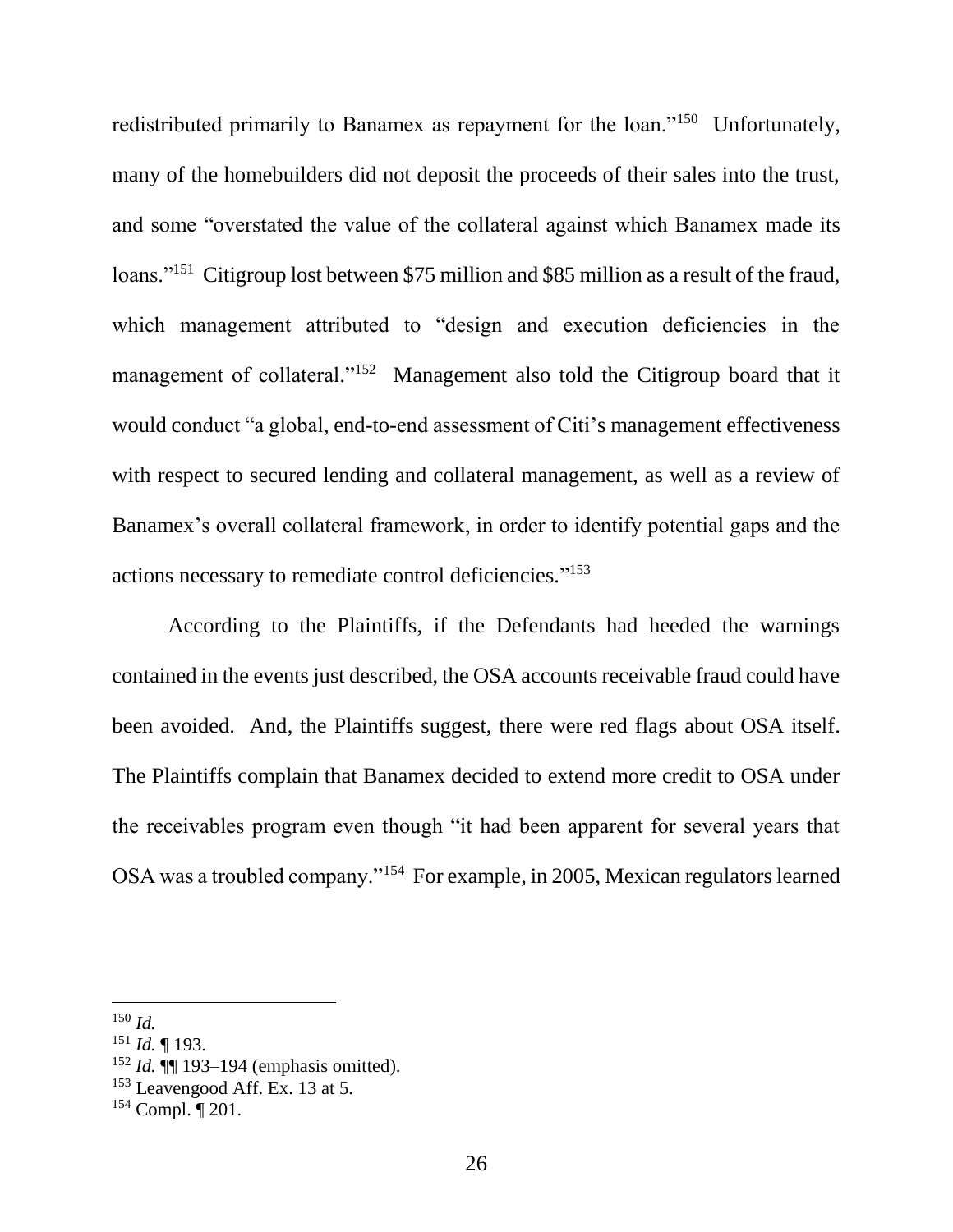redistributed primarily to Banamex as repayment for the loan."[150] Unfortunately, many of the homebuilders did not deposit the proceeds of their sales into the trust, and some "overstated the value of the collateral against which Banamex made its loans."[151] Citigroup lost between $75 million and $85 million as a result of the fraud, which management attributed to "design and execution deficiencies in the management of collateral."[152] Management also told the Citigroup board that it would conduct "a global, end-to-end assessment of Citi's management effectiveness with respect to secured lending and collateral management, as well as a review of Banamex's overall collateral framework, in order to identify potential gaps and the actions necessary to remediate control deficiencies."[153]

According to the Plaintiffs, if the Defendants had heeded the warnings contained in the events just described, the OSA accounts receivable fraud could have been avoided. And, the Plaintiffs suggest, there were red flags about OSA itself. The Plaintiffs complain that Banamex decided to extend more credit to OSA under the receivables program even though "it had been apparent for several years that OSA was a troubled company."[154] For example, in 2005, Mexican regulators learned

---

[150] *Id.*

[151] *Id.* ¶ 193.

[152] *Id.* ¶¶ 193–194 (emphasis omitted).

[153] Leavengood Aff. Ex. 13 at 5.

[154] Compl. ¶ 201.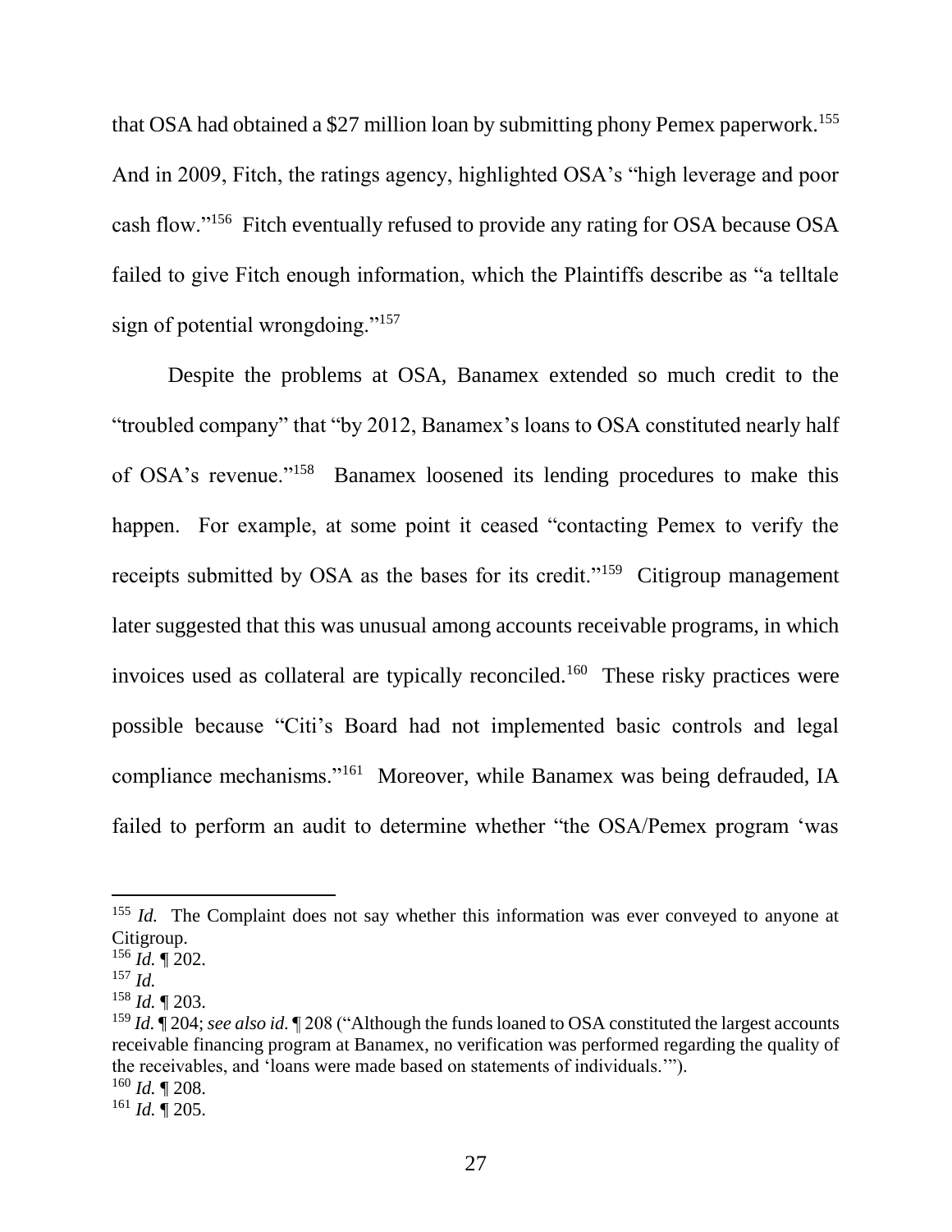that OSA had obtained a $27 million loan by submitting phony Pemex paperwork.[155] And in 2009, Fitch, the ratings agency, highlighted OSA's "high leverage and poor cash flow."[156] Fitch eventually refused to provide any rating for OSA because OSA failed to give Fitch enough information, which the Plaintiffs describe as "a telltale sign of potential wrongdoing."[157]

Despite the problems at OSA, Banamex extended so much credit to the "troubled company" that "by 2012, Banamex's loans to OSA constituted nearly half of OSA's revenue."[158] Banamex loosened its lending procedures to make this happen. For example, at some point it ceased "contacting Pemex to verify the receipts submitted by OSA as the bases for its credit."[159] Citigroup management later suggested that this was unusual among accounts receivable programs, in which invoices used as collateral are typically reconciled.[160] These risky practices were possible because "Citi's Board had not implemented basic controls and legal compliance mechanisms."[161] Moreover, while Banamex was being defrauded, IA failed to perform an audit to determine whether "the OSA/Pemex program 'was

---

[155] *Id.* The Complaint does not say whether this information was ever conveyed to anyone at Citigroup.

[156] *Id.* ¶ 202.

[157] *Id.*

[158] *Id.* ¶ 203.

[159] *Id.* ¶ 204; *see also id.* ¶ 208 ("Although the funds loaned to OSA constituted the largest accounts receivable financing program at Banamex, no verification was performed regarding the quality of the receivables, and 'loans were made based on statements of individuals.'").

[160] *Id.* ¶ 208.

[161] *Id.* ¶ 205.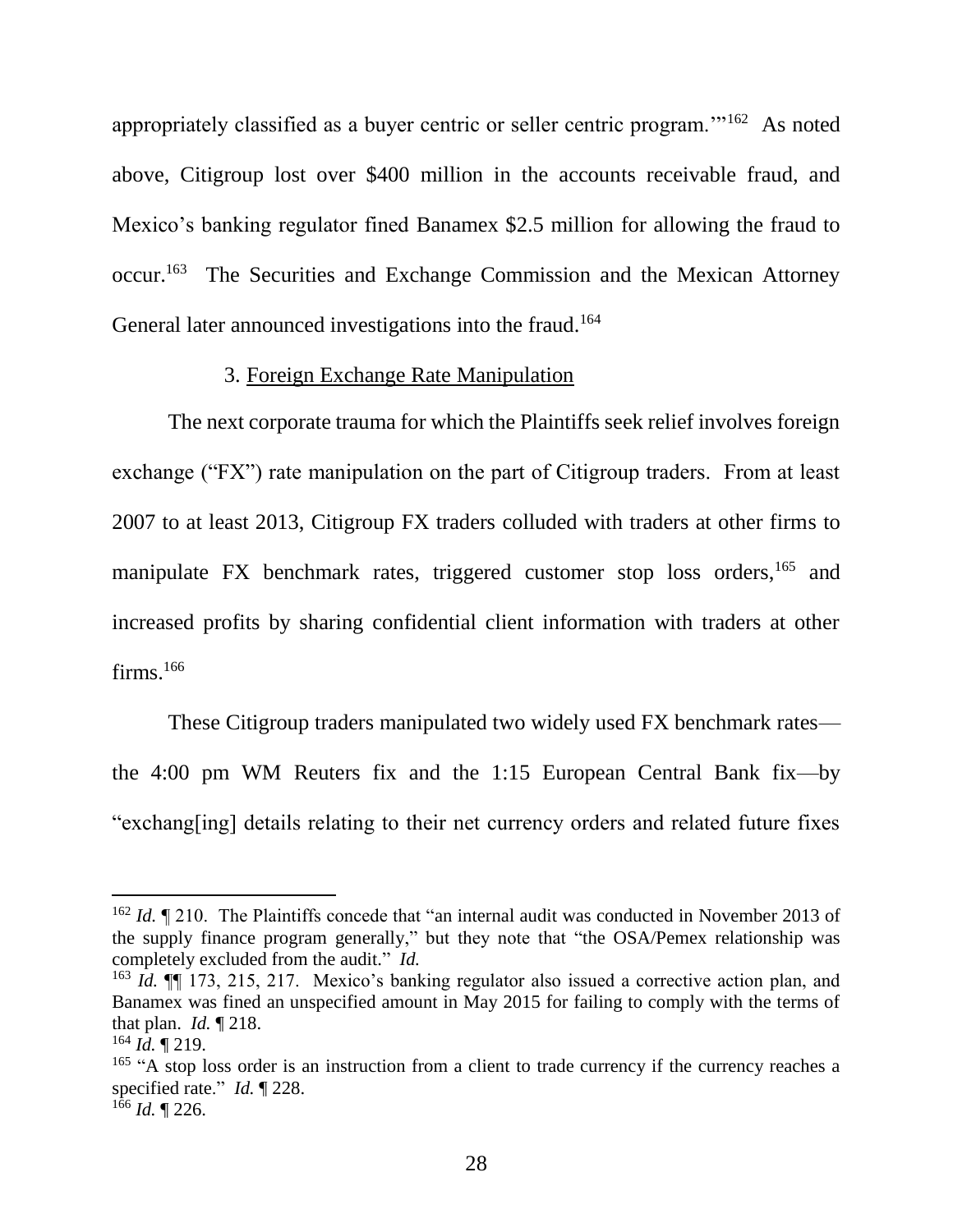appropriately classified as a buyer centric or seller centric program.'"[162] As noted above, Citigroup lost over $400 million in the accounts receivable fraud, and Mexico's banking regulator fined Banamex $2.5 million for allowing the fraud to occur.[163] The Securities and Exchange Commission and the Mexican Attorney General later announced investigations into the fraud.[164]

3. Foreign Exchange Rate Manipulation

The next corporate trauma for which the Plaintiffs seek relief involves foreign exchange ("FX") rate manipulation on the part of Citigroup traders. From at least 2007 to at least 2013, Citigroup FX traders colluded with traders at other firms to manipulate FX benchmark rates, triggered customer stop loss orders,[165] and increased profits by sharing confidential client information with traders at other firms.[166]

These Citigroup traders manipulated two widely used FX benchmark rates—the 4:00 pm WM Reuters fix and the 1:15 European Central Bank fix—by "exchang[ing] details relating to their net currency orders and related future fixes

---

[162] *Id.* ¶ 210. The Plaintiffs concede that "an internal audit was conducted in November 2013 of the supply finance program generally," but they note that "the OSA/Pemex relationship was completely excluded from the audit." *Id.*

[163] *Id.* ¶¶ 173, 215, 217. Mexico's banking regulator also issued a corrective action plan, and Banamex was fined an unspecified amount in May 2015 for failing to comply with the terms of that plan. *Id.* ¶ 218.

[164] *Id.* ¶ 219.

[165] "A stop loss order is an instruction from a client to trade currency if the currency reaches a specified rate." *Id.* ¶ 228.

[166] *Id.* ¶ 226.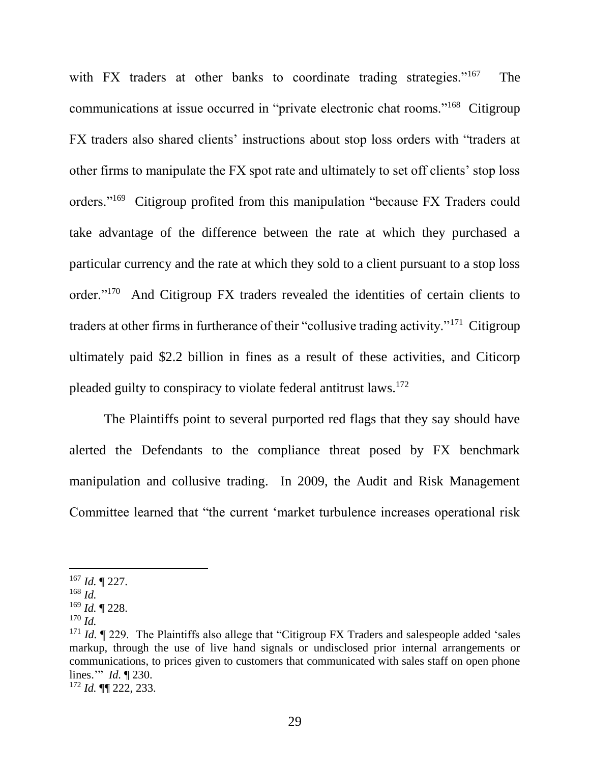with FX traders at other banks to coordinate trading strategies."[167] The communications at issue occurred in "private electronic chat rooms."[168] Citigroup FX traders also shared clients' instructions about stop loss orders with "traders at other firms to manipulate the FX spot rate and ultimately to set off clients' stop loss orders."[169] Citigroup profited from this manipulation "because FX Traders could take advantage of the difference between the rate at which they purchased a particular currency and the rate at which they sold to a client pursuant to a stop loss order."[170] And Citigroup FX traders revealed the identities of certain clients to traders at other firms in furtherance of their "collusive trading activity."[171] Citigroup ultimately paid $2.2 billion in fines as a result of these activities, and Citicorp pleaded guilty to conspiracy to violate federal antitrust laws.[172]

The Plaintiffs point to several purported red flags that they say should have alerted the Defendants to the compliance threat posed by FX benchmark manipulation and collusive trading. In 2009, the Audit and Risk Management Committee learned that "the current 'market turbulence increases operational risk

---

[167] *Id.* ¶ 227.

[168] *Id.*

[169] *Id.* ¶ 228.

[170] *Id.*

[171] *Id.* ¶ 229. The Plaintiffs also allege that "Citigroup FX Traders and salespeople added 'sales markup, through the use of live hand signals or undisclosed prior internal arrangements or communications, to prices given to customers that communicated with sales staff on open phone lines.'" *Id.* ¶ 230.

[172] *Id.* ¶¶ 222, 233.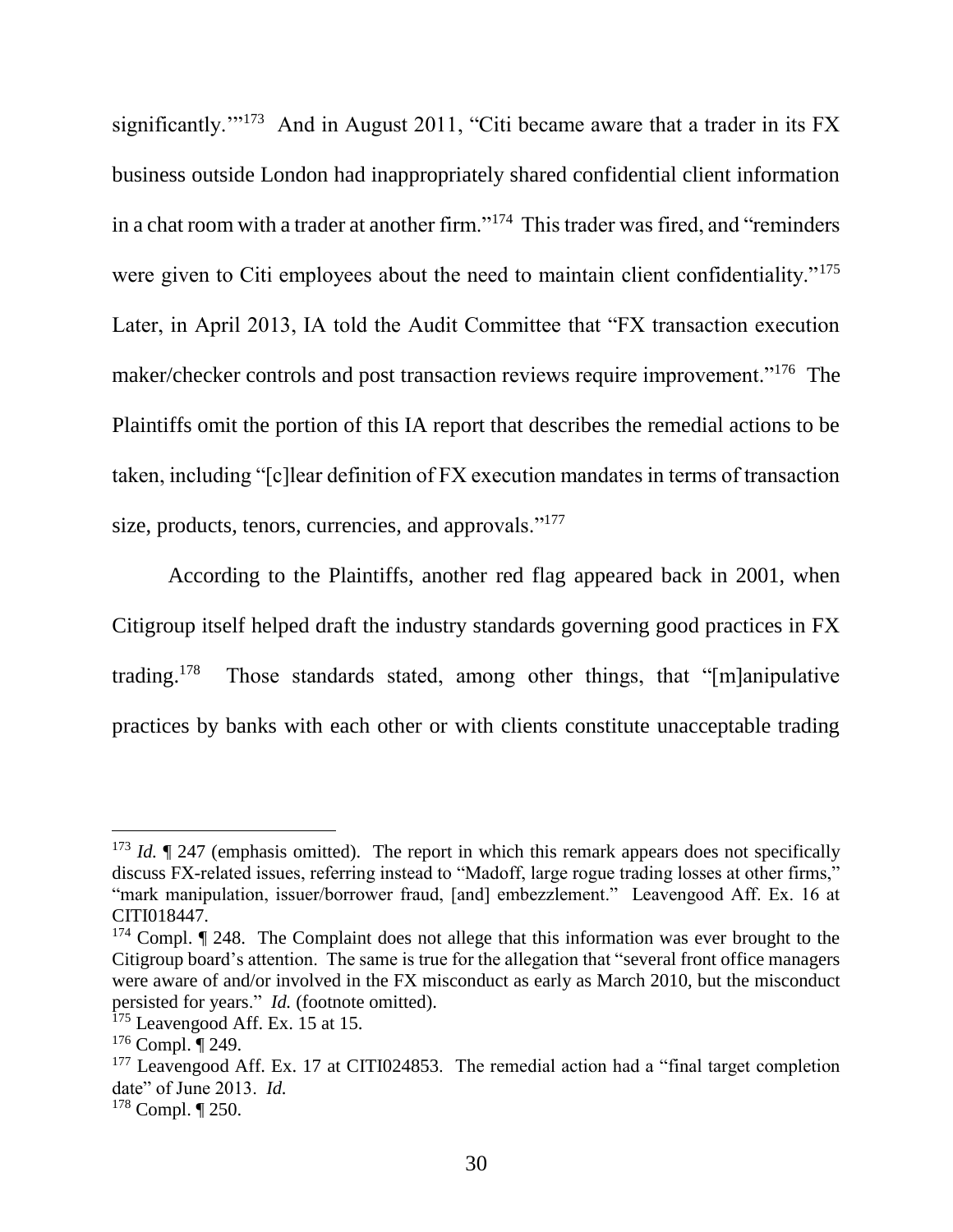significantly.'"[173] And in August 2011, "Citi became aware that a trader in its FX business outside London had inappropriately shared confidential client information in a chat room with a trader at another firm."[174] This trader was fired, and "reminders were given to Citi employees about the need to maintain client confidentiality."[175] Later, in April 2013, IA told the Audit Committee that "FX transaction execution maker/checker controls and post transaction reviews require improvement."[176] The Plaintiffs omit the portion of this IA report that describes the remedial actions to be taken, including "[c]lear definition of FX execution mandates in terms of transaction size, products, tenors, currencies, and approvals."[177]

According to the Plaintiffs, another red flag appeared back in 2001, when Citigroup itself helped draft the industry standards governing good practices in FX trading.[178] Those standards stated, among other things, that "[m]anipulative practices by banks with each other or with clients constitute unacceptable trading

---

[173] *Id.* ¶ 247 (emphasis omitted). The report in which this remark appears does not specifically discuss FX-related issues, referring instead to "Madoff, large rogue trading losses at other firms," "mark manipulation, issuer/borrower fraud, [and] embezzlement." Leavengood Aff. Ex. 16 at CITI018447.

[174] Compl. ¶ 248. The Complaint does not allege that this information was ever brought to the Citigroup board's attention. The same is true for the allegation that "several front office managers were aware of and/or involved in the FX misconduct as early as March 2010, but the misconduct persisted for years." *Id.* (footnote omitted).

[175] Leavengood Aff. Ex. 15 at 15.

[176] Compl. ¶ 249.

[177] Leavengood Aff. Ex. 17 at CITI024853. The remedial action had a "final target completion date" of June 2013. *Id.*

[178] Compl. ¶ 250.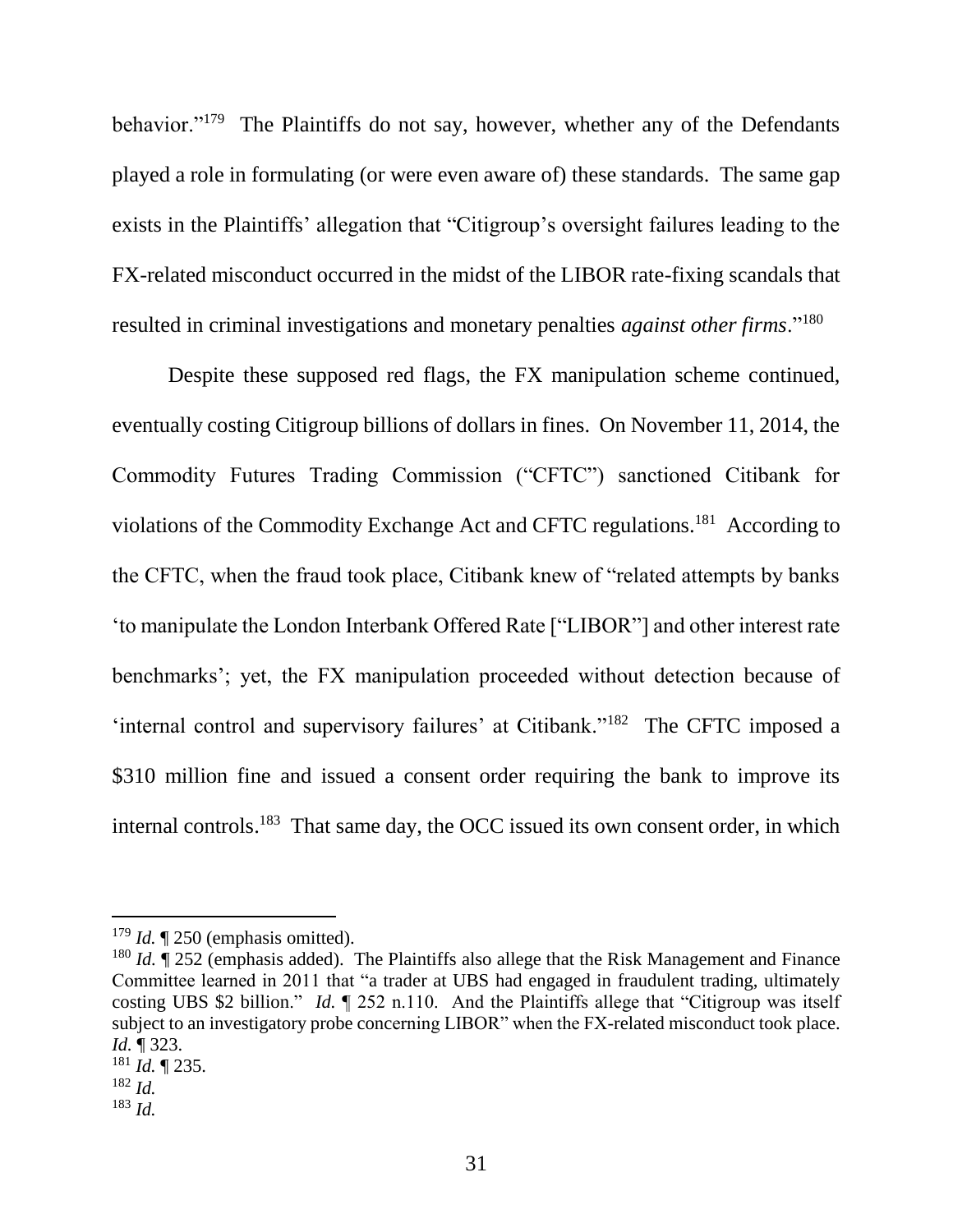behavior."[179] The Plaintiffs do not say, however, whether any of the Defendants played a role in formulating (or were even aware of) these standards. The same gap exists in the Plaintiffs' allegation that "Citigroup's oversight failures leading to the FX-related misconduct occurred in the midst of the LIBOR rate-fixing scandals that resulted in criminal investigations and monetary penalties *against other firms*."[180]

Despite these supposed red flags, the FX manipulation scheme continued, eventually costing Citigroup billions of dollars in fines. On November 11, 2014, the Commodity Futures Trading Commission ("CFTC") sanctioned Citibank for violations of the Commodity Exchange Act and CFTC regulations.[181] According to the CFTC, when the fraud took place, Citibank knew of "related attempts by banks 'to manipulate the London Interbank Offered Rate ["LIBOR"] and other interest rate benchmarks'; yet, the FX manipulation proceeded without detection because of 'internal control and supervisory failures' at Citibank."[182] The CFTC imposed a $310 million fine and issued a consent order requiring the bank to improve its internal controls.[183] That same day, the OCC issued its own consent order, in which

---

[179] *Id.* ¶ 250 (emphasis omitted).

[180] *Id.* ¶ 252 (emphasis added). The Plaintiffs also allege that the Risk Management and Finance Committee learned in 2011 that "a trader at UBS had engaged in fraudulent trading, ultimately costing UBS $2 billion." *Id.* ¶ 252 n.110. And the Plaintiffs allege that "Citigroup was itself subject to an investigatory probe concerning LIBOR" when the FX-related misconduct took place. *Id.* ¶ 323.

[181] *Id.* ¶ 235.

[182] *Id.*

[183] *Id.*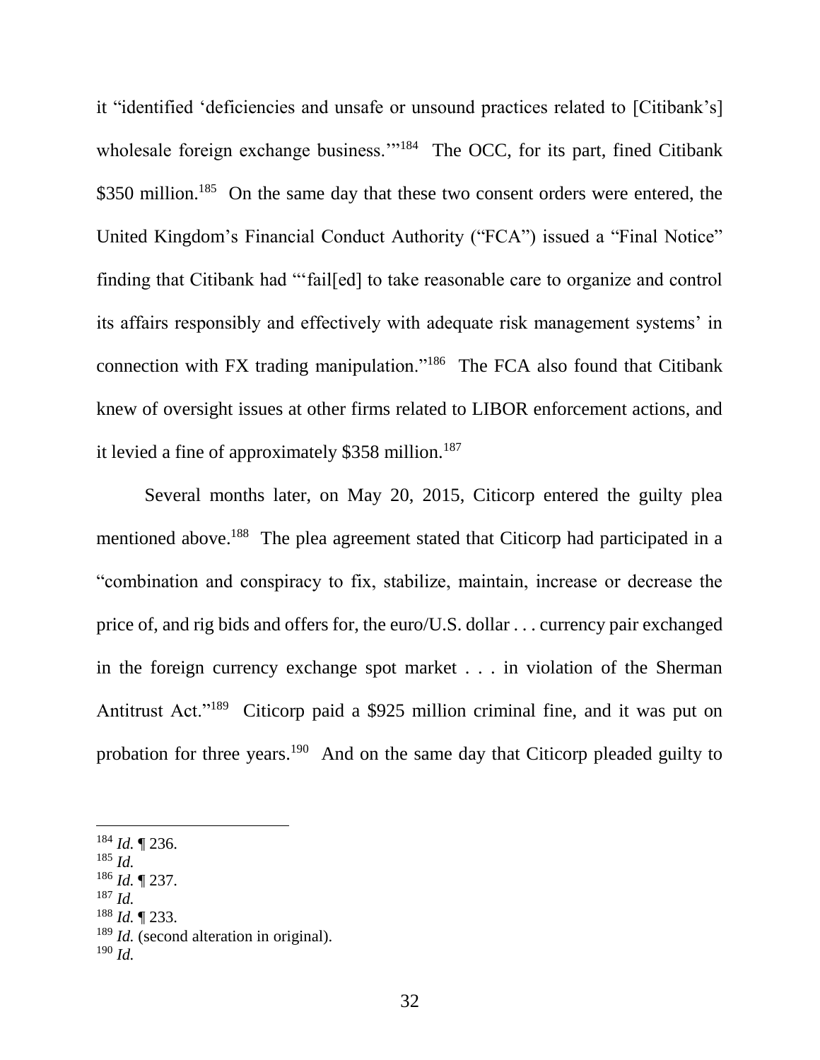it "identified 'deficiencies and unsafe or unsound practices related to [Citibank's] wholesale foreign exchange business.'"[184] The OCC, for its part, fined Citibank $350 million.[185] On the same day that these two consent orders were entered, the United Kingdom's Financial Conduct Authority ("FCA") issued a "Final Notice" finding that Citibank had "'fail[ed] to take reasonable care to organize and control its affairs responsibly and effectively with adequate risk management systems' in connection with FX trading manipulation."[186] The FCA also found that Citibank knew of oversight issues at other firms related to LIBOR enforcement actions, and it levied a fine of approximately $358 million.[187]

Several months later, on May 20, 2015, Citicorp entered the guilty plea mentioned above.[188] The plea agreement stated that Citicorp had participated in a "combination and conspiracy to fix, stabilize, maintain, increase or decrease the price of, and rig bids and offers for, the euro/U.S. dollar . . . currency pair exchanged in the foreign currency exchange spot market . . . in violation of the Sherman Antitrust Act."[189] Citicorp paid a $925 million criminal fine, and it was put on probation for three years.[190] And on the same day that Citicorp pleaded guilty to

---

[184] *Id.* ¶ 236.

[185] *Id.*

[186] *Id.* ¶ 237.

[187] *Id.*

[188] *Id.* ¶ 233.

[189] *Id.* (second alteration in original).

[190] *Id.*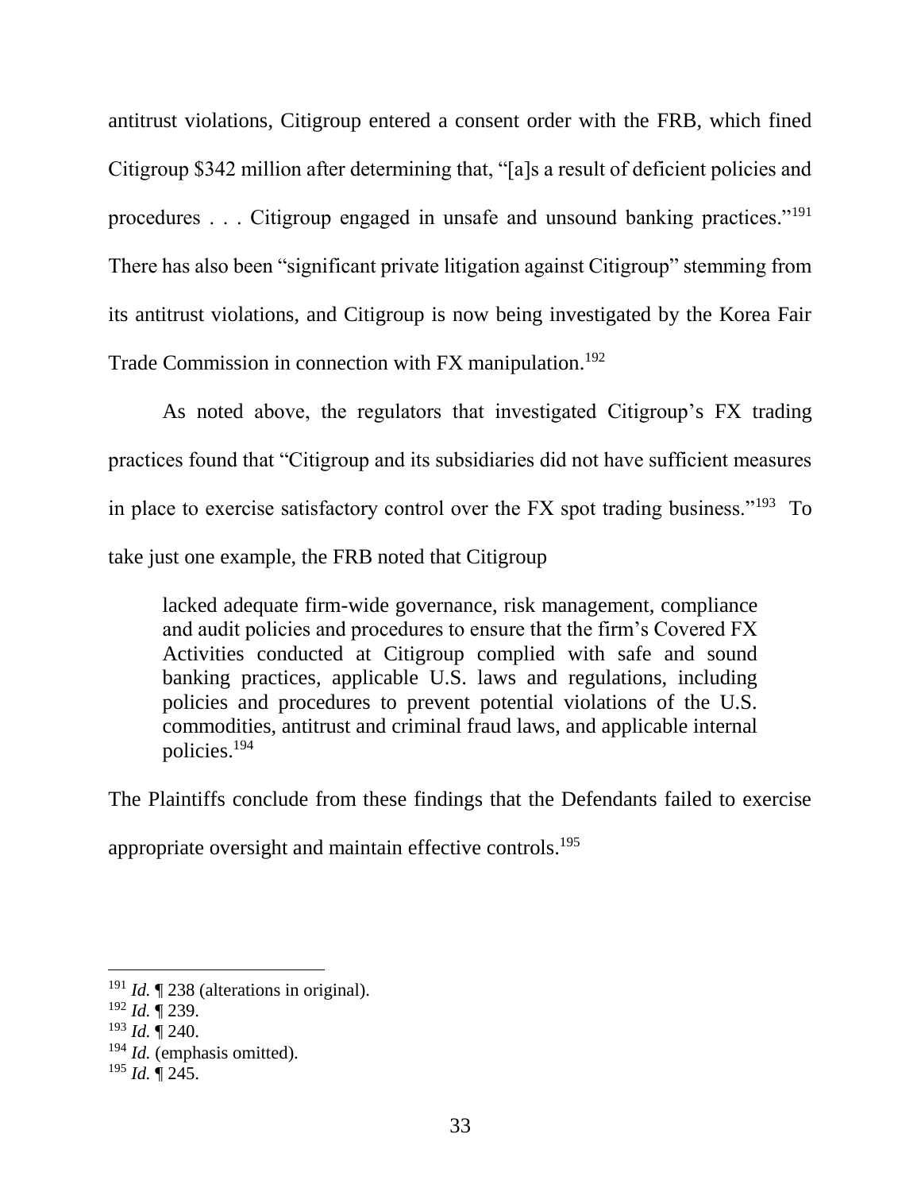antitrust violations, Citigroup entered a consent order with the FRB, which fined Citigroup $342 million after determining that, "[a]s a result of deficient policies and procedures . . . Citigroup engaged in unsafe and unsound banking practices."[191] There has also been "significant private litigation against Citigroup" stemming from its antitrust violations, and Citigroup is now being investigated by the Korea Fair Trade Commission in connection with FX manipulation.[192]

As noted above, the regulators that investigated Citigroup's FX trading practices found that "Citigroup and its subsidiaries did not have sufficient measures in place to exercise satisfactory control over the FX spot trading business."[193] To take just one example, the FRB noted that Citigroup

> lacked adequate firm-wide governance, risk management, compliance and audit policies and procedures to ensure that the firm's Covered FX Activities conducted at Citigroup complied with safe and sound banking practices, applicable U.S. laws and regulations, including policies and procedures to prevent potential violations of the U.S. commodities, antitrust and criminal fraud laws, and applicable internal policies.[194]

The Plaintiffs conclude from these findings that the Defendants failed to exercise appropriate oversight and maintain effective controls.[195]

---

[191] *Id.* ¶ 238 (alterations in original).

[192] *Id.* ¶ 239.

[193] *Id.* ¶ 240.

[194] *Id.* (emphasis omitted).

[195] *Id.* ¶ 245.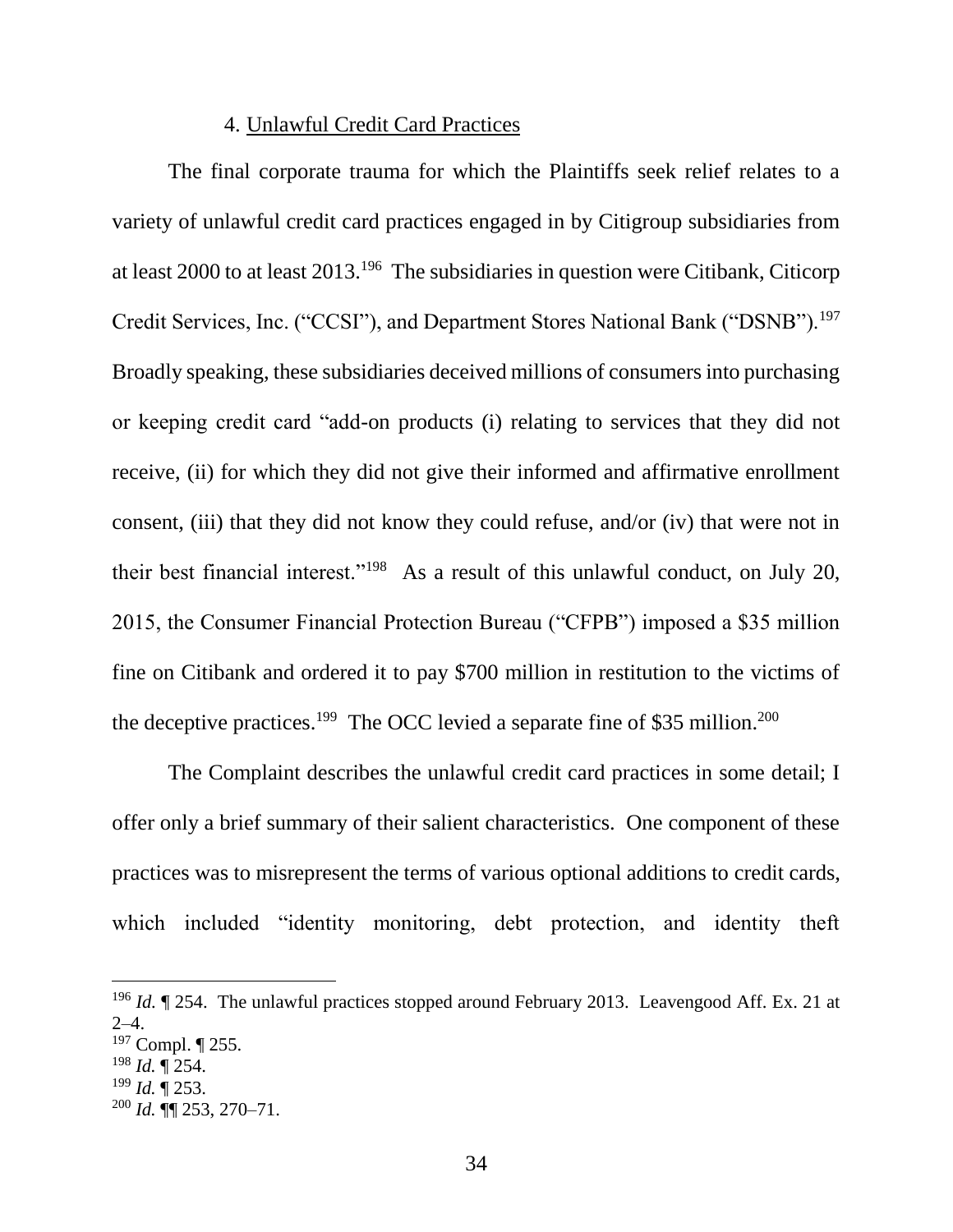### 4. Unlawful Credit Card Practices

The final corporate trauma for which the Plaintiffs seek relief relates to a variety of unlawful credit card practices engaged in by Citigroup subsidiaries from at least 2000 to at least 2013.[196] The subsidiaries in question were Citibank, Citicorp Credit Services, Inc. ("CCSI"), and Department Stores National Bank ("DSNB").[197] Broadly speaking, these subsidiaries deceived millions of consumers into purchasing or keeping credit card "add-on products (i) relating to services that they did not receive, (ii) for which they did not give their informed and affirmative enrollment consent, (iii) that they did not know they could refuse, and/or (iv) that were not in their best financial interest."[198] As a result of this unlawful conduct, on July 20, 2015, the Consumer Financial Protection Bureau ("CFPB") imposed a $35 million fine on Citibank and ordered it to pay $700 million in restitution to the victims of the deceptive practices.[199] The OCC levied a separate fine of $35 million.[200]

The Complaint describes the unlawful credit card practices in some detail; I offer only a brief summary of their salient characteristics. One component of these practices was to misrepresent the terms of various optional additions to credit cards, which included "identity monitoring, debt protection, and identity theft

---

[196] *Id.* ¶ 254. The unlawful practices stopped around February 2013. Leavengood Aff. Ex. 21 at 2–4.

[197] Compl. ¶ 255.

[198] *Id.* ¶ 254.

[199] *Id.* ¶ 253.

[200] *Id.* ¶¶ 253, 270–71.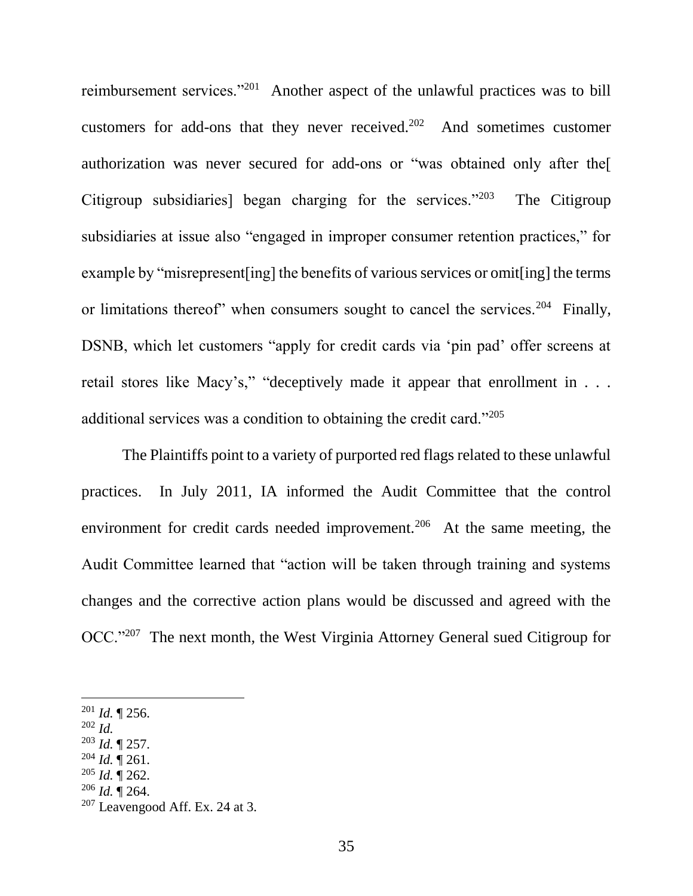reimbursement services."[201] Another aspect of the unlawful practices was to bill customers for add-ons that they never received.[202] And sometimes customer authorization was never secured for add-ons or "was obtained only after the[ Citigroup subsidiaries] began charging for the services."[203] The Citigroup subsidiaries at issue also "engaged in improper consumer retention practices," for example by "misrepresent[ing] the benefits of various services or omit[ing] the terms or limitations thereof" when consumers sought to cancel the services.[204] Finally, DSNB, which let customers "apply for credit cards via 'pin pad' offer screens at retail stores like Macy's," "deceptively made it appear that enrollment in . . . additional services was a condition to obtaining the credit card."[205]

The Plaintiffs point to a variety of purported red flags related to these unlawful practices. In July 2011, IA informed the Audit Committee that the control environment for credit cards needed improvement.[206] At the same meeting, the Audit Committee learned that "action will be taken through training and systems changes and the corrective action plans would be discussed and agreed with the OCC."[207] The next month, the West Virginia Attorney General sued Citigroup for

---

[201] *Id.* ¶ 256.

[202] *Id.*

[203] *Id.* ¶ 257.

[204] *Id.* ¶ 261.

[205] *Id.* ¶ 262.

[206] *Id.* ¶ 264.

[207] Leavengood Aff. Ex. 24 at 3.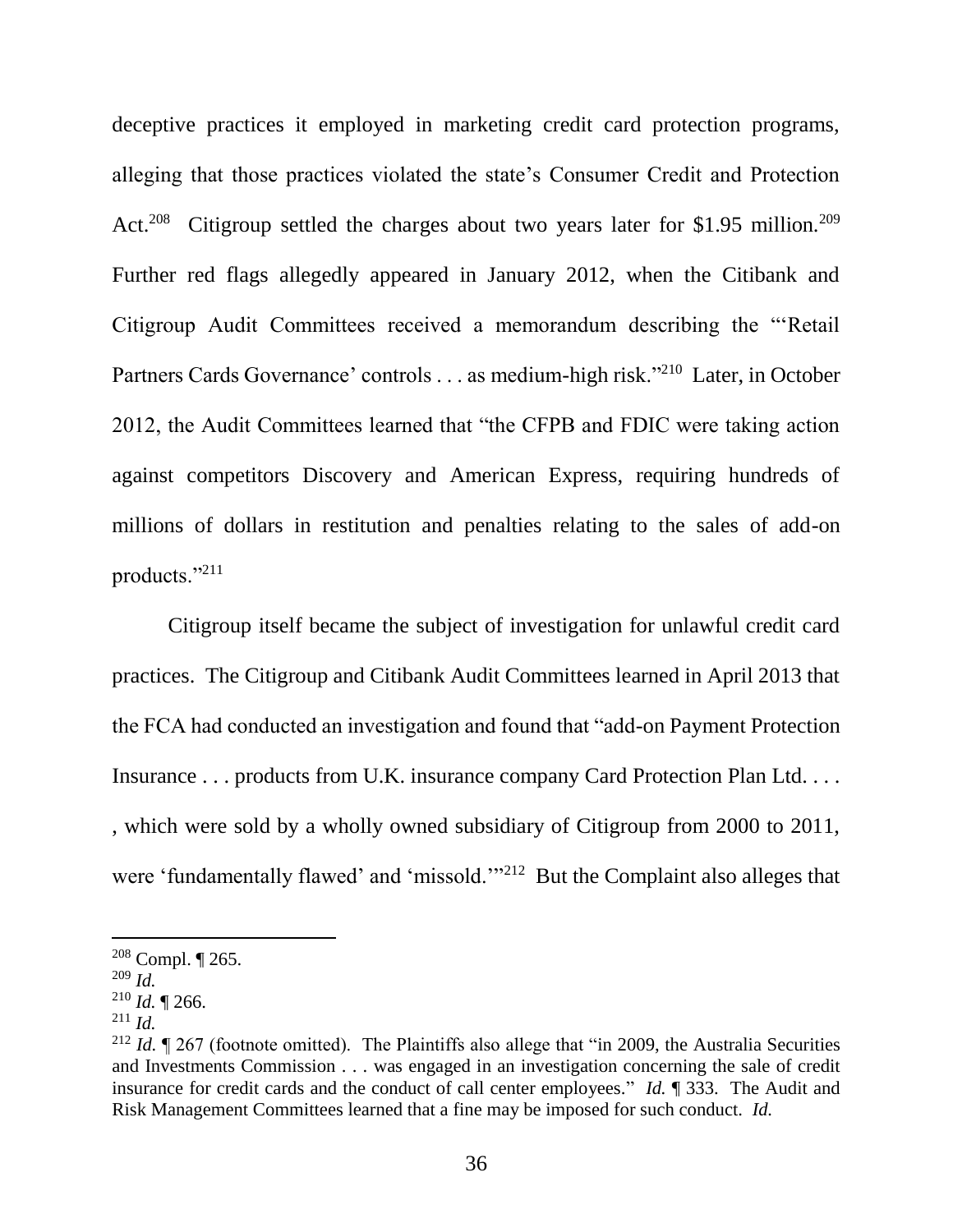deceptive practices it employed in marketing credit card protection programs, alleging that those practices violated the state's Consumer Credit and Protection Act.[208] Citigroup settled the charges about two years later for $1.95 million.[209] Further red flags allegedly appeared in January 2012, when the Citibank and Citigroup Audit Committees received a memorandum describing the "'Retail Partners Cards Governance' controls . . . as medium-high risk."[210] Later, in October 2012, the Audit Committees learned that "the CFPB and FDIC were taking action against competitors Discovery and American Express, requiring hundreds of millions of dollars in restitution and penalties relating to the sales of add-on products."[211]

Citigroup itself became the subject of investigation for unlawful credit card practices. The Citigroup and Citibank Audit Committees learned in April 2013 that the FCA had conducted an investigation and found that "add-on Payment Protection Insurance . . . products from U.K. insurance company Card Protection Plan Ltd. . . . , which were sold by a wholly owned subsidiary of Citigroup from 2000 to 2011, were 'fundamentally flawed' and 'missold.'"[212] But the Complaint also alleges that

---

[208] Compl. ¶ 265.

[209] *Id.*

[210] *Id.* ¶ 266.

[211] *Id.*

[212] *Id.* ¶ 267 (footnote omitted). The Plaintiffs also allege that "in 2009, the Australia Securities and Investments Commission . . . was engaged in an investigation concerning the sale of credit insurance for credit cards and the conduct of call center employees." *Id.* ¶ 333. The Audit and Risk Management Committees learned that a fine may be imposed for such conduct. *Id.*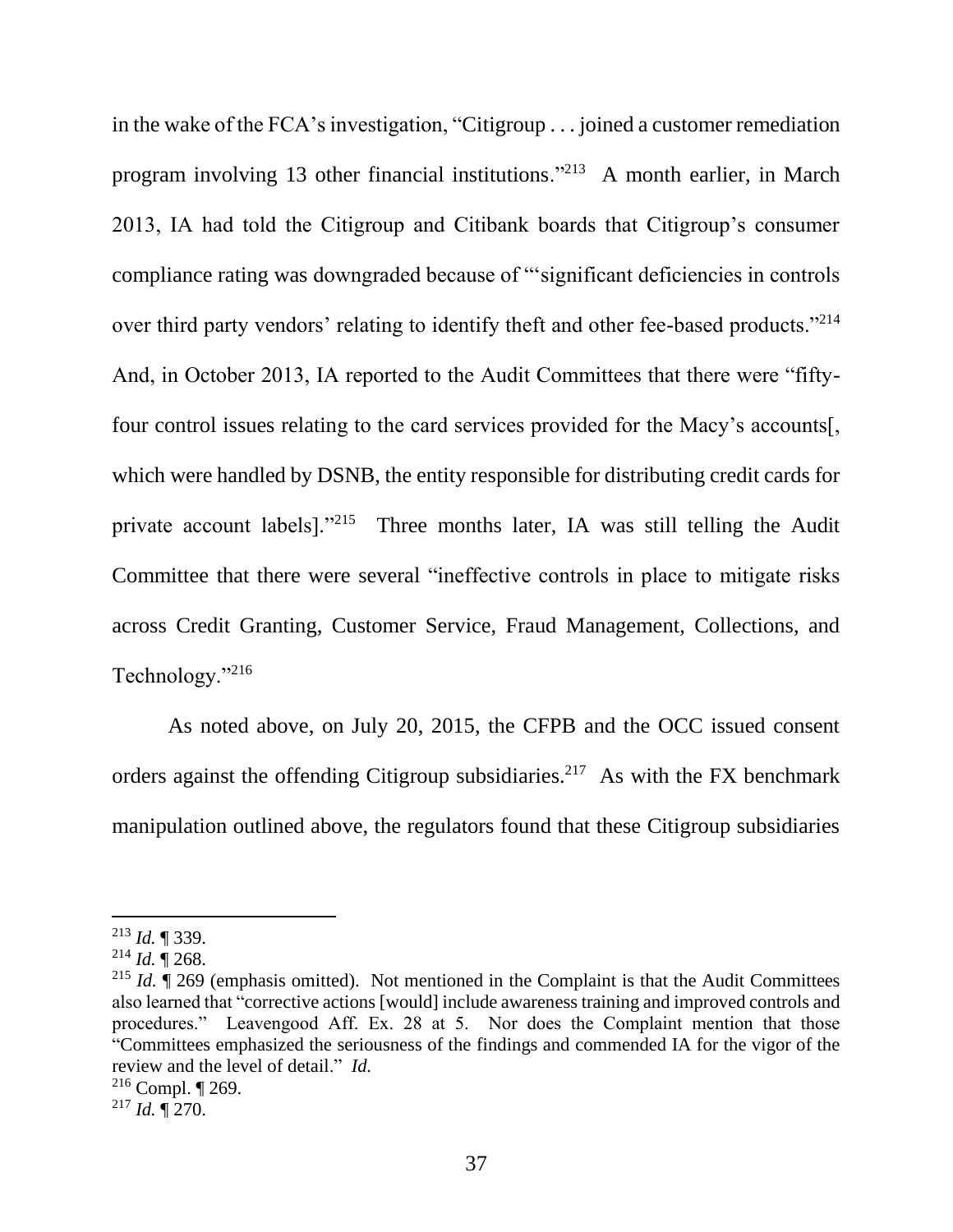in the wake of the FCA's investigation, "Citigroup . . . joined a customer remediation program involving 13 other financial institutions."[213] A month earlier, in March 2013, IA had told the Citigroup and Citibank boards that Citigroup's consumer compliance rating was downgraded because of "'significant deficiencies in controls over third party vendors' relating to identify theft and other fee-based products."[214] And, in October 2013, IA reported to the Audit Committees that there were "fifty-four control issues relating to the card services provided for the Macy's accounts[, which were handled by DSNB, the entity responsible for distributing credit cards for private account labels]."[215] Three months later, IA was still telling the Audit Committee that there were several "ineffective controls in place to mitigate risks across Credit Granting, Customer Service, Fraud Management, Collections, and Technology."[216]

As noted above, on July 20, 2015, the CFPB and the OCC issued consent orders against the offending Citigroup subsidiaries.[217] As with the FX benchmark manipulation outlined above, the regulators found that these Citigroup subsidiaries

---

[213] *Id.* ¶ 339.

[214] *Id.* ¶ 268.

[215] *Id.* ¶ 269 (emphasis omitted). Not mentioned in the Complaint is that the Audit Committees also learned that "corrective actions [would] include awareness training and improved controls and procedures." Leavengood Aff. Ex. 28 at 5. Nor does the Complaint mention that those "Committees emphasized the seriousness of the findings and commended IA for the vigor of the review and the level of detail." *Id.*

[216] Compl. ¶ 269.

[217] *Id.* ¶ 270.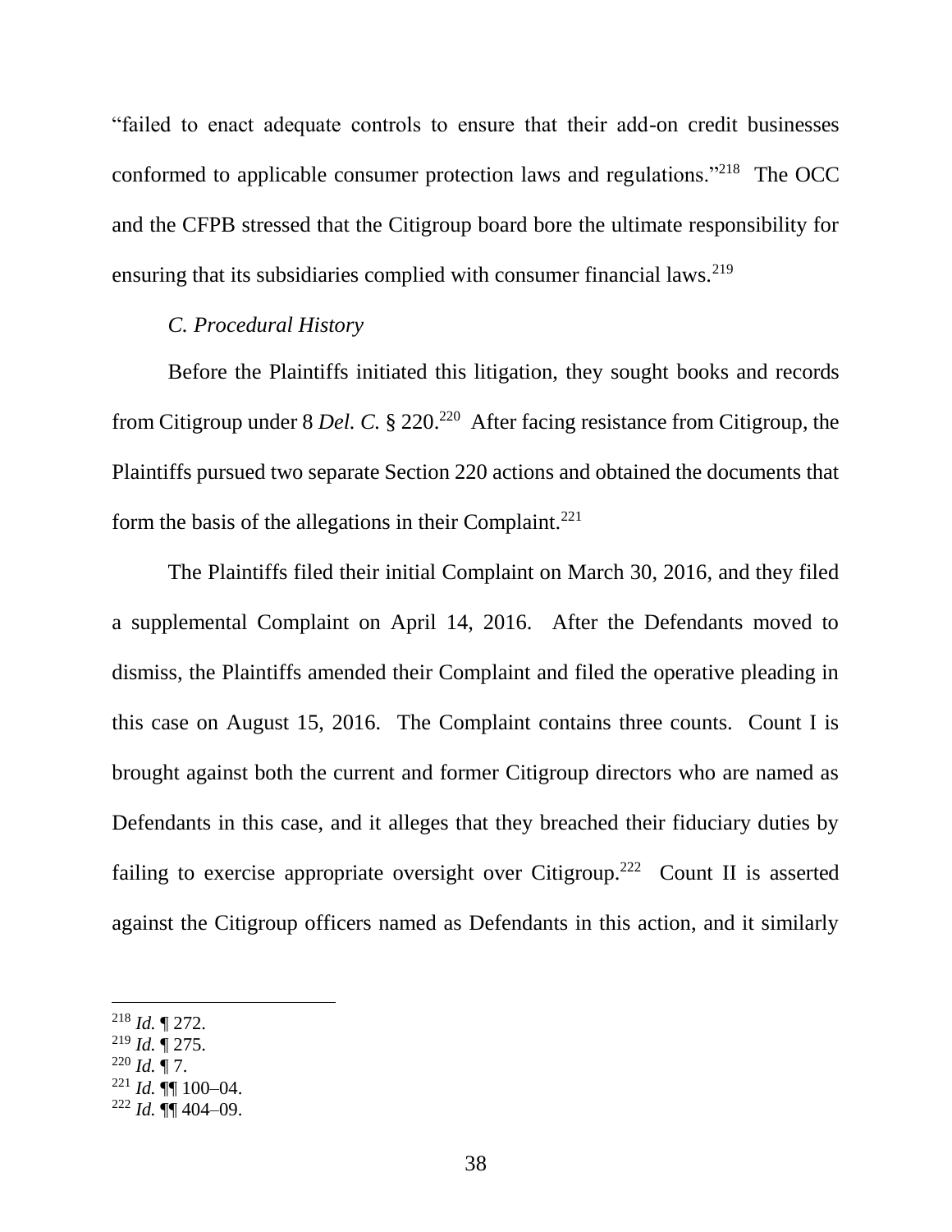"failed to enact adequate controls to ensure that their add-on credit businesses conformed to applicable consumer protection laws and regulations."[218] The OCC and the CFPB stressed that the Citigroup board bore the ultimate responsibility for ensuring that its subsidiaries complied with consumer financial laws.[219]

*C. Procedural History*

Before the Plaintiffs initiated this litigation, they sought books and records from Citigroup under 8 *Del. C.* § 220.[220] After facing resistance from Citigroup, the Plaintiffs pursued two separate Section 220 actions and obtained the documents that form the basis of the allegations in their Complaint.[221]

The Plaintiffs filed their initial Complaint on March 30, 2016, and they filed a supplemental Complaint on April 14, 2016. After the Defendants moved to dismiss, the Plaintiffs amended their Complaint and filed the operative pleading in this case on August 15, 2016. The Complaint contains three counts. Count I is brought against both the current and former Citigroup directors who are named as Defendants in this case, and it alleges that they breached their fiduciary duties by failing to exercise appropriate oversight over Citigroup.[222] Count II is asserted against the Citigroup officers named as Defendants in this action, and it similarly

---

[218] *Id.* ¶ 272.
[219] *Id.* ¶ 275.
[220] *Id.* ¶ 7.
[221] *Id.* ¶¶ 100–04.
[222] *Id.* ¶¶ 404–09.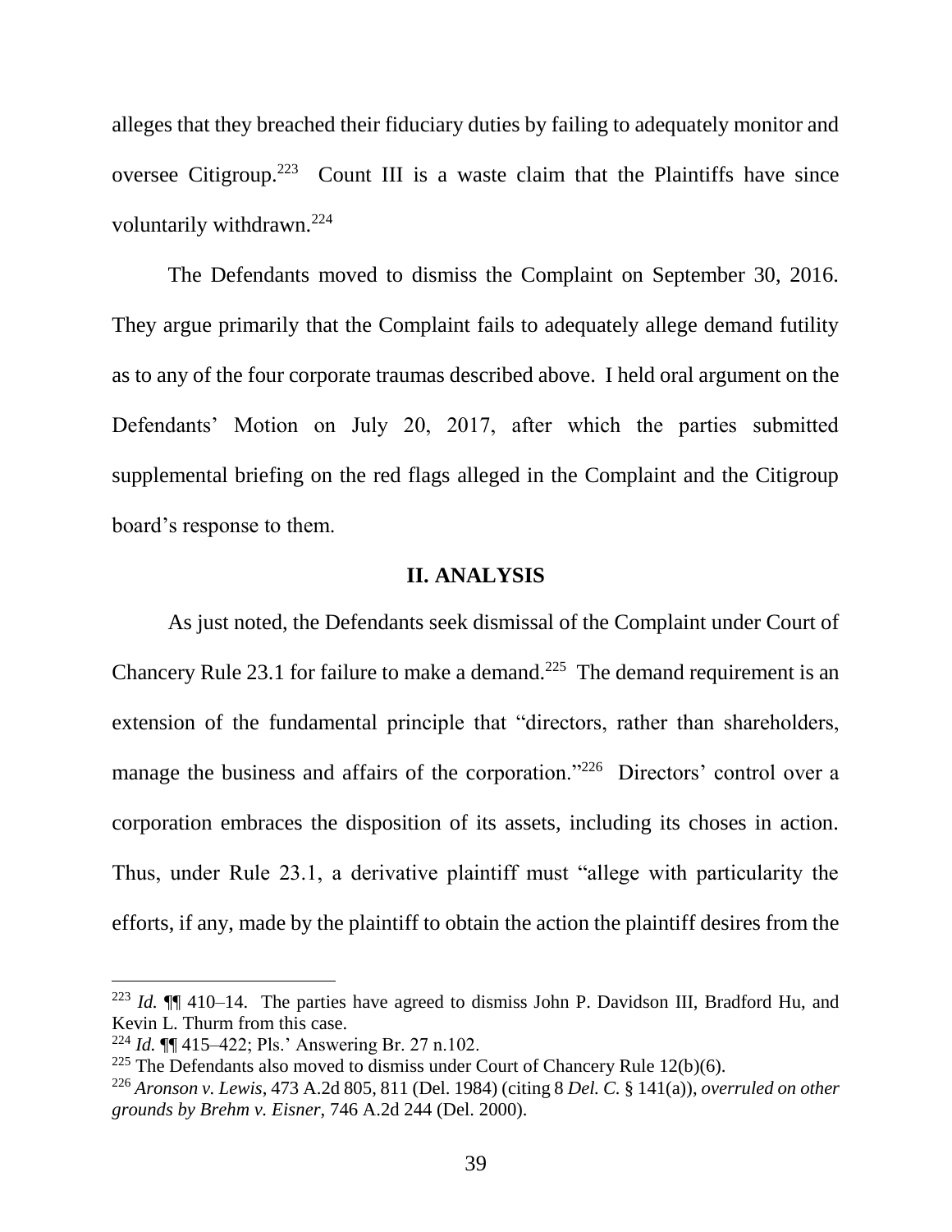alleges that they breached their fiduciary duties by failing to adequately monitor and oversee Citigroup.[223] Count III is a waste claim that the Plaintiffs have since voluntarily withdrawn.[224]

The Defendants moved to dismiss the Complaint on September 30, 2016. They argue primarily that the Complaint fails to adequately allege demand futility as to any of the four corporate traumas described above. I held oral argument on the Defendants' Motion on July 20, 2017, after which the parties submitted supplemental briefing on the red flags alleged in the Complaint and the Citigroup board's response to them.

## II. ANALYSIS

As just noted, the Defendants seek dismissal of the Complaint under Court of Chancery Rule 23.1 for failure to make a demand.[225] The demand requirement is an extension of the fundamental principle that "directors, rather than shareholders, manage the business and affairs of the corporation."[226] Directors' control over a corporation embraces the disposition of its assets, including its choses in action. Thus, under Rule 23.1, a derivative plaintiff must "allege with particularity the efforts, if any, made by the plaintiff to obtain the action the plaintiff desires from the

---

[223] *Id.* ¶¶ 410–14. The parties have agreed to dismiss John P. Davidson III, Bradford Hu, and Kevin L. Thurm from this case.

[224] *Id.* ¶¶ 415–422; Pls.' Answering Br. 27 n.102.

[225] The Defendants also moved to dismiss under Court of Chancery Rule 12(b)(6).

[226] *Aronson v. Lewis*, 473 A.2d 805, 811 (Del. 1984) (citing 8 *Del. C.* § 141(a)), *overruled on other grounds by Brehm v. Eisner*, 746 A.2d 244 (Del. 2000).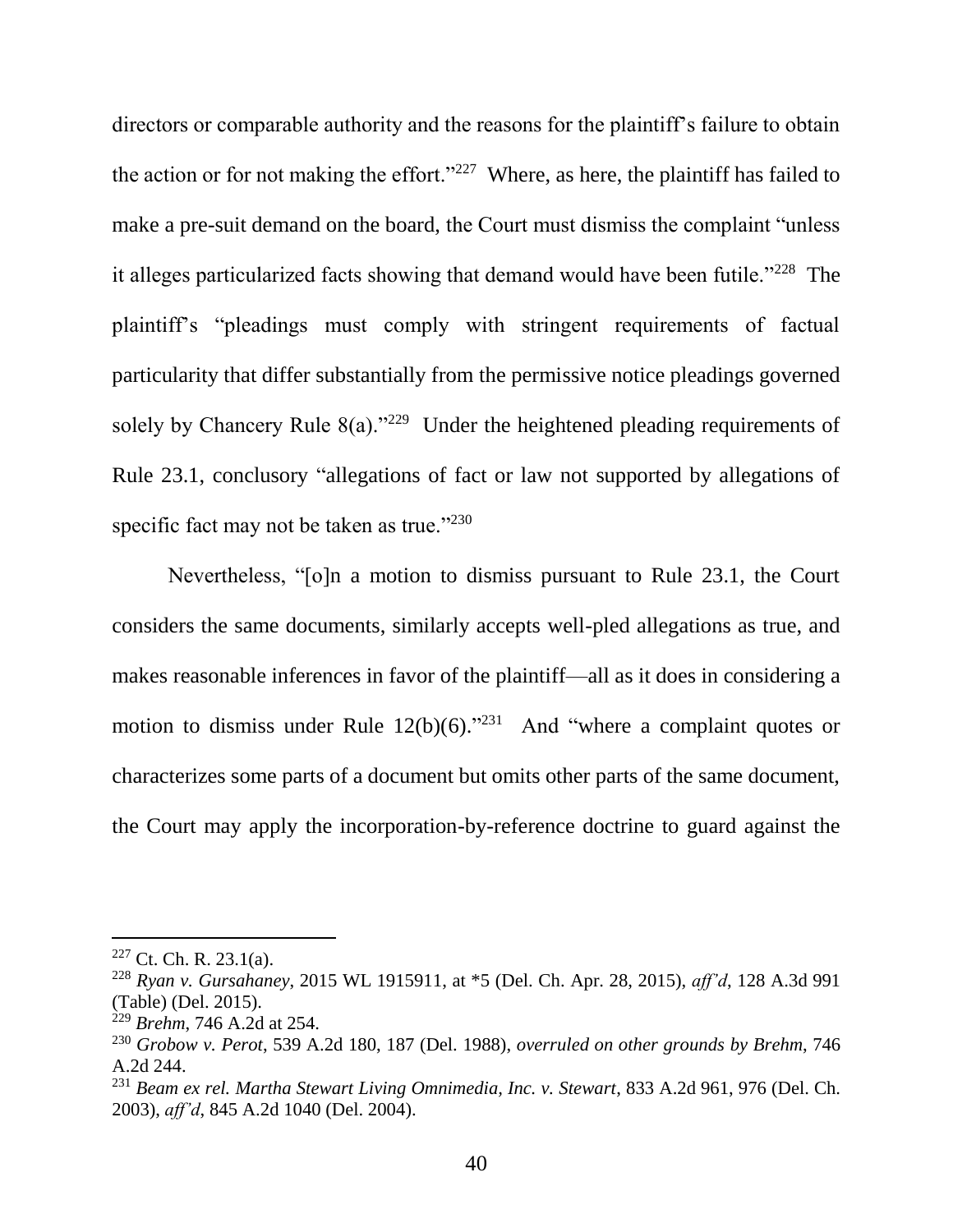directors or comparable authority and the reasons for the plaintiff's failure to obtain the action or for not making the effort."[227] Where, as here, the plaintiff has failed to make a pre-suit demand on the board, the Court must dismiss the complaint "unless it alleges particularized facts showing that demand would have been futile."[228] The plaintiff's "pleadings must comply with stringent requirements of factual particularity that differ substantially from the permissive notice pleadings governed solely by Chancery Rule 8(a)."[229] Under the heightened pleading requirements of Rule 23.1, conclusory "allegations of fact or law not supported by allegations of specific fact may not be taken as true."[230]

Nevertheless, "[o]n a motion to dismiss pursuant to Rule 23.1, the Court considers the same documents, similarly accepts well-pled allegations as true, and makes reasonable inferences in favor of the plaintiff—all as it does in considering a motion to dismiss under Rule 12(b)(6)."[231] And "where a complaint quotes or characterizes some parts of a document but omits other parts of the same document, the Court may apply the incorporation-by-reference doctrine to guard against the

---

[227] Ct. Ch. R. 23.1(a).

[228] *Ryan v. Gursahaney*, 2015 WL 1915911, at *5 (Del. Ch. Apr. 28, 2015), *aff'd*, 128 A.3d 991 (Table) (Del. 2015).

[229] *Brehm*, 746 A.2d at 254.

[230] *Grobow v. Perot*, 539 A.2d 180, 187 (Del. 1988), *overruled on other grounds by Brehm*, 746 A.2d 244.

[231] *Beam ex rel. Martha Stewart Living Omnimedia, Inc. v. Stewart*, 833 A.2d 961, 976 (Del. Ch. 2003), *aff'd*, 845 A.2d 1040 (Del. 2004).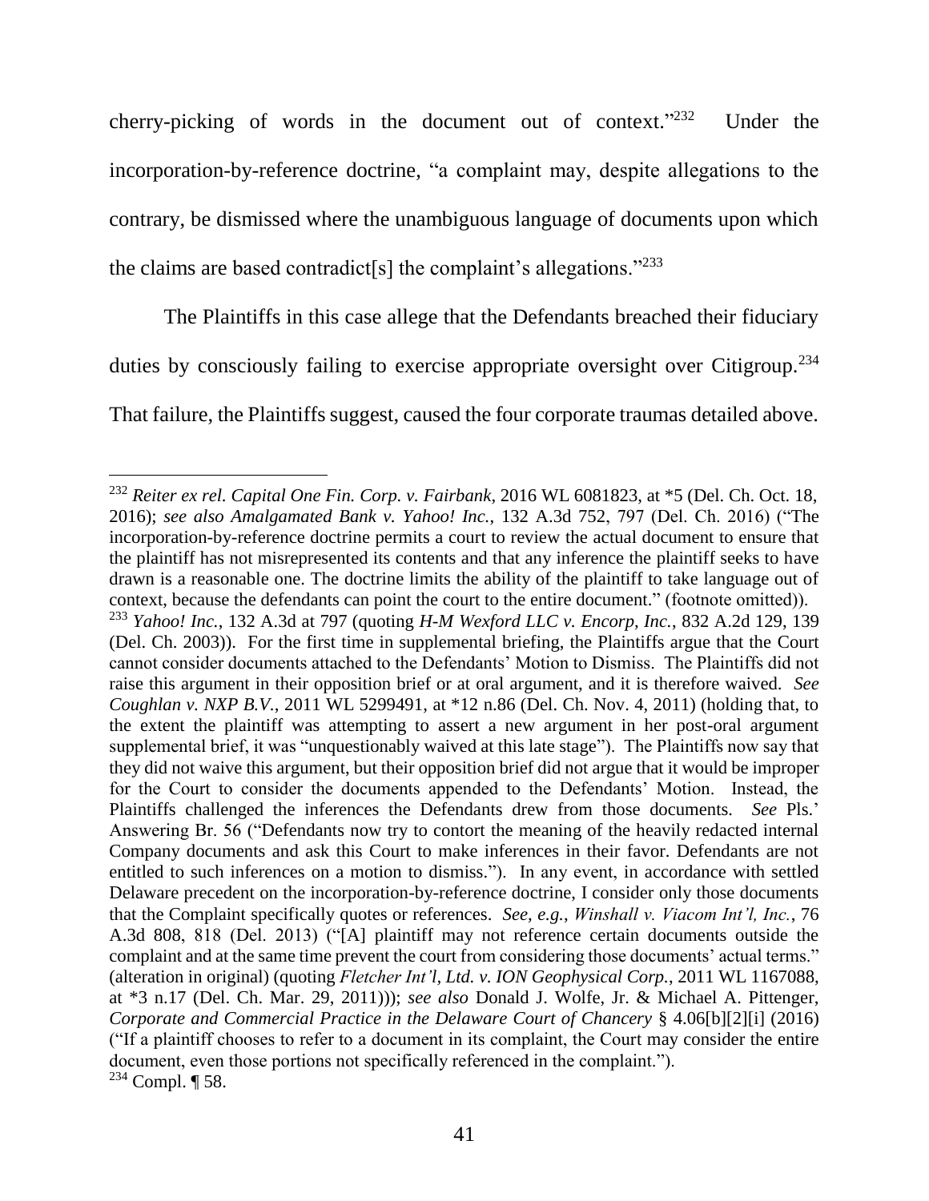cherry-picking of words in the document out of context."[232] Under the incorporation-by-reference doctrine, "a complaint may, despite allegations to the contrary, be dismissed where the unambiguous language of documents upon which the claims are based contradict[s] the complaint's allegations."[233]

The Plaintiffs in this case allege that the Defendants breached their fiduciary duties by consciously failing to exercise appropriate oversight over Citigroup.[234] That failure, the Plaintiffs suggest, caused the four corporate traumas detailed above.

---

[232] *Reiter ex rel. Capital One Fin. Corp. v. Fairbank*, 2016 WL 6081823, at *5 (Del. Ch. Oct. 18, 2016); *see also Amalgamated Bank v. Yahoo! Inc.*, 132 A.3d 752, 797 (Del. Ch. 2016) ("The incorporation-by-reference doctrine permits a court to review the actual document to ensure that the plaintiff has not misrepresented its contents and that any inference the plaintiff seeks to have drawn is a reasonable one. The doctrine limits the ability of the plaintiff to take language out of context, because the defendants can point the court to the entire document." (footnote omitted)).

[233] *Yahoo! Inc.*, 132 A.3d at 797 (quoting *H-M Wexford LLC v. Encorp, Inc.*, 832 A.2d 129, 139 (Del. Ch. 2003)). For the first time in supplemental briefing, the Plaintiffs argue that the Court cannot consider documents attached to the Defendants' Motion to Dismiss. The Plaintiffs did not raise this argument in their opposition brief or at oral argument, and it is therefore waived. *See Coughlan v. NXP B.V.*, 2011 WL 5299491, at *12 n.86 (Del. Ch. Nov. 4, 2011) (holding that, to the extent the plaintiff was attempting to assert a new argument in her post-oral argument supplemental brief, it was "unquestionably waived at this late stage"). The Plaintiffs now say that they did not waive this argument, but their opposition brief did not argue that it would be improper for the Court to consider the documents appended to the Defendants' Motion. Instead, the Plaintiffs challenged the inferences the Defendants drew from those documents. *See* Pls.' Answering Br. 56 ("Defendants now try to contort the meaning of the heavily redacted internal Company documents and ask this Court to make inferences in their favor. Defendants are not entitled to such inferences on a motion to dismiss."). In any event, in accordance with settled Delaware precedent on the incorporation-by-reference doctrine, I consider only those documents that the Complaint specifically quotes or references. *See, e.g.*, *Winshall v. Viacom Int'l, Inc.*, 76 A.3d 808, 818 (Del. 2013) ("[A] plaintiff may not reference certain documents outside the complaint and at the same time prevent the court from considering those documents' actual terms." (alteration in original) (quoting *Fletcher Int'l, Ltd. v. ION Geophysical Corp.*, 2011 WL 1167088, at *3 n.17 (Del. Ch. Mar. 29, 2011))); *see also* Donald J. Wolfe, Jr. & Michael A. Pittenger, *Corporate and Commercial Practice in the Delaware Court of Chancery* § 4.06[b][2][i] (2016) ("If a plaintiff chooses to refer to a document in its complaint, the Court may consider the entire document, even those portions not specifically referenced in the complaint.").

[234] Compl. ¶ 58.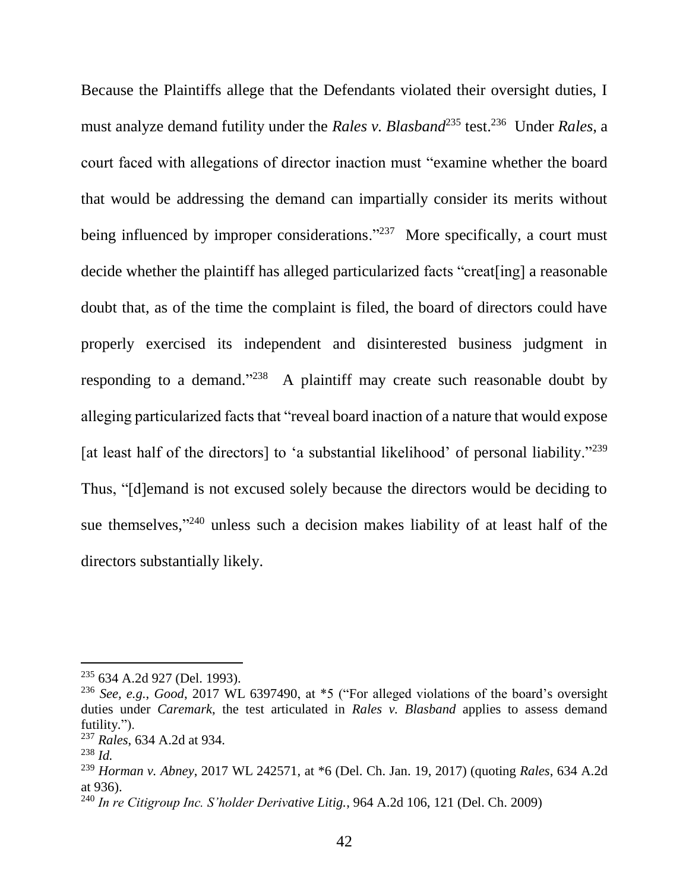Because the Plaintiffs allege that the Defendants violated their oversight duties, I must analyze demand futility under the *Rales v. Blasband*[235] test.[236] Under *Rales*, a court faced with allegations of director inaction must "examine whether the board that would be addressing the demand can impartially consider its merits without being influenced by improper considerations."[237] More specifically, a court must decide whether the plaintiff has alleged particularized facts "creat[ing] a reasonable doubt that, as of the time the complaint is filed, the board of directors could have properly exercised its independent and disinterested business judgment in responding to a demand."[238] A plaintiff may create such reasonable doubt by alleging particularized facts that "reveal board inaction of a nature that would expose [at least half of the directors] to 'a substantial likelihood' of personal liability."[239] Thus, "[d]emand is not excused solely because the directors would be deciding to sue themselves,"[240] unless such a decision makes liability of at least half of the directors substantially likely.

---

[235] 634 A.2d 927 (Del. 1993).

[236] *See, e.g.*, *Good*, 2017 WL 6397490, at *5 ("For alleged violations of the board's oversight duties under *Caremark*, the test articulated in *Rales v. Blasband* applies to assess demand futility.").

[237] *Rales*, 634 A.2d at 934.

[238] *Id.*

[239] *Horman v. Abney*, 2017 WL 242571, at *6 (Del. Ch. Jan. 19, 2017) (quoting *Rales*, 634 A.2d at 936).

[240] *In re Citigroup Inc. S'holder Derivative Litig.*, 964 A.2d 106, 121 (Del. Ch. 2009)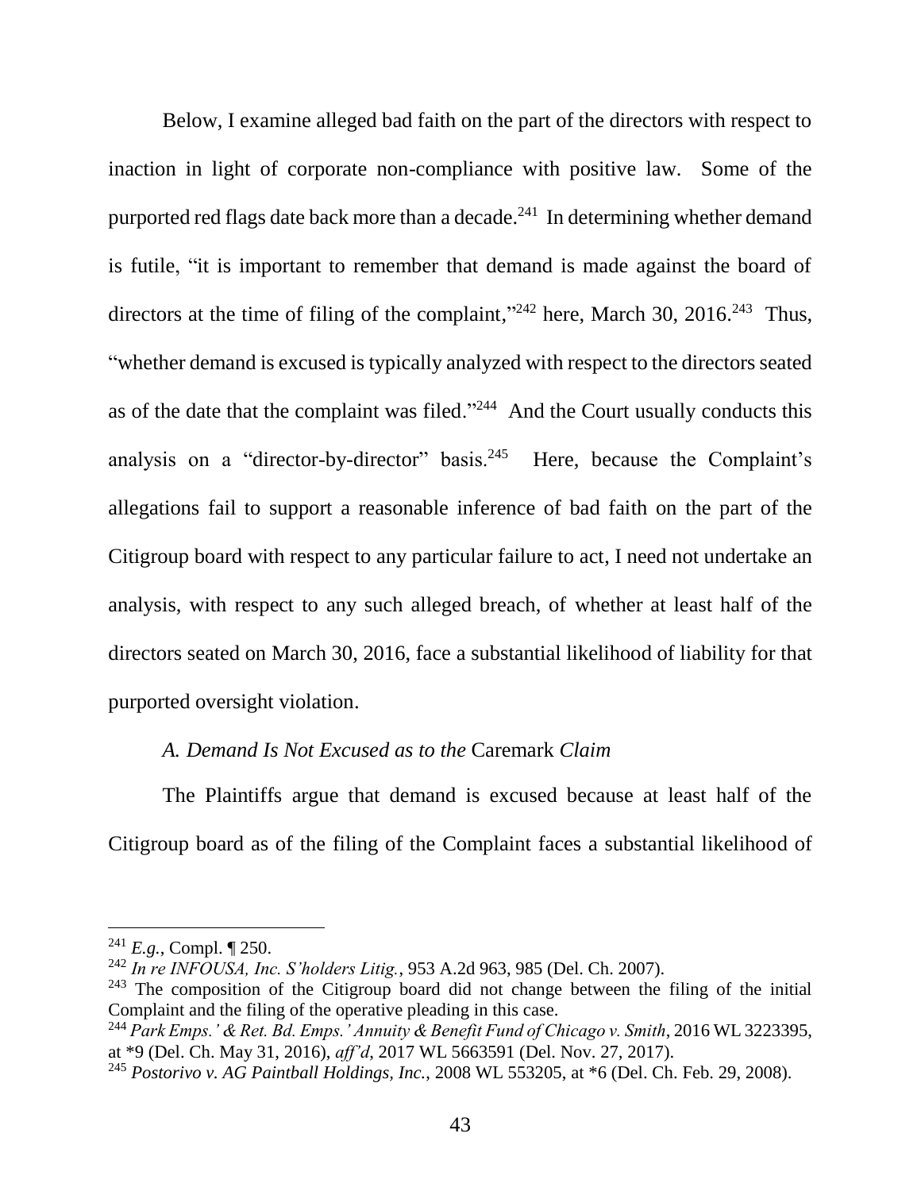Below, I examine alleged bad faith on the part of the directors with respect to inaction in light of corporate non-compliance with positive law. Some of the purported red flags date back more than a decade.[241] In determining whether demand is futile, "it is important to remember that demand is made against the board of directors at the time of filing of the complaint,"[242] here, March 30, 2016.[243] Thus, "whether demand is excused is typically analyzed with respect to the directors seated as of the date that the complaint was filed."[244] And the Court usually conducts this analysis on a "director-by-director" basis.[245] Here, because the Complaint's allegations fail to support a reasonable inference of bad faith on the part of the Citigroup board with respect to any particular failure to act, I need not undertake an analysis, with respect to any such alleged breach, of whether at least half of the directors seated on March 30, 2016, face a substantial likelihood of liability for that purported oversight violation.

### *A. Demand Is Not Excused as to the* Caremark *Claim*

The Plaintiffs argue that demand is excused because at least half of the Citigroup board as of the filing of the Complaint faces a substantial likelihood of

---

[241] *E.g.*, Compl. ¶ 250.

[242] *In re INFOUSA, Inc. S'holders Litig.*, 953 A.2d 963, 985 (Del. Ch. 2007).

[243] The composition of the Citigroup board did not change between the filing of the initial Complaint and the filing of the operative pleading in this case.

[244] *Park Emps.' & Ret. Bd. Emps.' Annuity & Benefit Fund of Chicago v. Smith*, 2016 WL 3223395, at *9 (Del. Ch. May 31, 2016), *aff'd*, 2017 WL 5663591 (Del. Nov. 27, 2017).

[245] *Postorivo v. AG Paintball Holdings, Inc.*, 2008 WL 553205, at *6 (Del. Ch. Feb. 29, 2008).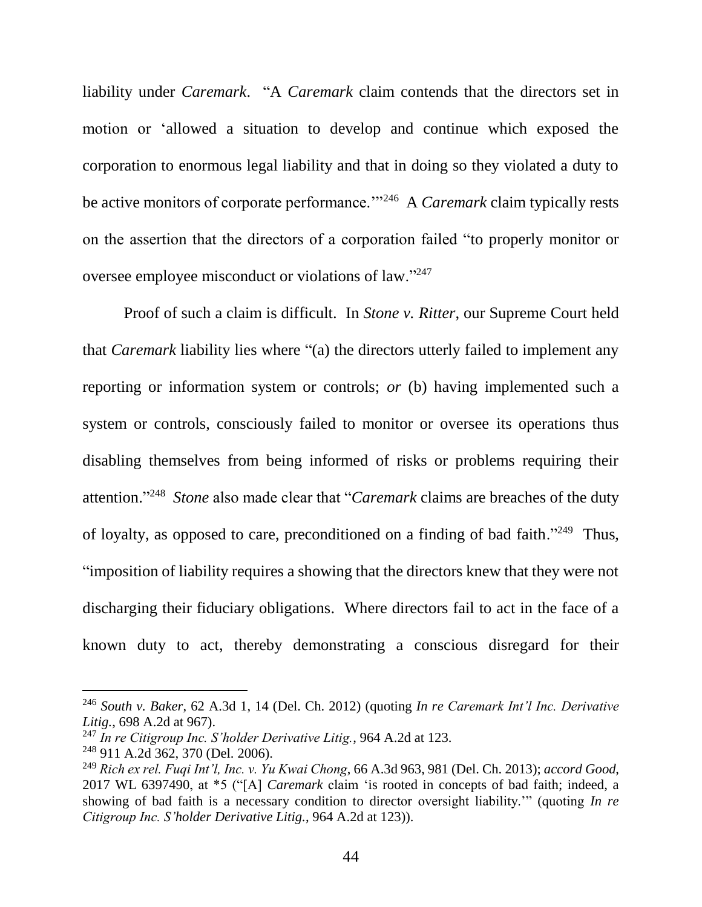liability under *Caremark*. "A *Caremark* claim contends that the directors set in motion or 'allowed a situation to develop and continue which exposed the corporation to enormous legal liability and that in doing so they violated a duty to be active monitors of corporate performance.'"[246] A *Caremark* claim typically rests on the assertion that the directors of a corporation failed "to properly monitor or oversee employee misconduct or violations of law."[247]

Proof of such a claim is difficult. In *Stone v. Ritter*, our Supreme Court held that *Caremark* liability lies where "(a) the directors utterly failed to implement any reporting or information system or controls; *or* (b) having implemented such a system or controls, consciously failed to monitor or oversee its operations thus disabling themselves from being informed of risks or problems requiring their attention."[248] *Stone* also made clear that "*Caremark* claims are breaches of the duty of loyalty, as opposed to care, preconditioned on a finding of bad faith."[249] Thus, "imposition of liability requires a showing that the directors knew that they were not discharging their fiduciary obligations. Where directors fail to act in the face of a known duty to act, thereby demonstrating a conscious disregard for their

---

[246] *South v. Baker*, 62 A.3d 1, 14 (Del. Ch. 2012) (quoting *In re Caremark Int'l Inc. Derivative Litig.*, 698 A.2d at 967).

[247] *In re Citigroup Inc. S'holder Derivative Litig.*, 964 A.2d at 123.

[248] 911 A.2d 362, 370 (Del. 2006).

[249] *Rich ex rel. Fuqi Int'l, Inc. v. Yu Kwai Chong*, 66 A.3d 963, 981 (Del. Ch. 2013); *accord Good*, 2017 WL 6397490, at *5 ("[A] *Caremark* claim 'is rooted in concepts of bad faith; indeed, a showing of bad faith is a necessary condition to director oversight liability.'" (quoting *In re Citigroup Inc. S'holder Derivative Litig.*, 964 A.2d at 123)).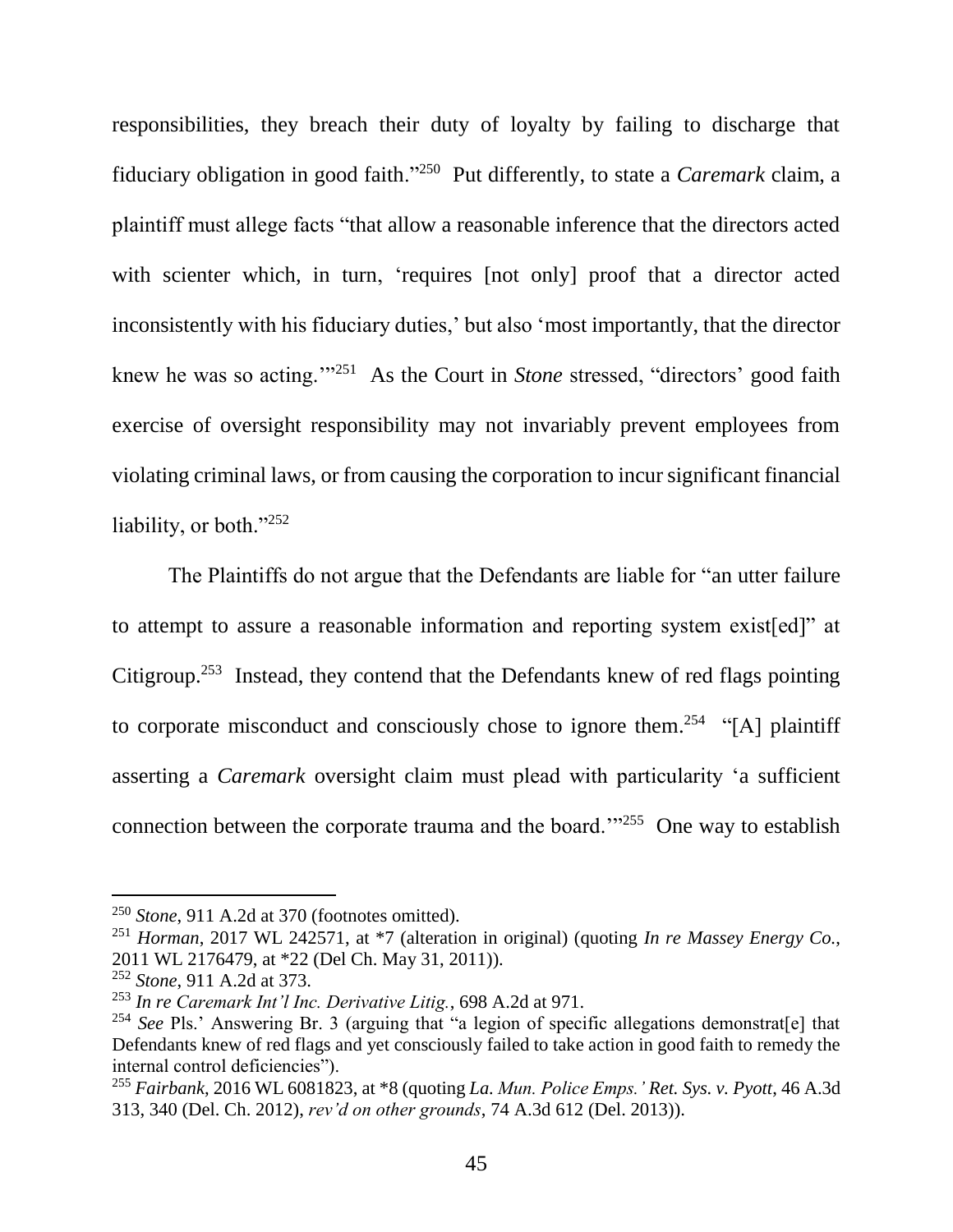responsibilities, they breach their duty of loyalty by failing to discharge that fiduciary obligation in good faith."[250] Put differently, to state a *Caremark* claim, a plaintiff must allege facts "that allow a reasonable inference that the directors acted with scienter which, in turn, 'requires [not only] proof that a director acted inconsistently with his fiduciary duties,' but also 'most importantly, that the director knew he was so acting.'"[251] As the Court in *Stone* stressed, "directors' good faith exercise of oversight responsibility may not invariably prevent employees from violating criminal laws, or from causing the corporation to incur significant financial liability, or both."[252]

The Plaintiffs do not argue that the Defendants are liable for "an utter failure to attempt to assure a reasonable information and reporting system exist[ed]" at Citigroup.[253] Instead, they contend that the Defendants knew of red flags pointing to corporate misconduct and consciously chose to ignore them.[254] "[A] plaintiff asserting a *Caremark* oversight claim must plead with particularity 'a sufficient connection between the corporate trauma and the board.'"[255] One way to establish

---

[250] *Stone*, 911 A.2d at 370 (footnotes omitted).

[251] *Horman*, 2017 WL 242571, at *7 (alteration in original) (quoting *In re Massey Energy Co.*, 2011 WL 2176479, at *22 (Del Ch. May 31, 2011)).

[252] *Stone*, 911 A.2d at 373.

[253] *In re Caremark Int'l Inc. Derivative Litig.*, 698 A.2d at 971.

[254] *See* Pls.' Answering Br. 3 (arguing that "a legion of specific allegations demonstrat[e] that Defendants knew of red flags and yet consciously failed to take action in good faith to remedy the internal control deficiencies").

[255] *Fairbank*, 2016 WL 6081823, at *8 (quoting *La. Mun. Police Emps.' Ret. Sys. v. Pyott*, 46 A.3d 313, 340 (Del. Ch. 2012), *rev'd on other grounds*, 74 A.3d 612 (Del. 2013)).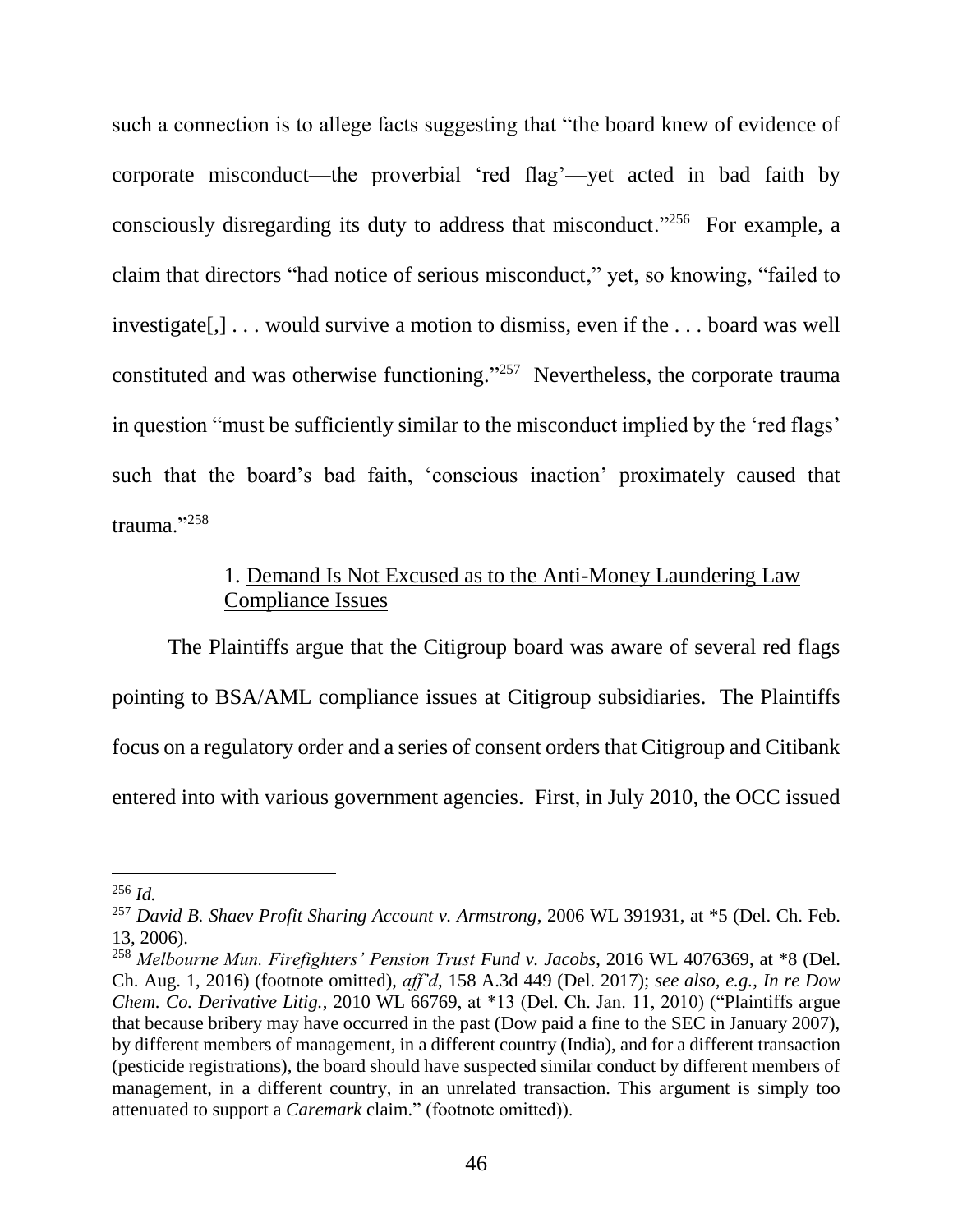such a connection is to allege facts suggesting that "the board knew of evidence of corporate misconduct—the proverbial 'red flag'—yet acted in bad faith by consciously disregarding its duty to address that misconduct."[256] For example, a claim that directors "had notice of serious misconduct," yet, so knowing, "failed to investigate[,] . . . would survive a motion to dismiss, even if the . . . board was well constituted and was otherwise functioning."[257] Nevertheless, the corporate trauma in question "must be sufficiently similar to the misconduct implied by the 'red flags' such that the board's bad faith, 'conscious inaction' proximately caused that trauma."[258]

1. Demand Is Not Excused as to the Anti-Money Laundering Law Compliance Issues

The Plaintiffs argue that the Citigroup board was aware of several red flags pointing to BSA/AML compliance issues at Citigroup subsidiaries. The Plaintiffs focus on a regulatory order and a series of consent orders that Citigroup and Citibank entered into with various government agencies. First, in July 2010, the OCC issued

---

[256] *Id.*

[257] *David B. Shaev Profit Sharing Account v. Armstrong*, 2006 WL 391931, at *5 (Del. Ch. Feb. 13, 2006).

[258] *Melbourne Mun. Firefighters' Pension Trust Fund v. Jacobs*, 2016 WL 4076369, at *8 (Del. Ch. Aug. 1, 2016) (footnote omitted), *aff'd*, 158 A.3d 449 (Del. 2017); *see also*, *e.g.*, *In re Dow Chem. Co. Derivative Litig.*, 2010 WL 66769, at *13 (Del. Ch. Jan. 11, 2010) ("Plaintiffs argue that because bribery may have occurred in the past (Dow paid a fine to the SEC in January 2007), by different members of management, in a different country (India), and for a different transaction (pesticide registrations), the board should have suspected similar conduct by different members of management, in a different country, in an unrelated transaction. This argument is simply too attenuated to support a *Caremark* claim." (footnote omitted)).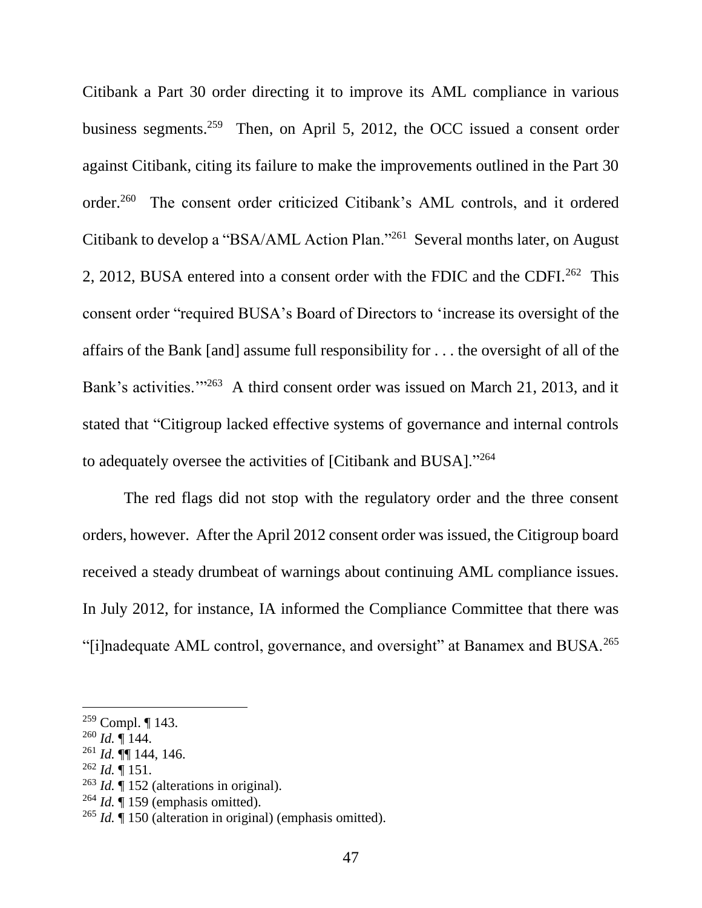Citibank a Part 30 order directing it to improve its AML compliance in various business segments.[259] Then, on April 5, 2012, the OCC issued a consent order against Citibank, citing its failure to make the improvements outlined in the Part 30 order.[260] The consent order criticized Citibank's AML controls, and it ordered Citibank to develop a "BSA/AML Action Plan."[261] Several months later, on August 2, 2012, BUSA entered into a consent order with the FDIC and the CDFI.[262] This consent order "required BUSA's Board of Directors to 'increase its oversight of the affairs of the Bank [and] assume full responsibility for . . . the oversight of all of the Bank's activities.'"[263] A third consent order was issued on March 21, 2013, and it stated that "Citigroup lacked effective systems of governance and internal controls to adequately oversee the activities of [Citibank and BUSA]."[264]

The red flags did not stop with the regulatory order and the three consent orders, however. After the April 2012 consent order was issued, the Citigroup board received a steady drumbeat of warnings about continuing AML compliance issues. In July 2012, for instance, IA informed the Compliance Committee that there was "[i]nadequate AML control, governance, and oversight" at Banamex and BUSA.[265]

---

[259] Compl. ¶ 143.

[260] *Id.* ¶ 144.

[261] *Id.* ¶¶ 144, 146.

[262] *Id.* ¶ 151.

[263] *Id.* ¶ 152 (alterations in original).

[264] *Id.* ¶ 159 (emphasis omitted).

[265] *Id.* ¶ 150 (alteration in original) (emphasis omitted).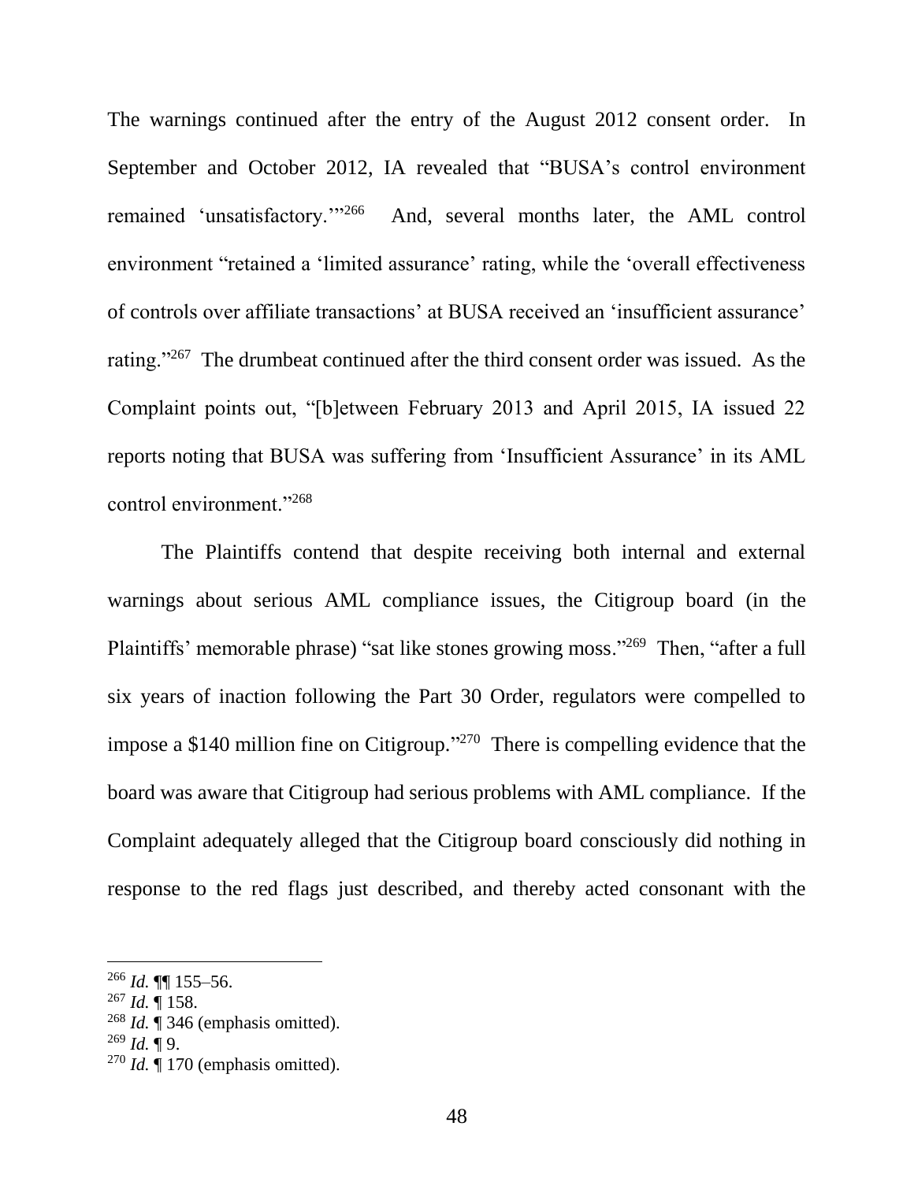The warnings continued after the entry of the August 2012 consent order. In September and October 2012, IA revealed that "BUSA's control environment remained 'unsatisfactory.'"[266] And, several months later, the AML control environment "retained a 'limited assurance' rating, while the 'overall effectiveness of controls over affiliate transactions' at BUSA received an 'insufficient assurance' rating."[267] The drumbeat continued after the third consent order was issued. As the Complaint points out, "[b]etween February 2013 and April 2015, IA issued 22 reports noting that BUSA was suffering from 'Insufficient Assurance' in its AML control environment."[268]

The Plaintiffs contend that despite receiving both internal and external warnings about serious AML compliance issues, the Citigroup board (in the Plaintiffs' memorable phrase) "sat like stones growing moss."[269] Then, "after a full six years of inaction following the Part 30 Order, regulators were compelled to impose a $140 million fine on Citigroup."[270] There is compelling evidence that the board was aware that Citigroup had serious problems with AML compliance. If the Complaint adequately alleged that the Citigroup board consciously did nothing in response to the red flags just described, and thereby acted consonant with the

---

[266] *Id.* ¶¶ 155–56.

[267] *Id.* ¶ 158.

[268] *Id.* ¶ 346 (emphasis omitted).

[269] *Id.* ¶ 9.

[270] *Id.* ¶ 170 (emphasis omitted).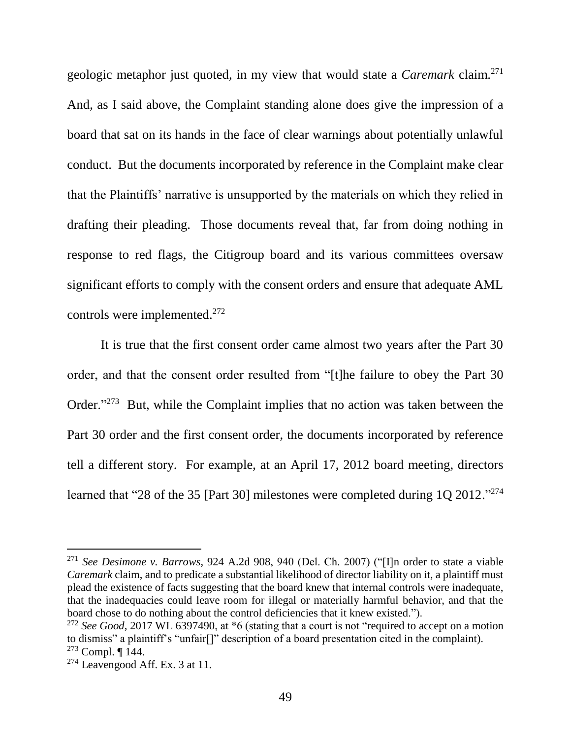geologic metaphor just quoted, in my view that would state a *Caremark* claim.[271] And, as I said above, the Complaint standing alone does give the impression of a board that sat on its hands in the face of clear warnings about potentially unlawful conduct. But the documents incorporated by reference in the Complaint make clear that the Plaintiffs' narrative is unsupported by the materials on which they relied in drafting their pleading. Those documents reveal that, far from doing nothing in response to red flags, the Citigroup board and its various committees oversaw significant efforts to comply with the consent orders and ensure that adequate AML controls were implemented.[272]

It is true that the first consent order came almost two years after the Part 30 order, and that the consent order resulted from "[t]he failure to obey the Part 30 Order."[273] But, while the Complaint implies that no action was taken between the Part 30 order and the first consent order, the documents incorporated by reference tell a different story. For example, at an April 17, 2012 board meeting, directors learned that "28 of the 35 [Part 30] milestones were completed during 1Q 2012."[274]

---

[271] *See Desimone v. Barrows*, 924 A.2d 908, 940 (Del. Ch. 2007) ("[I]n order to state a viable *Caremark* claim, and to predicate a substantial likelihood of director liability on it, a plaintiff must plead the existence of facts suggesting that the board knew that internal controls were inadequate, that the inadequacies could leave room for illegal or materially harmful behavior, and that the board chose to do nothing about the control deficiencies that it knew existed.").

[272] *See Good*, 2017 WL 6397490, at *6 (stating that a court is not "required to accept on a motion to dismiss" a plaintiff's "unfair[]" description of a board presentation cited in the complaint).

[273] Compl. ¶ 144.

[274] Leavengood Aff. Ex. 3 at 11.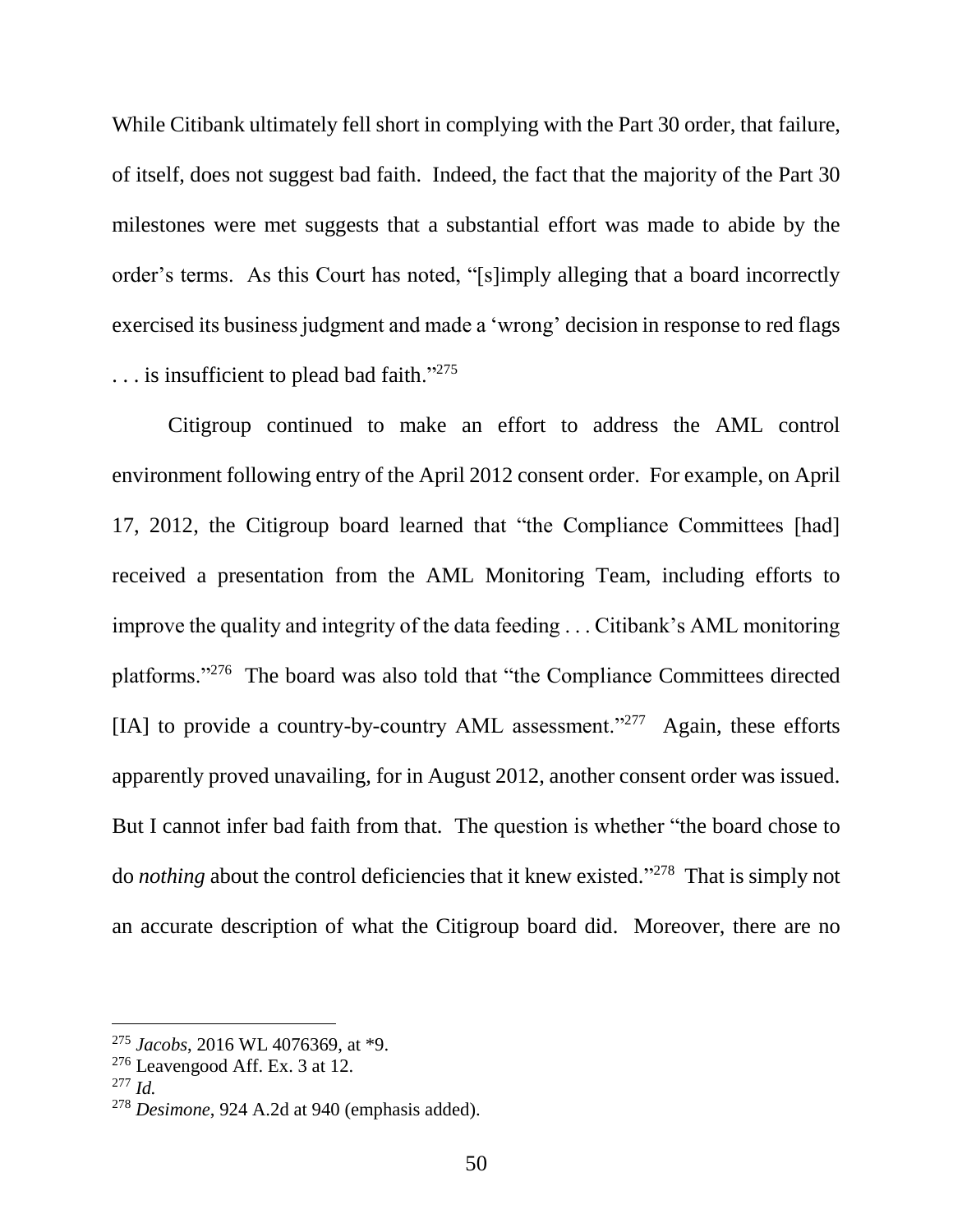While Citibank ultimately fell short in complying with the Part 30 order, that failure, of itself, does not suggest bad faith. Indeed, the fact that the majority of the Part 30 milestones were met suggests that a substantial effort was made to abide by the order's terms. As this Court has noted, "[s]imply alleging that a board incorrectly exercised its business judgment and made a 'wrong' decision in response to red flags . . . is insufficient to plead bad faith."[275]

Citigroup continued to make an effort to address the AML control environment following entry of the April 2012 consent order. For example, on April 17, 2012, the Citigroup board learned that "the Compliance Committees [had] received a presentation from the AML Monitoring Team, including efforts to improve the quality and integrity of the data feeding . . . Citibank's AML monitoring platforms."[276] The board was also told that "the Compliance Committees directed [IA] to provide a country-by-country AML assessment."[277] Again, these efforts apparently proved unavailing, for in August 2012, another consent order was issued. But I cannot infer bad faith from that. The question is whether "the board chose to do *nothing* about the control deficiencies that it knew existed."[278] That is simply not an accurate description of what the Citigroup board did. Moreover, there are no

---

[275] *Jacobs*, 2016 WL 4076369, at *9.

[276] Leavengood Aff. Ex. 3 at 12.

[277] *Id.*

[278] *Desimone*, 924 A.2d at 940 (emphasis added).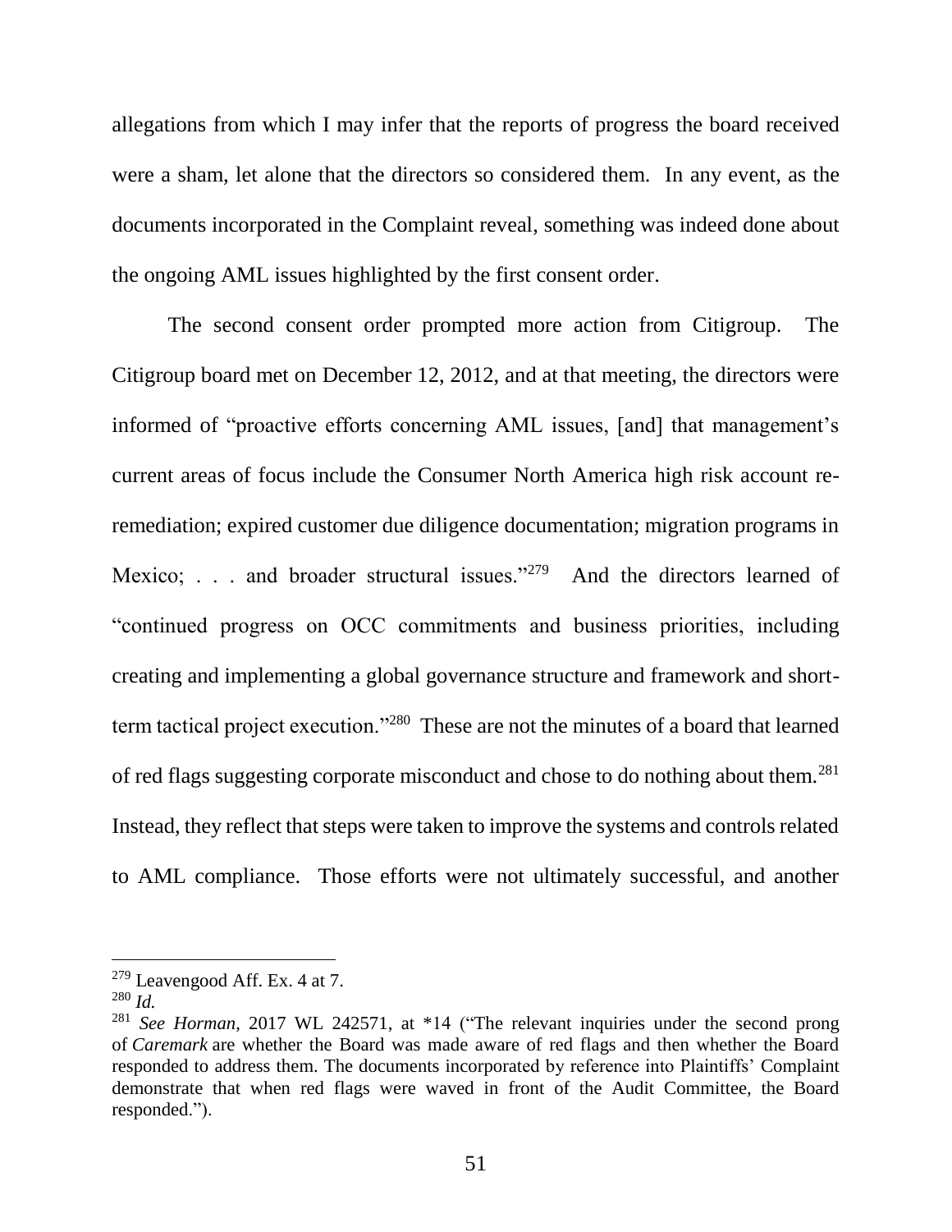allegations from which I may infer that the reports of progress the board received were a sham, let alone that the directors so considered them. In any event, as the documents incorporated in the Complaint reveal, something was indeed done about the ongoing AML issues highlighted by the first consent order.

The second consent order prompted more action from Citigroup. The Citigroup board met on December 12, 2012, and at that meeting, the directors were informed of "proactive efforts concerning AML issues, [and] that management's current areas of focus include the Consumer North America high risk account re-remediation; expired customer due diligence documentation; migration programs in Mexico; . . . and broader structural issues."[279] And the directors learned of "continued progress on OCC commitments and business priorities, including creating and implementing a global governance structure and framework and short-term tactical project execution."[280] These are not the minutes of a board that learned of red flags suggesting corporate misconduct and chose to do nothing about them.[281] Instead, they reflect that steps were taken to improve the systems and controls related to AML compliance. Those efforts were not ultimately successful, and another

---

[279] Leavengood Aff. Ex. 4 at 7.

[280] *Id.*

[281] *See Horman*, 2017 WL 242571, at *14 ("The relevant inquiries under the second prong of *Caremark* are whether the Board was made aware of red flags and then whether the Board responded to address them. The documents incorporated by reference into Plaintiffs' Complaint demonstrate that when red flags were waved in front of the Audit Committee, the Board responded.").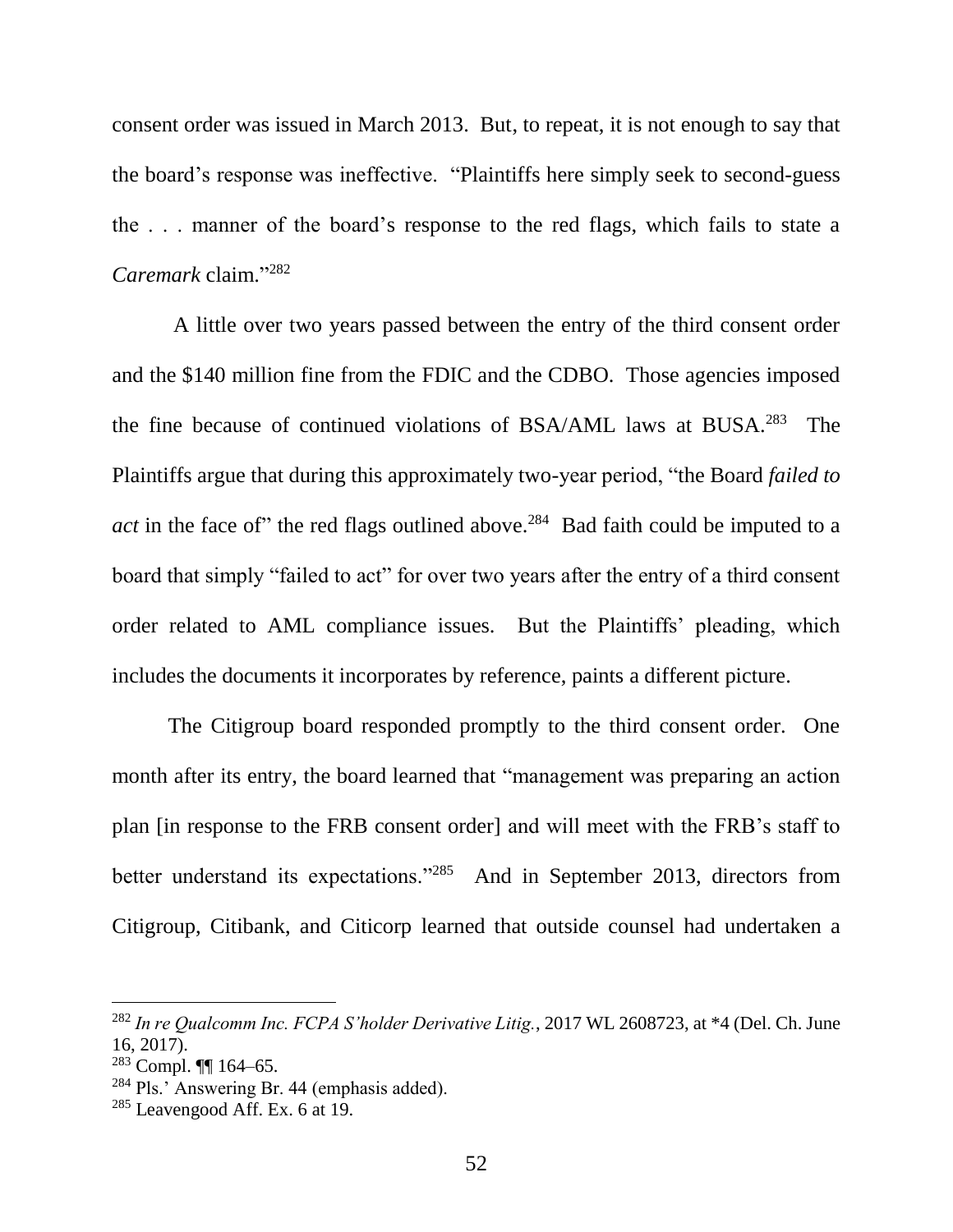consent order was issued in March 2013. But, to repeat, it is not enough to say that the board's response was ineffective. "Plaintiffs here simply seek to second-guess the . . . manner of the board's response to the red flags, which fails to state a *Caremark* claim."[282]

A little over two years passed between the entry of the third consent order and the $140 million fine from the FDIC and the CDBO. Those agencies imposed the fine because of continued violations of BSA/AML laws at BUSA.[283] The Plaintiffs argue that during this approximately two-year period, "the Board *failed to act* in the face of" the red flags outlined above.[284] Bad faith could be imputed to a board that simply "failed to act" for over two years after the entry of a third consent order related to AML compliance issues. But the Plaintiffs' pleading, which includes the documents it incorporates by reference, paints a different picture.

The Citigroup board responded promptly to the third consent order. One month after its entry, the board learned that "management was preparing an action plan [in response to the FRB consent order] and will meet with the FRB's staff to better understand its expectations."[285] And in September 2013, directors from Citigroup, Citibank, and Citicorp learned that outside counsel had undertaken a

---

[282] *In re Qualcomm Inc. FCPA S'holder Derivative Litig.*, 2017 WL 2608723, at *4 (Del. Ch. June 16, 2017).

[283] Compl. ¶¶ 164–65.

[284] Pls.' Answering Br. 44 (emphasis added).

[285] Leavengood Aff. Ex. 6 at 19.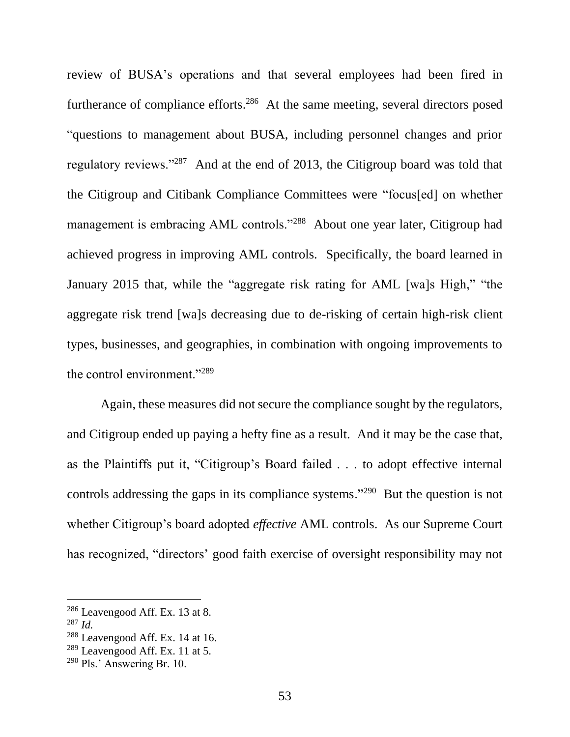review of BUSA's operations and that several employees had been fired in furtherance of compliance efforts.[286] At the same meeting, several directors posed "questions to management about BUSA, including personnel changes and prior regulatory reviews."[287] And at the end of 2013, the Citigroup board was told that the Citigroup and Citibank Compliance Committees were "focus[ed] on whether management is embracing AML controls."[288] About one year later, Citigroup had achieved progress in improving AML controls. Specifically, the board learned in January 2015 that, while the "aggregate risk rating for AML [wa]s High," "the aggregate risk trend [wa]s decreasing due to de-risking of certain high-risk client types, businesses, and geographies, in combination with ongoing improvements to the control environment."[289]

Again, these measures did not secure the compliance sought by the regulators, and Citigroup ended up paying a hefty fine as a result. And it may be the case that, as the Plaintiffs put it, "Citigroup's Board failed . . . to adopt effective internal controls addressing the gaps in its compliance systems."[290] But the question is not whether Citigroup's board adopted *effective* AML controls. As our Supreme Court has recognized, "directors' good faith exercise of oversight responsibility may not

---

[286] Leavengood Aff. Ex. 13 at 8.

[287] *Id.*

[288] Leavengood Aff. Ex. 14 at 16.

[289] Leavengood Aff. Ex. 11 at 5.

[290] Pls.' Answering Br. 10.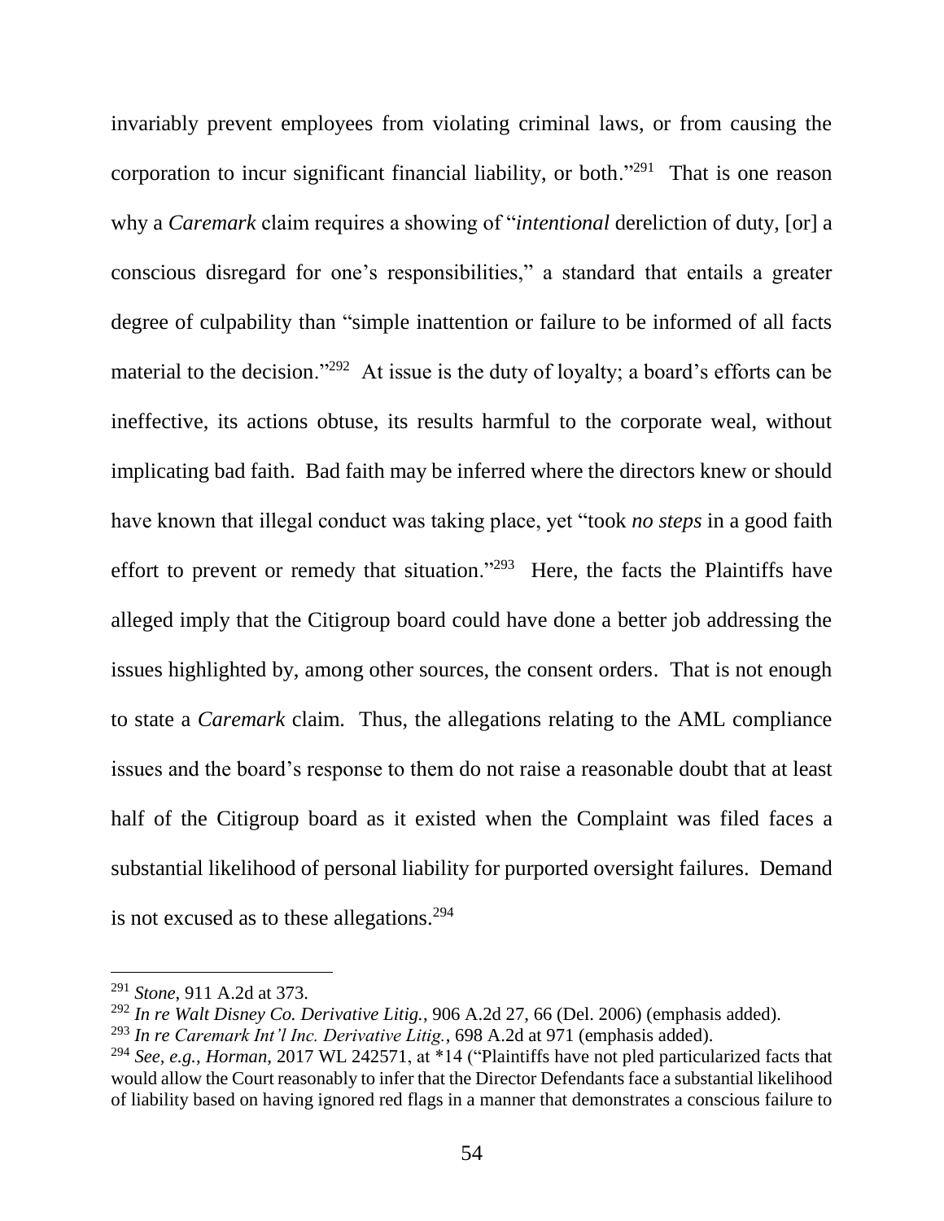invariably prevent employees from violating criminal laws, or from causing the corporation to incur significant financial liability, or both."[291] That is one reason why a *Caremark* claim requires a showing of "*intentional* dereliction of duty, [or] a conscious disregard for one's responsibilities," a standard that entails a greater degree of culpability than "simple inattention or failure to be informed of all facts material to the decision."[292] At issue is the duty of loyalty; a board's efforts can be ineffective, its actions obtuse, its results harmful to the corporate weal, without implicating bad faith. Bad faith may be inferred where the directors knew or should have known that illegal conduct was taking place, yet "took *no steps* in a good faith effort to prevent or remedy that situation."[293] Here, the facts the Plaintiffs have alleged imply that the Citigroup board could have done a better job addressing the issues highlighted by, among other sources, the consent orders. That is not enough to state a *Caremark* claim. Thus, the allegations relating to the AML compliance issues and the board's response to them do not raise a reasonable doubt that at least half of the Citigroup board as it existed when the Complaint was filed faces a substantial likelihood of personal liability for purported oversight failures. Demand is not excused as to these allegations.[294]

---

[291] *Stone*, 911 A.2d at 373.

[292] *In re Walt Disney Co. Derivative Litig.*, 906 A.2d 27, 66 (Del. 2006) (emphasis added).

[293] *In re Caremark Int'l Inc. Derivative Litig.*, 698 A.2d at 971 (emphasis added).

[294] *See, e.g.*, *Horman*, 2017 WL 242571, at *14 ("Plaintiffs have not pled particularized facts that would allow the Court reasonably to infer that the Director Defendants face a substantial likelihood of liability based on having ignored red flags in a manner that demonstrates a conscious failure to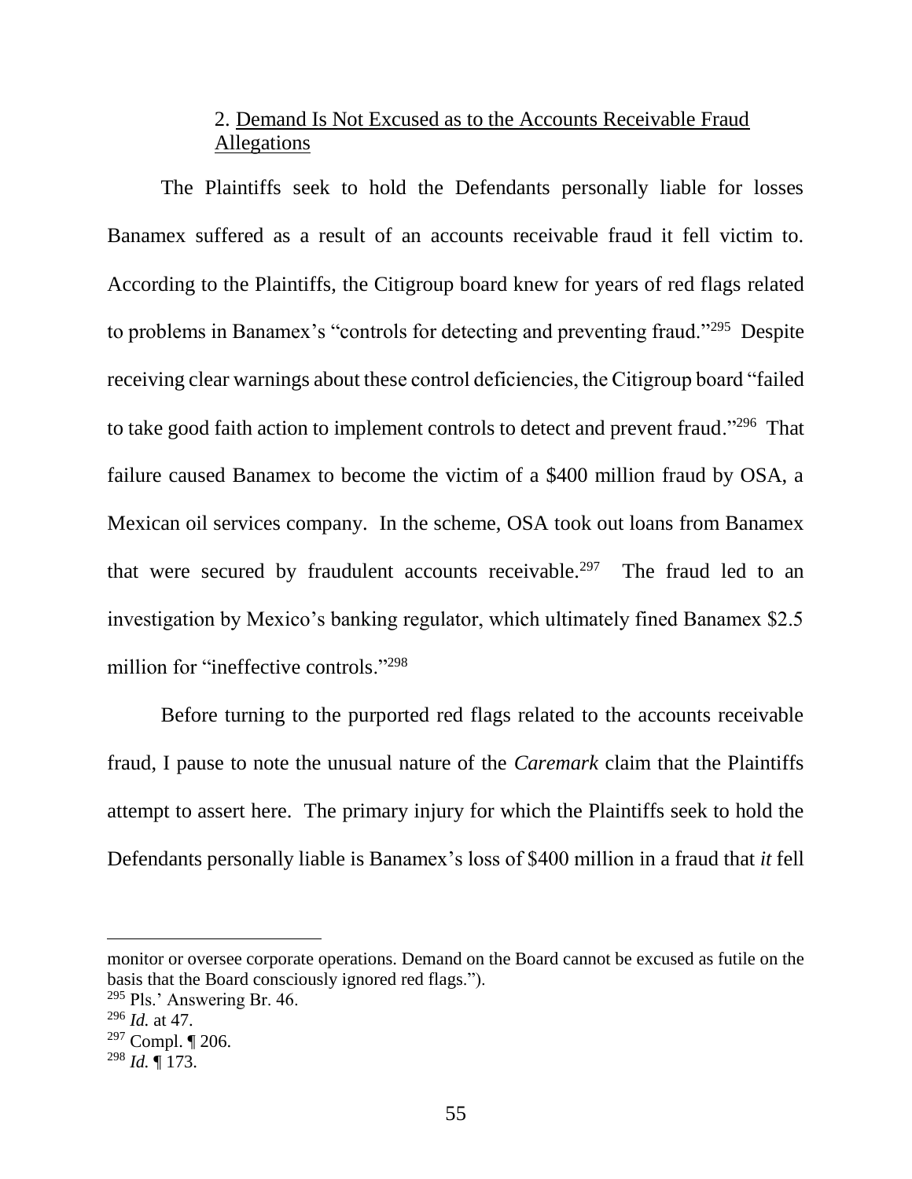### 2. Demand Is Not Excused as to the Accounts Receivable Fraud Allegations

The Plaintiffs seek to hold the Defendants personally liable for losses Banamex suffered as a result of an accounts receivable fraud it fell victim to. According to the Plaintiffs, the Citigroup board knew for years of red flags related to problems in Banamex's "controls for detecting and preventing fraud."[295] Despite receiving clear warnings about these control deficiencies, the Citigroup board "failed to take good faith action to implement controls to detect and prevent fraud."[296] That failure caused Banamex to become the victim of a \$400 million fraud by OSA, a Mexican oil services company. In the scheme, OSA took out loans from Banamex that were secured by fraudulent accounts receivable.[297] The fraud led to an investigation by Mexico's banking regulator, which ultimately fined Banamex \$2.5 million for "ineffective controls."[298]

Before turning to the purported red flags related to the accounts receivable fraud, I pause to note the unusual nature of the *Caremark* claim that the Plaintiffs attempt to assert here. The primary injury for which the Plaintiffs seek to hold the Defendants personally liable is Banamex's loss of \$400 million in a fraud that *it* fell

---

monitor or oversee corporate operations. Demand on the Board cannot be excused as futile on the basis that the Board consciously ignored red flags.").

[295] Pls.' Answering Br. 46.

[296] *Id.* at 47.

[297] Compl. ¶ 206.

[298] *Id.* ¶ 173.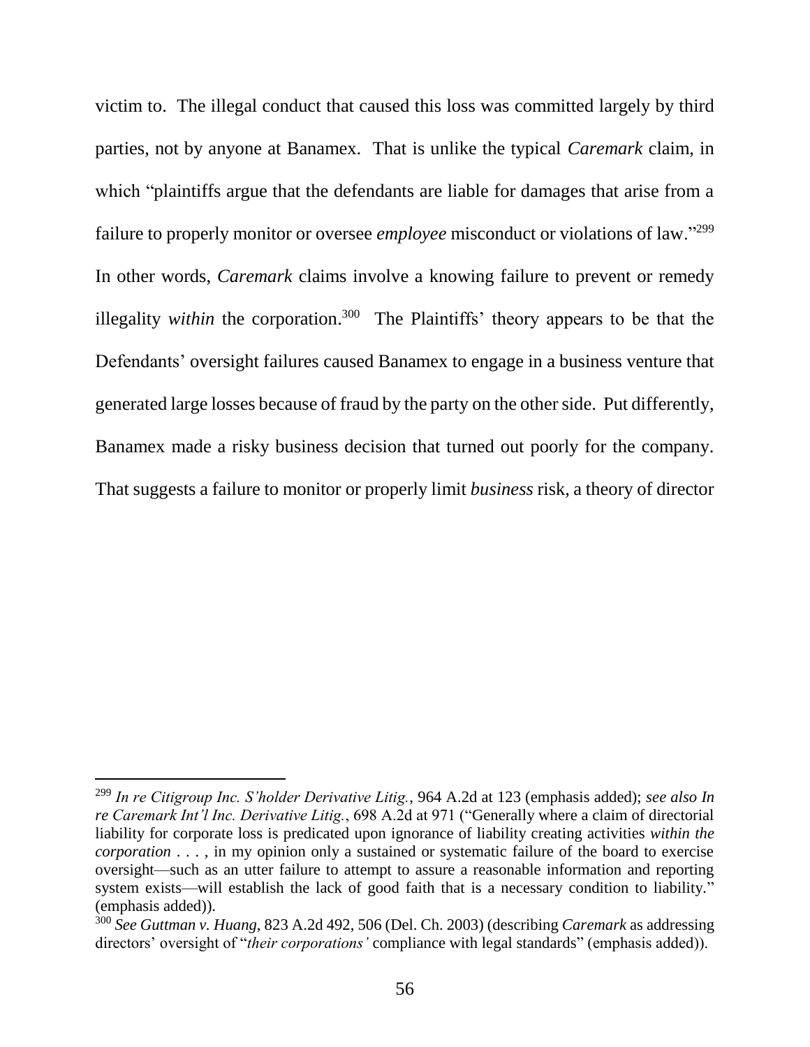victim to. The illegal conduct that caused this loss was committed largely by third parties, not by anyone at Banamex. That is unlike the typical *Caremark* claim, in which "plaintiffs argue that the defendants are liable for damages that arise from a failure to properly monitor or oversee *employee* misconduct or violations of law."[299] In other words, *Caremark* claims involve a knowing failure to prevent or remedy illegality *within* the corporation.[300] The Plaintiffs' theory appears to be that the Defendants' oversight failures caused Banamex to engage in a business venture that generated large losses because of fraud by the party on the other side. Put differently, Banamex made a risky business decision that turned out poorly for the company. That suggests a failure to monitor or properly limit *business* risk, a theory of director

---

[299] *In re Citigroup Inc. S'holder Derivative Litig.*, 964 A.2d at 123 (emphasis added); *see also In re Caremark Int'l Inc. Derivative Litig.*, 698 A.2d at 971 ("Generally where a claim of directorial liability for corporate loss is predicated upon ignorance of liability creating activities *within the corporation* . . . , in my opinion only a sustained or systematic failure of the board to exercise oversight—such as an utter failure to attempt to assure a reasonable information and reporting system exists—will establish the lack of good faith that is a necessary condition to liability." (emphasis added)).

[300] *See Guttman v. Huang*, 823 A.2d 492, 506 (Del. Ch. 2003) (describing *Caremark* as addressing directors' oversight of "*their corporations'* compliance with legal standards" (emphasis added)).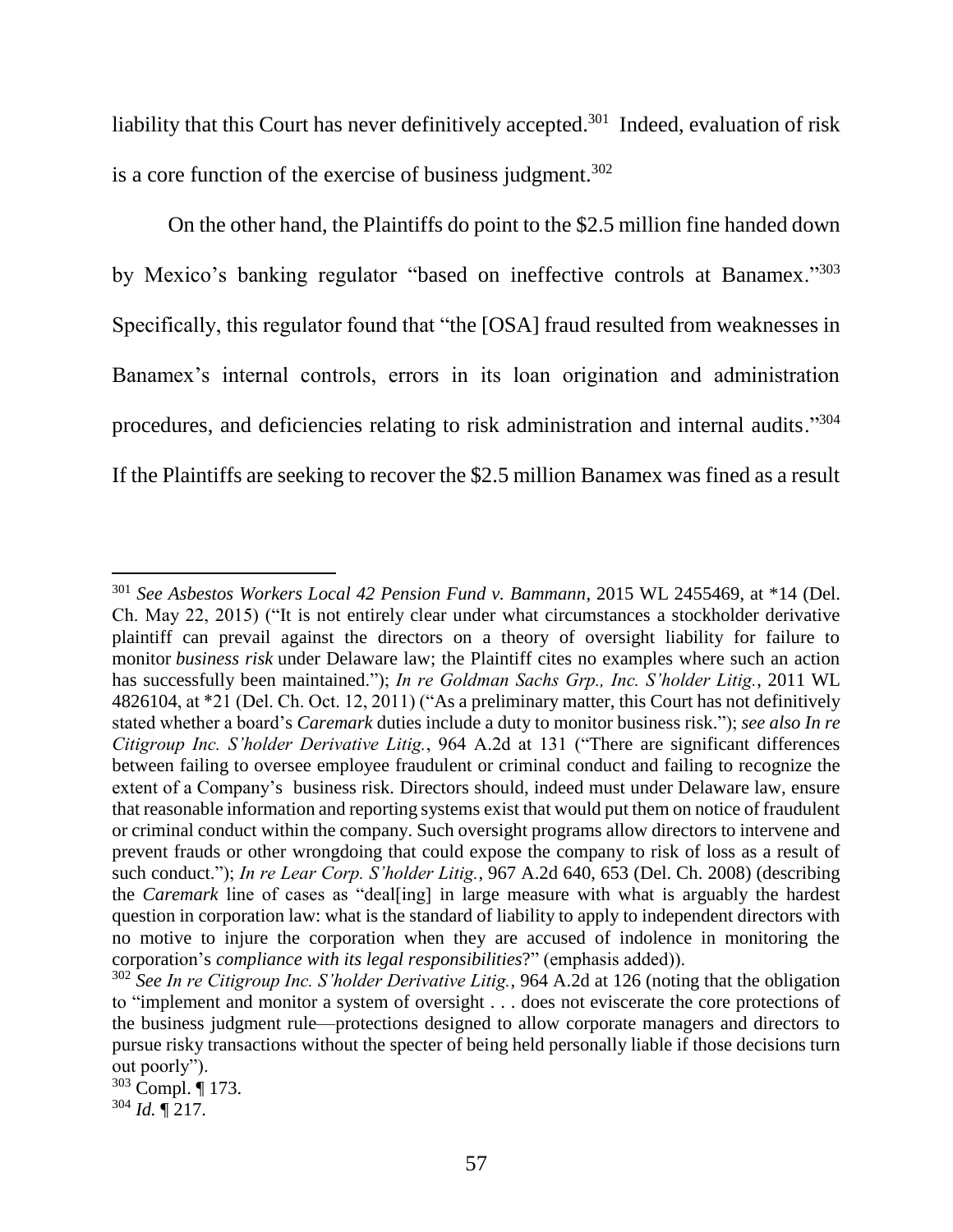liability that this Court has never definitively accepted.[301] Indeed, evaluation of risk is a core function of the exercise of business judgment.[302]

On the other hand, the Plaintiffs do point to the $2.5 million fine handed down by Mexico's banking regulator "based on ineffective controls at Banamex."[303] Specifically, this regulator found that "the [OSA] fraud resulted from weaknesses in Banamex's internal controls, errors in its loan origination and administration procedures, and deficiencies relating to risk administration and internal audits."[304] If the Plaintiffs are seeking to recover the $2.5 million Banamex was fined as a result

---

[301] *See Asbestos Workers Local 42 Pension Fund v. Bammann*, 2015 WL 2455469, at *14 (Del. Ch. May 22, 2015) ("It is not entirely clear under what circumstances a stockholder derivative plaintiff can prevail against the directors on a theory of oversight liability for failure to monitor *business risk* under Delaware law; the Plaintiff cites no examples where such an action has successfully been maintained."); *In re Goldman Sachs Grp., Inc. S'holder Litig.*, 2011 WL 4826104, at *21 (Del. Ch. Oct. 12, 2011) ("As a preliminary matter, this Court has not definitively stated whether a board's *Caremark* duties include a duty to monitor business risk."); *see also In re Citigroup Inc. S'holder Derivative Litig.*, 964 A.2d at 131 ("There are significant differences between failing to oversee employee fraudulent or criminal conduct and failing to recognize the extent of a Company's business risk. Directors should, indeed must under Delaware law, ensure that reasonable information and reporting systems exist that would put them on notice of fraudulent or criminal conduct within the company. Such oversight programs allow directors to intervene and prevent frauds or other wrongdoing that could expose the company to risk of loss as a result of such conduct."); *In re Lear Corp. S'holder Litig.*, 967 A.2d 640, 653 (Del. Ch. 2008) (describing the *Caremark* line of cases as "deal[ing] in large measure with what is arguably the hardest question in corporation law: what is the standard of liability to apply to independent directors with no motive to injure the corporation when they are accused of indolence in monitoring the corporation's *compliance with its legal responsibilities*?" (emphasis added)).

[302] *See In re Citigroup Inc. S'holder Derivative Litig.*, 964 A.2d at 126 (noting that the obligation to "implement and monitor a system of oversight . . . does not eviscerate the core protections of the business judgment rule—protections designed to allow corporate managers and directors to pursue risky transactions without the specter of being held personally liable if those decisions turn out poorly").

[303] Compl. ¶ 173.

[304] *Id.* ¶ 217.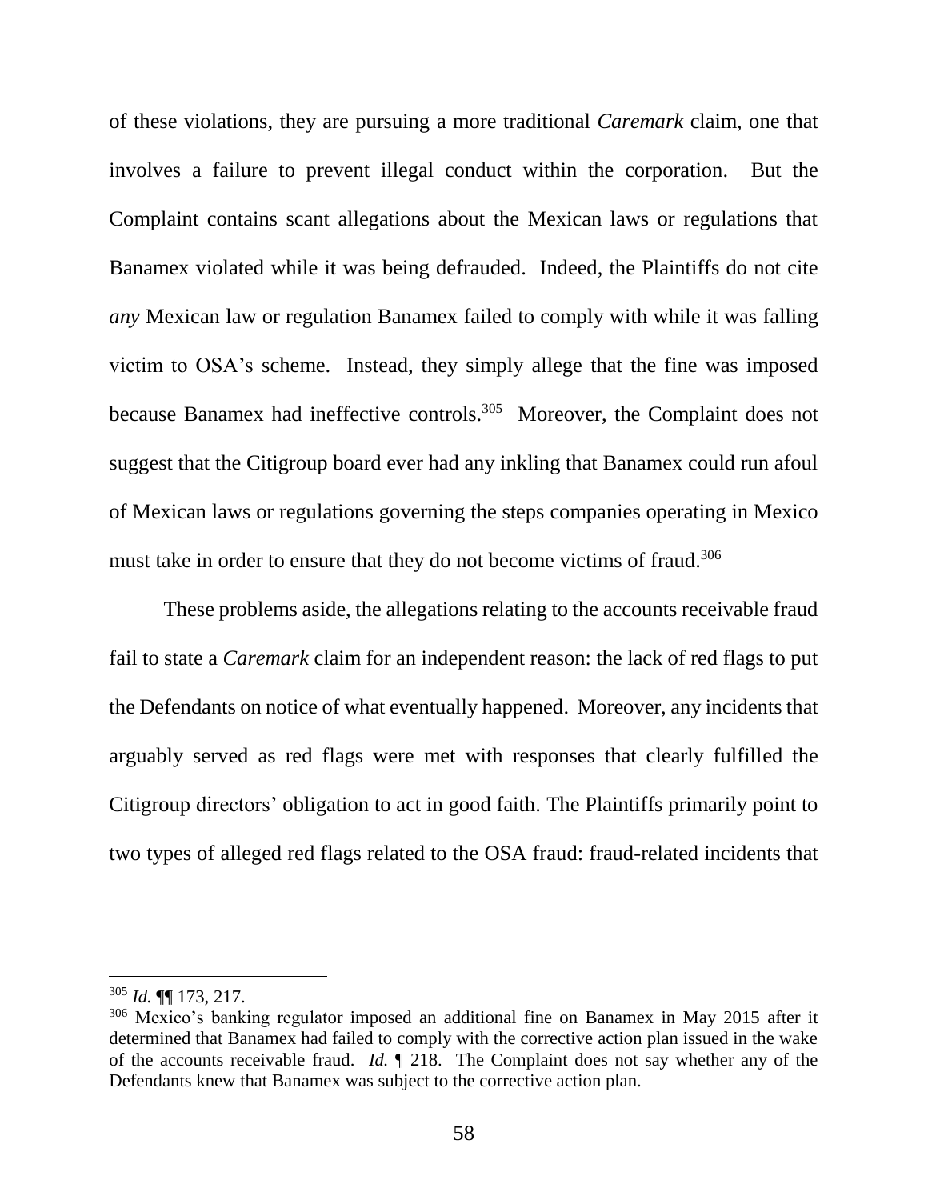of these violations, they are pursuing a more traditional *Caremark* claim, one that involves a failure to prevent illegal conduct within the corporation. But the Complaint contains scant allegations about the Mexican laws or regulations that Banamex violated while it was being defrauded. Indeed, the Plaintiffs do not cite *any* Mexican law or regulation Banamex failed to comply with while it was falling victim to OSA's scheme. Instead, they simply allege that the fine was imposed because Banamex had ineffective controls.[305] Moreover, the Complaint does not suggest that the Citigroup board ever had any inkling that Banamex could run afoul of Mexican laws or regulations governing the steps companies operating in Mexico must take in order to ensure that they do not become victims of fraud.[306]

These problems aside, the allegations relating to the accounts receivable fraud fail to state a *Caremark* claim for an independent reason: the lack of red flags to put the Defendants on notice of what eventually happened. Moreover, any incidents that arguably served as red flags were met with responses that clearly fulfilled the Citigroup directors' obligation to act in good faith. The Plaintiffs primarily point to two types of alleged red flags related to the OSA fraud: fraud-related incidents that

---

[305] *Id.* ¶¶ 173, 217.

[306] Mexico's banking regulator imposed an additional fine on Banamex in May 2015 after it determined that Banamex had failed to comply with the corrective action plan issued in the wake of the accounts receivable fraud. *Id.* ¶ 218. The Complaint does not say whether any of the Defendants knew that Banamex was subject to the corrective action plan.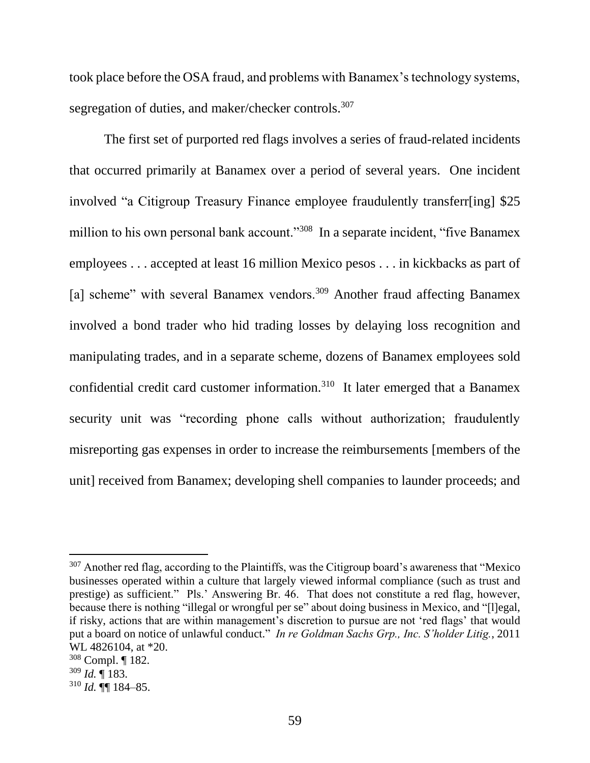took place before the OSA fraud, and problems with Banamex's technology systems, segregation of duties, and maker/checker controls.[307]

The first set of purported red flags involves a series of fraud-related incidents that occurred primarily at Banamex over a period of several years. One incident involved "a Citigroup Treasury Finance employee fraudulently transferr[ing] $25 million to his own personal bank account."[308] In a separate incident, "five Banamex employees . . . accepted at least 16 million Mexico pesos . . . in kickbacks as part of [a] scheme" with several Banamex vendors.[309] Another fraud affecting Banamex involved a bond trader who hid trading losses by delaying loss recognition and manipulating trades, and in a separate scheme, dozens of Banamex employees sold confidential credit card customer information.[310] It later emerged that a Banamex security unit was "recording phone calls without authorization; fraudulently misreporting gas expenses in order to increase the reimbursements [members of the unit] received from Banamex; developing shell companies to launder proceeds; and

---

[307] Another red flag, according to the Plaintiffs, was the Citigroup board's awareness that "Mexico businesses operated within a culture that largely viewed informal compliance (such as trust and prestige) as sufficient." Pls.' Answering Br. 46. That does not constitute a red flag, however, because there is nothing "illegal or wrongful per se" about doing business in Mexico, and "[l]egal, if risky, actions that are within management's discretion to pursue are not 'red flags' that would put a board on notice of unlawful conduct." *In re Goldman Sachs Grp., Inc. S'holder Litig.*, 2011 WL 4826104, at *20.

[308] Compl. ¶ 182.

[309] *Id.* ¶ 183.

[310] *Id.* ¶¶ 184–85.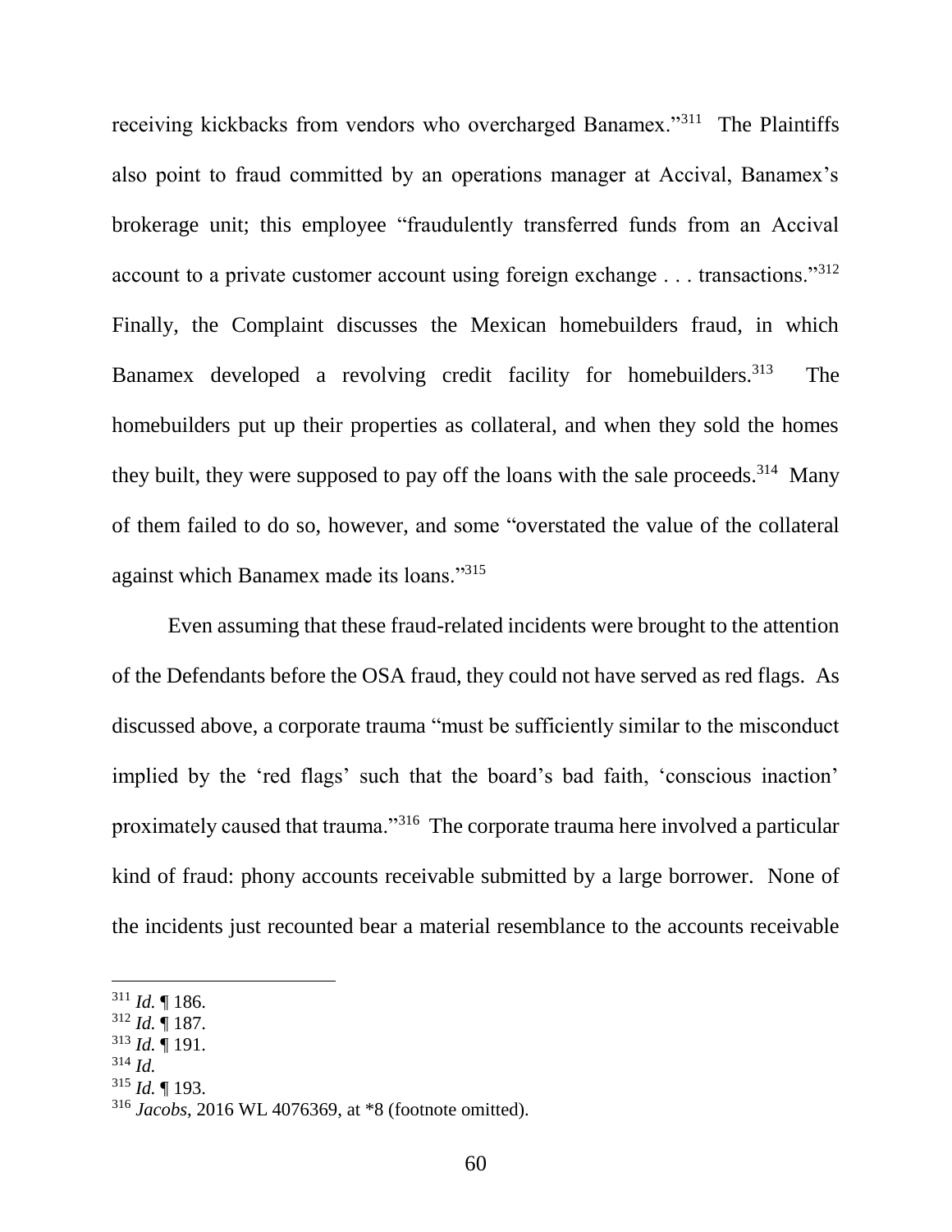receiving kickbacks from vendors who overcharged Banamex."[311] The Plaintiffs also point to fraud committed by an operations manager at Accival, Banamex's brokerage unit; this employee "fraudulently transferred funds from an Accival account to a private customer account using foreign exchange . . . transactions."[312] Finally, the Complaint discusses the Mexican homebuilders fraud, in which Banamex developed a revolving credit facility for homebuilders.[313] The homebuilders put up their properties as collateral, and when they sold the homes they built, they were supposed to pay off the loans with the sale proceeds.[314] Many of them failed to do so, however, and some "overstated the value of the collateral against which Banamex made its loans."[315]

Even assuming that these fraud-related incidents were brought to the attention of the Defendants before the OSA fraud, they could not have served as red flags. As discussed above, a corporate trauma "must be sufficiently similar to the misconduct implied by the 'red flags' such that the board's bad faith, 'conscious inaction' proximately caused that trauma."[316] The corporate trauma here involved a particular kind of fraud: phony accounts receivable submitted by a large borrower. None of the incidents just recounted bear a material resemblance to the accounts receivable

---

[311] *Id.* ¶ 186.

[312] *Id.* ¶ 187.

[313] *Id.* ¶ 191.

[314] *Id.*

[315] *Id.* ¶ 193.

[316] *Jacobs*, 2016 WL 4076369, at *8 (footnote omitted).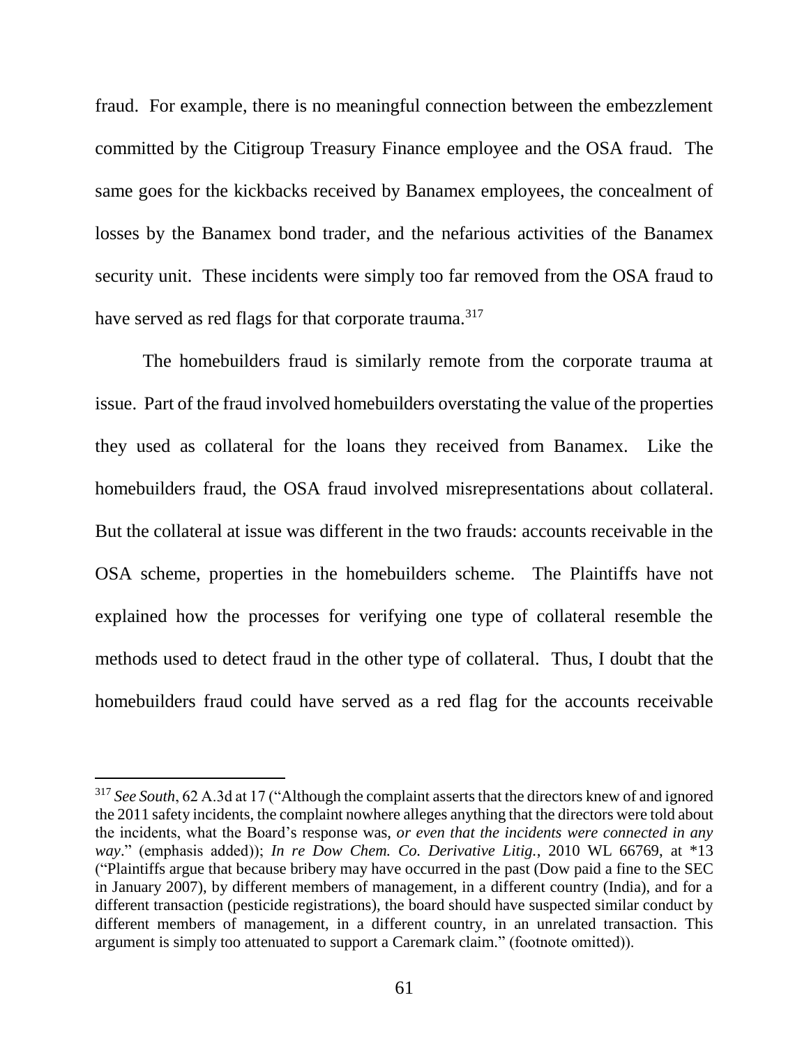fraud. For example, there is no meaningful connection between the embezzlement committed by the Citigroup Treasury Finance employee and the OSA fraud. The same goes for the kickbacks received by Banamex employees, the concealment of losses by the Banamex bond trader, and the nefarious activities of the Banamex security unit. These incidents were simply too far removed from the OSA fraud to have served as red flags for that corporate trauma.[317]

The homebuilders fraud is similarly remote from the corporate trauma at issue. Part of the fraud involved homebuilders overstating the value of the properties they used as collateral for the loans they received from Banamex. Like the homebuilders fraud, the OSA fraud involved misrepresentations about collateral. But the collateral at issue was different in the two frauds: accounts receivable in the OSA scheme, properties in the homebuilders scheme. The Plaintiffs have not explained how the processes for verifying one type of collateral resemble the methods used to detect fraud in the other type of collateral. Thus, I doubt that the homebuilders fraud could have served as a red flag for the accounts receivable

---

[317] *See South*, 62 A.3d at 17 ("Although the complaint asserts that the directors knew of and ignored the 2011 safety incidents, the complaint nowhere alleges anything that the directors were told about the incidents, what the Board's response was, *or even that the incidents were connected in any way*." (emphasis added)); *In re Dow Chem. Co. Derivative Litig.*, 2010 WL 66769, at *13 ("Plaintiffs argue that because bribery may have occurred in the past (Dow paid a fine to the SEC in January 2007), by different members of management, in a different country (India), and for a different transaction (pesticide registrations), the board should have suspected similar conduct by different members of management, in a different country, in an unrelated transaction. This argument is simply too attenuated to support a Caremark claim." (footnote omitted)).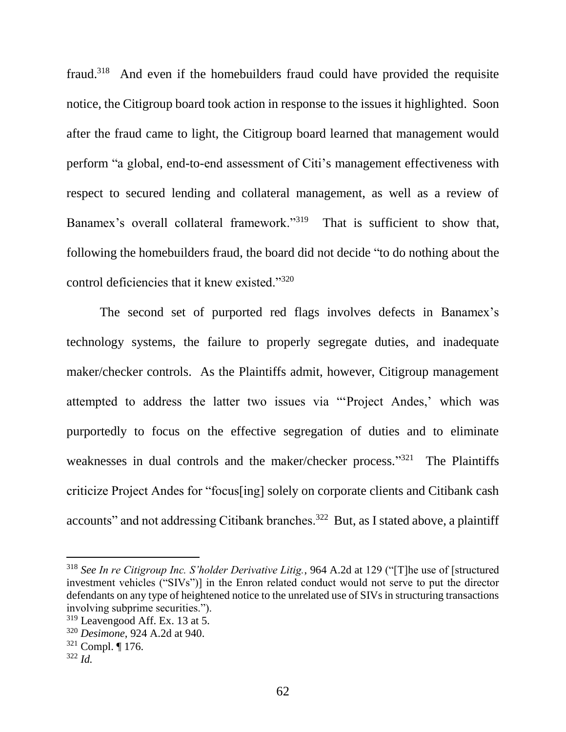fraud.[318] And even if the homebuilders fraud could have provided the requisite notice, the Citigroup board took action in response to the issues it highlighted. Soon after the fraud came to light, the Citigroup board learned that management would perform "a global, end-to-end assessment of Citi's management effectiveness with respect to secured lending and collateral management, as well as a review of Banamex's overall collateral framework."[319] That is sufficient to show that, following the homebuilders fraud, the board did not decide "to do nothing about the control deficiencies that it knew existed."[320]

The second set of purported red flags involves defects in Banamex's technology systems, the failure to properly segregate duties, and inadequate maker/checker controls. As the Plaintiffs admit, however, Citigroup management attempted to address the latter two issues via "'Project Andes,' which was purportedly to focus on the effective segregation of duties and to eliminate weaknesses in dual controls and the maker/checker process."[321] The Plaintiffs criticize Project Andes for "focus[ing] solely on corporate clients and Citibank cash accounts" and not addressing Citibank branches.[322] But, as I stated above, a plaintiff

---

[318] *See In re Citigroup Inc. S'holder Derivative Litig.*, 964 A.2d at 129 ("[T]he use of [structured investment vehicles ("SIVs")] in the Enron related conduct would not serve to put the director defendants on any type of heightened notice to the unrelated use of SIVs in structuring transactions involving subprime securities.").

[319] Leavengood Aff. Ex. 13 at 5.

[320] *Desimone*, 924 A.2d at 940.

[321] Compl. ¶ 176.

[322] *Id.*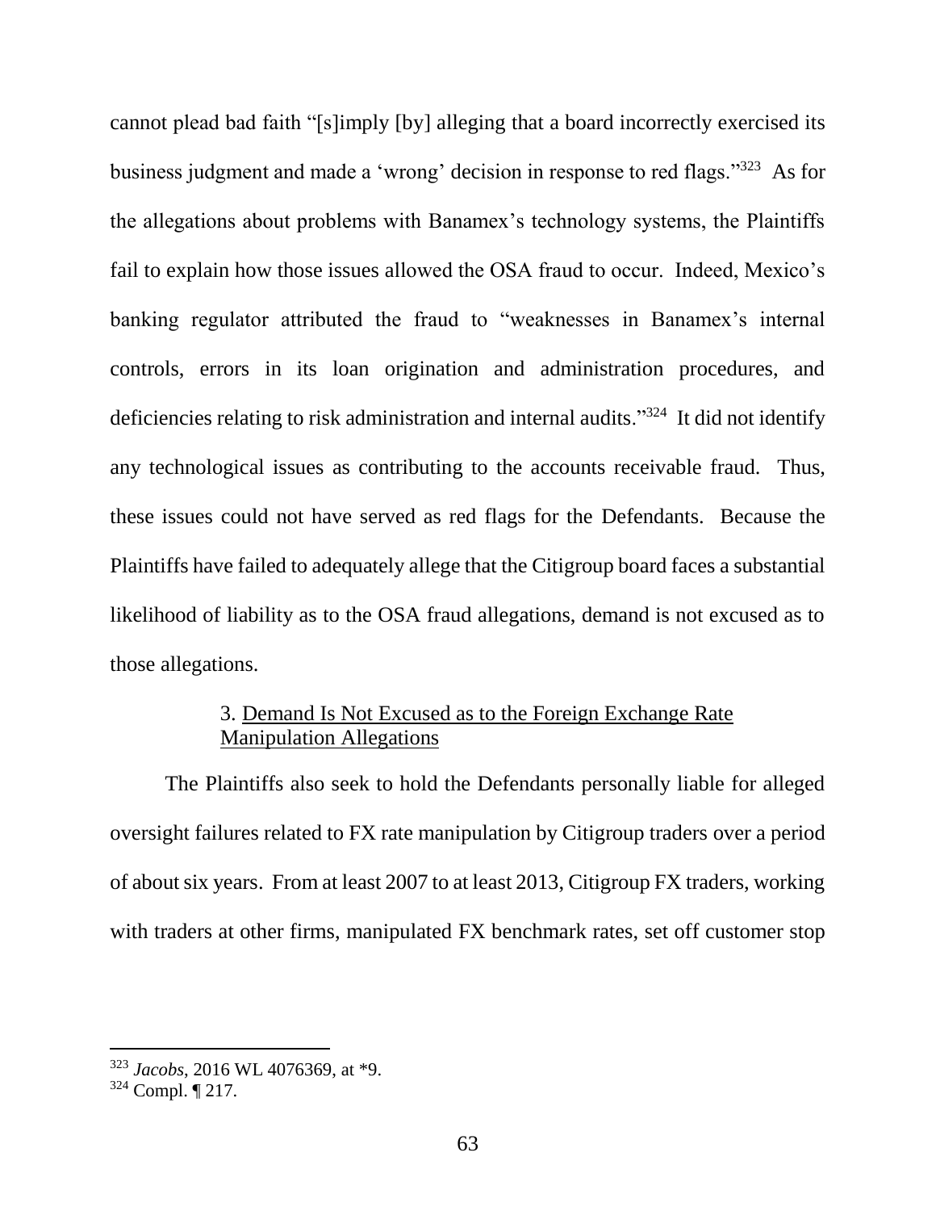cannot plead bad faith "[s]imply [by] alleging that a board incorrectly exercised its business judgment and made a 'wrong' decision in response to red flags."[323] As for the allegations about problems with Banamex's technology systems, the Plaintiffs fail to explain how those issues allowed the OSA fraud to occur. Indeed, Mexico's banking regulator attributed the fraud to "weaknesses in Banamex's internal controls, errors in its loan origination and administration procedures, and deficiencies relating to risk administration and internal audits."[324] It did not identify any technological issues as contributing to the accounts receivable fraud. Thus, these issues could not have served as red flags for the Defendants. Because the Plaintiffs have failed to adequately allege that the Citigroup board faces a substantial likelihood of liability as to the OSA fraud allegations, demand is not excused as to those allegations.

### 3. Demand Is Not Excused as to the Foreign Exchange Rate Manipulation Allegations

The Plaintiffs also seek to hold the Defendants personally liable for alleged oversight failures related to FX rate manipulation by Citigroup traders over a period of about six years. From at least 2007 to at least 2013, Citigroup FX traders, working with traders at other firms, manipulated FX benchmark rates, set off customer stop

---

[323] *Jacobs*, 2016 WL 4076369, at *9.

[324] Compl. ¶ 217.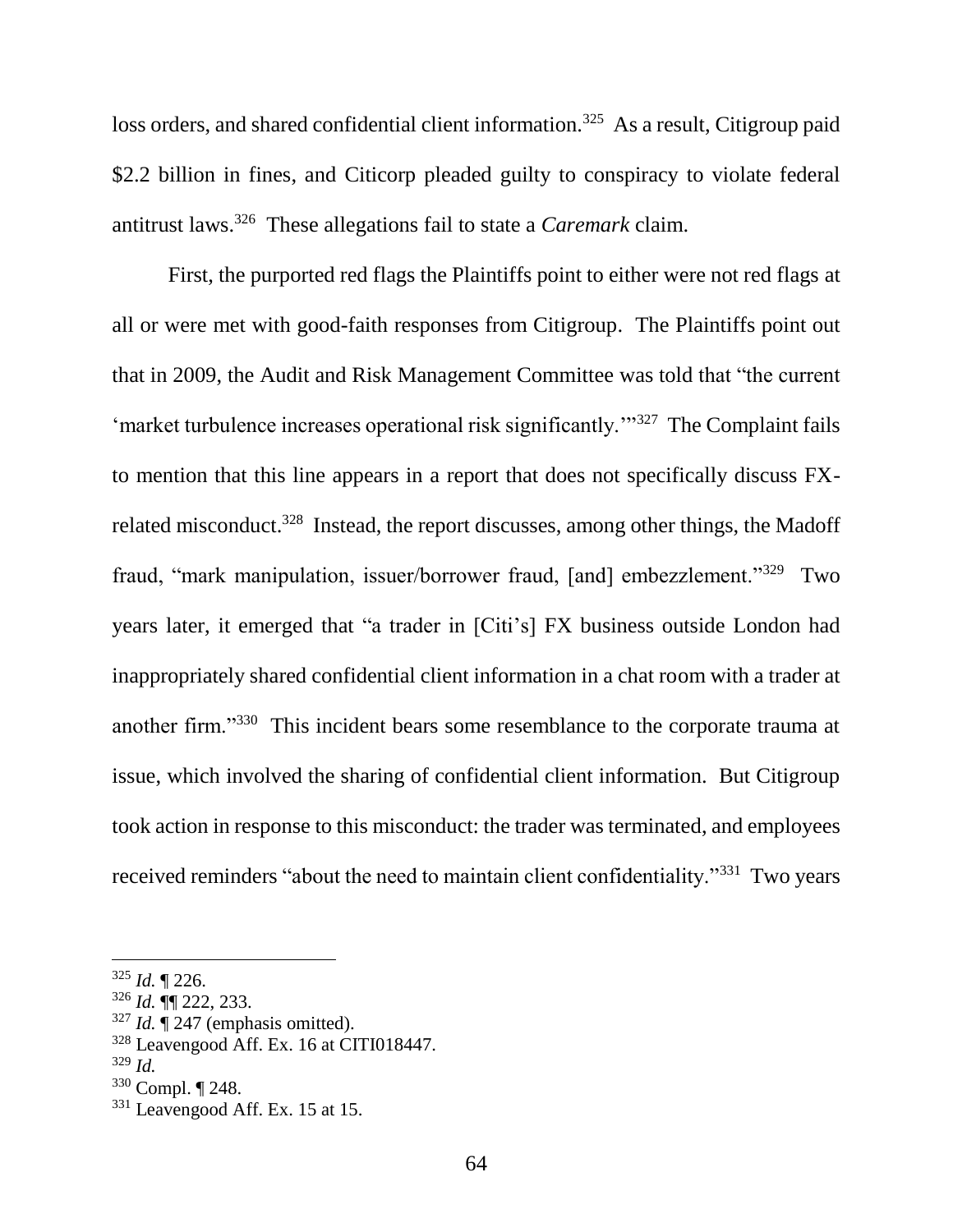loss orders, and shared confidential client information.[325] As a result, Citigroup paid $2.2 billion in fines, and Citicorp pleaded guilty to conspiracy to violate federal antitrust laws.[326] These allegations fail to state a *Caremark* claim.

First, the purported red flags the Plaintiffs point to either were not red flags at all or were met with good-faith responses from Citigroup. The Plaintiffs point out that in 2009, the Audit and Risk Management Committee was told that "the current 'market turbulence increases operational risk significantly.'"[327] The Complaint fails to mention that this line appears in a report that does not specifically discuss FX-related misconduct.[328] Instead, the report discusses, among other things, the Madoff fraud, "mark manipulation, issuer/borrower fraud, [and] embezzlement."[329] Two years later, it emerged that "a trader in [Citi's] FX business outside London had inappropriately shared confidential client information in a chat room with a trader at another firm."[330] This incident bears some resemblance to the corporate trauma at issue, which involved the sharing of confidential client information. But Citigroup took action in response to this misconduct: the trader was terminated, and employees received reminders "about the need to maintain client confidentiality."[331] Two years

---

[325] *Id.* ¶ 226.

[326] *Id.* ¶¶ 222, 233.

[327] *Id.* ¶ 247 (emphasis omitted).

[328] Leavengood Aff. Ex. 16 at CITI018447.

[329] *Id.*

[330] Compl. ¶ 248.

[331] Leavengood Aff. Ex. 15 at 15.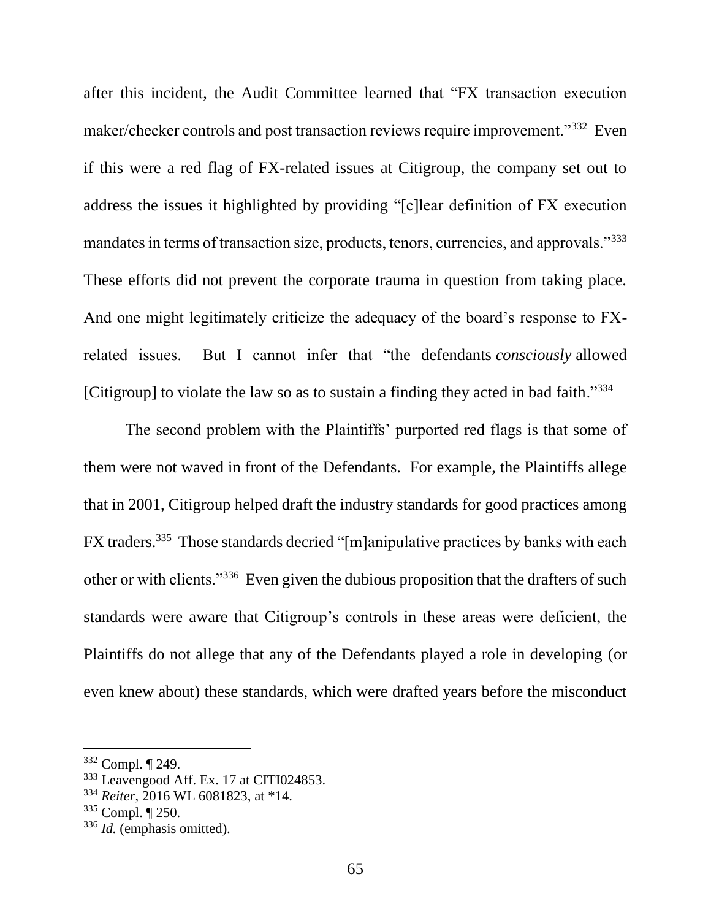after this incident, the Audit Committee learned that "FX transaction execution maker/checker controls and post transaction reviews require improvement."[332] Even if this were a red flag of FX-related issues at Citigroup, the company set out to address the issues it highlighted by providing "[c]lear definition of FX execution mandates in terms of transaction size, products, tenors, currencies, and approvals."[333] These efforts did not prevent the corporate trauma in question from taking place. And one might legitimately criticize the adequacy of the board's response to FX-related issues. But I cannot infer that "the defendants *consciously* allowed [Citigroup] to violate the law so as to sustain a finding they acted in bad faith."[334]

The second problem with the Plaintiffs' purported red flags is that some of them were not waved in front of the Defendants. For example, the Plaintiffs allege that in 2001, Citigroup helped draft the industry standards for good practices among FX traders.[335] Those standards decried "[m]anipulative practices by banks with each other or with clients."[336] Even given the dubious proposition that the drafters of such standards were aware that Citigroup's controls in these areas were deficient, the Plaintiffs do not allege that any of the Defendants played a role in developing (or even knew about) these standards, which were drafted years before the misconduct

---

[332] Compl. ¶ 249.

[333] Leavengood Aff. Ex. 17 at CITI024853.

[334] *Reiter*, 2016 WL 6081823, at *14.

[335] Compl. ¶ 250.

[336] *Id.* (emphasis omitted).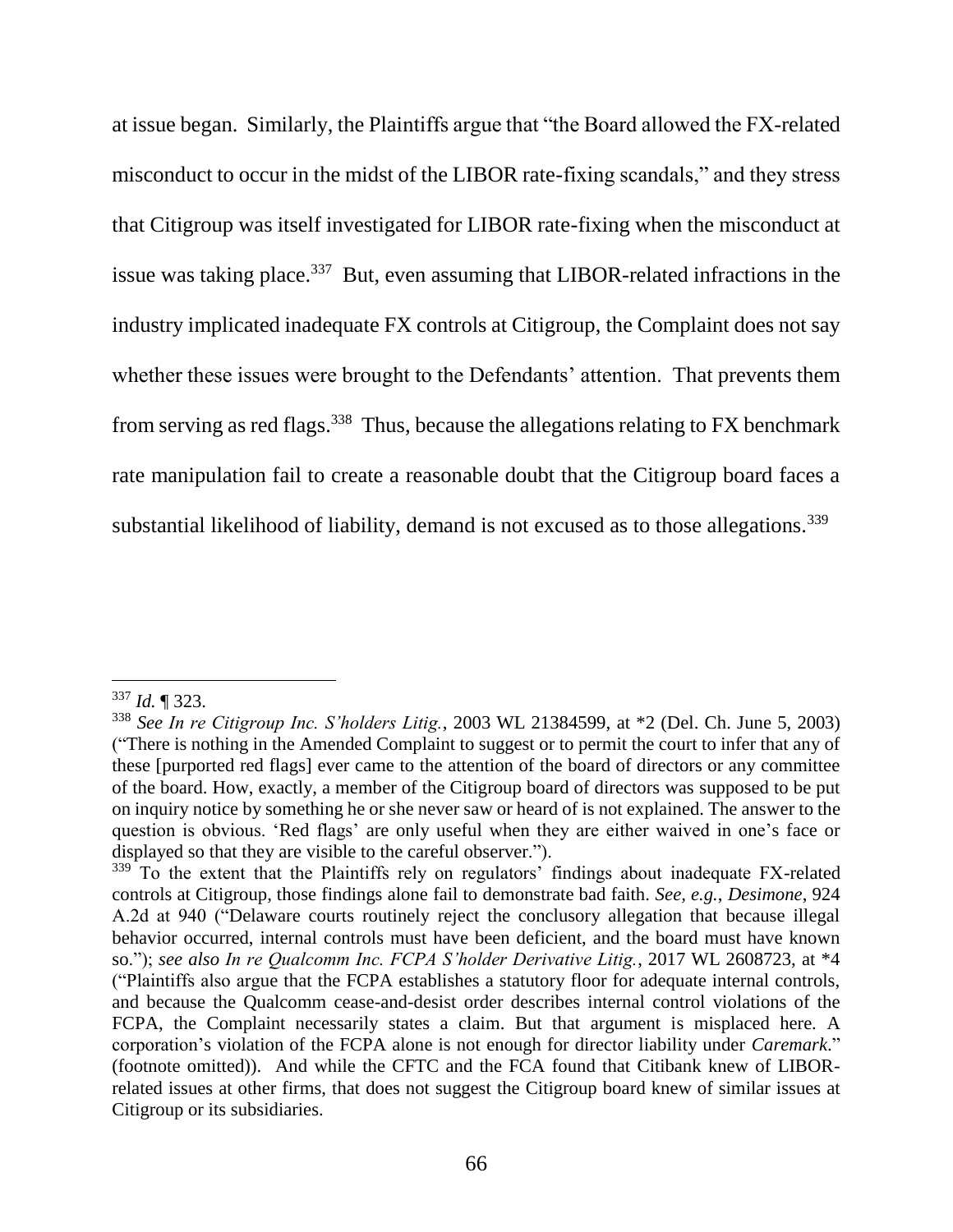at issue began. Similarly, the Plaintiffs argue that "the Board allowed the FX-related misconduct to occur in the midst of the LIBOR rate-fixing scandals," and they stress that Citigroup was itself investigated for LIBOR rate-fixing when the misconduct at issue was taking place.[337] But, even assuming that LIBOR-related infractions in the industry implicated inadequate FX controls at Citigroup, the Complaint does not say whether these issues were brought to the Defendants' attention. That prevents them from serving as red flags.[338] Thus, because the allegations relating to FX benchmark rate manipulation fail to create a reasonable doubt that the Citigroup board faces a substantial likelihood of liability, demand is not excused as to those allegations.[339]

---

[337] *Id.* ¶ 323.

[338] *See In re Citigroup Inc. S'holders Litig.*, 2003 WL 21384599, at *2 (Del. Ch. June 5, 2003) ("There is nothing in the Amended Complaint to suggest or to permit the court to infer that any of these [purported red flags] ever came to the attention of the board of directors or any committee of the board. How, exactly, a member of the Citigroup board of directors was supposed to be put on inquiry notice by something he or she never saw or heard of is not explained. The answer to the question is obvious. 'Red flags' are only useful when they are either waived in one's face or displayed so that they are visible to the careful observer.").

[339] To the extent that the Plaintiffs rely on regulators' findings about inadequate FX-related controls at Citigroup, those findings alone fail to demonstrate bad faith. *See, e.g.*, *Desimone*, 924 A.2d at 940 ("Delaware courts routinely reject the conclusory allegation that because illegal behavior occurred, internal controls must have been deficient, and the board must have known so."); *see also In re Qualcomm Inc. FCPA S'holder Derivative Litig.*, 2017 WL 2608723, at *4 ("Plaintiffs also argue that the FCPA establishes a statutory floor for adequate internal controls, and because the Qualcomm cease-and-desist order describes internal control violations of the FCPA, the Complaint necessarily states a claim. But that argument is misplaced here. A corporation's violation of the FCPA alone is not enough for director liability under *Caremark*." (footnote omitted)). And while the CFTC and the FCA found that Citibank knew of LIBOR-related issues at other firms, that does not suggest the Citigroup board knew of similar issues at Citigroup or its subsidiaries.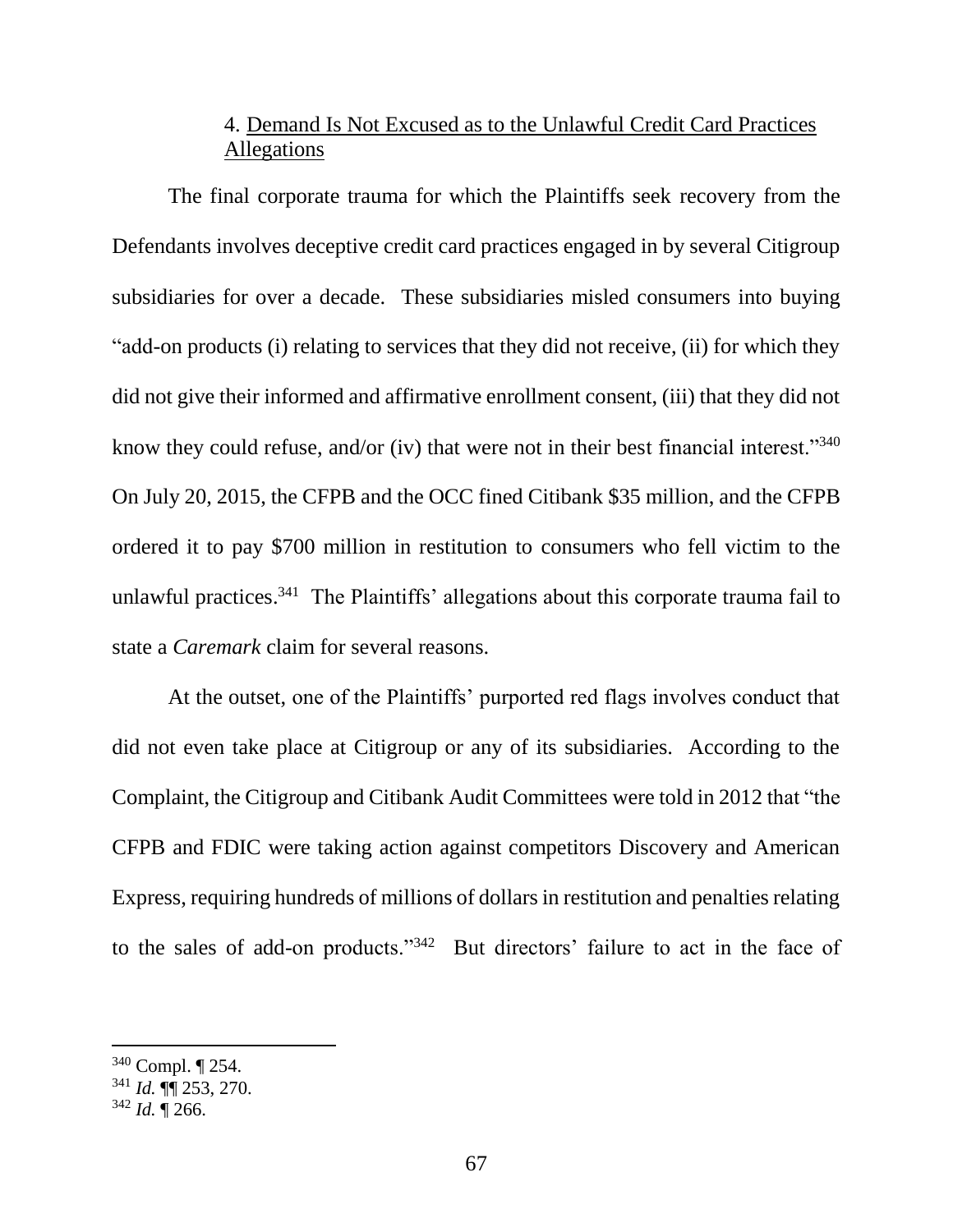4. Demand Is Not Excused as to the Unlawful Credit Card Practices Allegations

The final corporate trauma for which the Plaintiffs seek recovery from the Defendants involves deceptive credit card practices engaged in by several Citigroup subsidiaries for over a decade. These subsidiaries misled consumers into buying "add-on products (i) relating to services that they did not receive, (ii) for which they did not give their informed and affirmative enrollment consent, (iii) that they did not know they could refuse, and/or (iv) that were not in their best financial interest."[340] On July 20, 2015, the CFPB and the OCC fined Citibank $35 million, and the CFPB ordered it to pay $700 million in restitution to consumers who fell victim to the unlawful practices.[341] The Plaintiffs' allegations about this corporate trauma fail to state a *Caremark* claim for several reasons.

At the outset, one of the Plaintiffs' purported red flags involves conduct that did not even take place at Citigroup or any of its subsidiaries. According to the Complaint, the Citigroup and Citibank Audit Committees were told in 2012 that "the CFPB and FDIC were taking action against competitors Discovery and American Express, requiring hundreds of millions of dollars in restitution and penalties relating to the sales of add-on products."[342] But directors' failure to act in the face of

---

[340] Compl. ¶ 254.

[341] *Id.* ¶¶ 253, 270.

[342] *Id.* ¶ 266.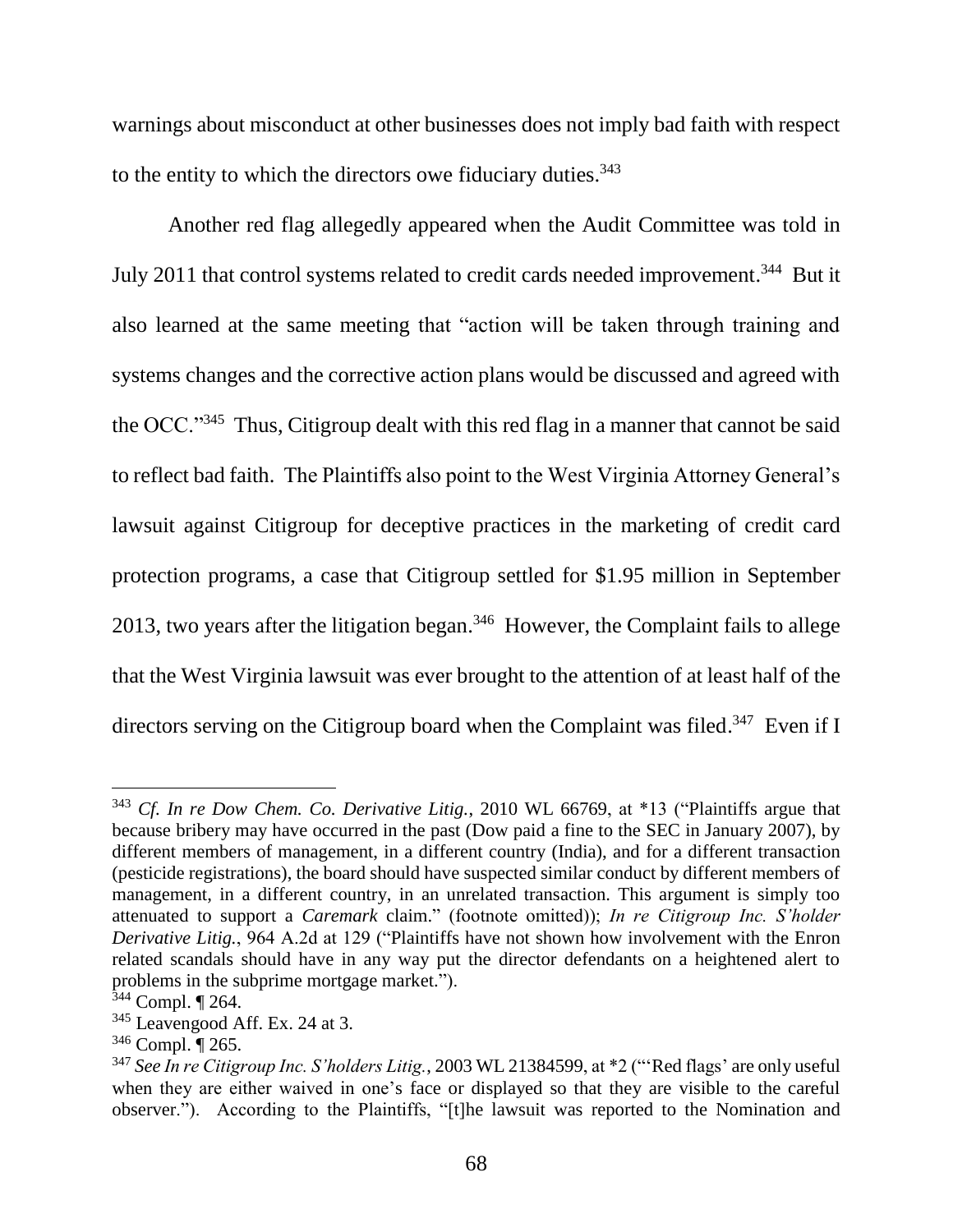warnings about misconduct at other businesses does not imply bad faith with respect to the entity to which the directors owe fiduciary duties.[343]

Another red flag allegedly appeared when the Audit Committee was told in July 2011 that control systems related to credit cards needed improvement.[344] But it also learned at the same meeting that "action will be taken through training and systems changes and the corrective action plans would be discussed and agreed with the OCC."[345] Thus, Citigroup dealt with this red flag in a manner that cannot be said to reflect bad faith. The Plaintiffs also point to the West Virginia Attorney General's lawsuit against Citigroup for deceptive practices in the marketing of credit card protection programs, a case that Citigroup settled for $1.95 million in September 2013, two years after the litigation began.[346] However, the Complaint fails to allege that the West Virginia lawsuit was ever brought to the attention of at least half of the directors serving on the Citigroup board when the Complaint was filed.[347] Even if I

---

[343] *Cf. In re Dow Chem. Co. Derivative Litig.*, 2010 WL 66769, at *13 ("Plaintiffs argue that because bribery may have occurred in the past (Dow paid a fine to the SEC in January 2007), by different members of management, in a different country (India), and for a different transaction (pesticide registrations), the board should have suspected similar conduct by different members of management, in a different country, in an unrelated transaction. This argument is simply too attenuated to support a *Caremark* claim." (footnote omitted)); *In re Citigroup Inc. S'holder Derivative Litig.*, 964 A.2d at 129 ("Plaintiffs have not shown how involvement with the Enron related scandals should have in any way put the director defendants on a heightened alert to problems in the subprime mortgage market.").

[344] Compl. ¶ 264.

[345] Leavengood Aff. Ex. 24 at 3.

[346] Compl. ¶ 265.

[347] *See In re Citigroup Inc. S'holders Litig.*, 2003 WL 21384599, at *2 ("'Red flags' are only useful when they are either waived in one's face or displayed so that they are visible to the careful observer."). According to the Plaintiffs, "[t]he lawsuit was reported to the Nomination and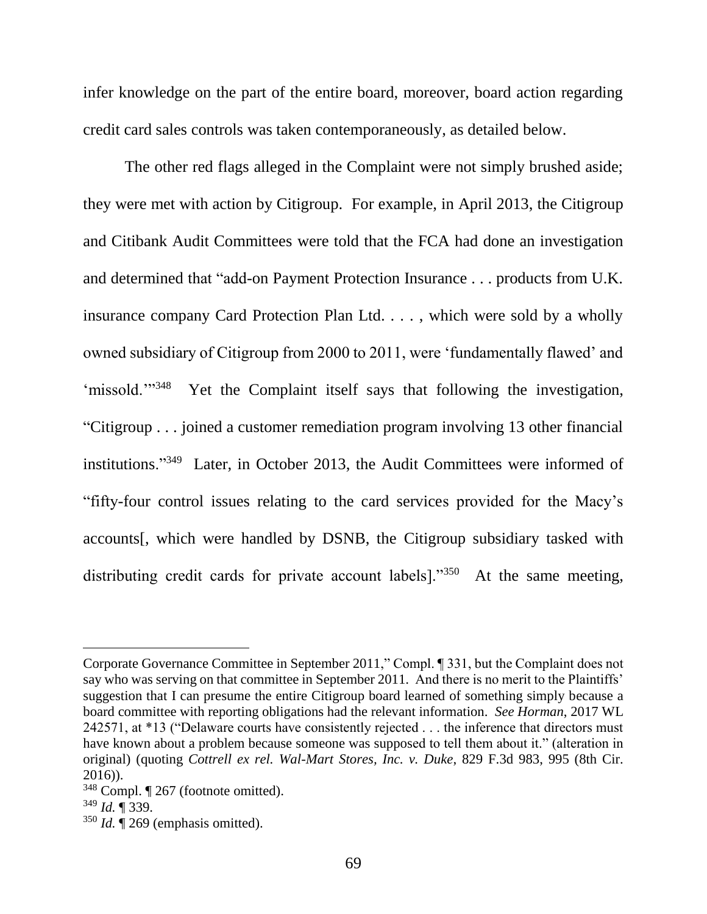infer knowledge on the part of the entire board, moreover, board action regarding credit card sales controls was taken contemporaneously, as detailed below.

The other red flags alleged in the Complaint were not simply brushed aside; they were met with action by Citigroup. For example, in April 2013, the Citigroup and Citibank Audit Committees were told that the FCA had done an investigation and determined that "add-on Payment Protection Insurance . . . products from U.K. insurance company Card Protection Plan Ltd. . . . , which were sold by a wholly owned subsidiary of Citigroup from 2000 to 2011, were 'fundamentally flawed' and 'missold.'"[348] Yet the Complaint itself says that following the investigation, "Citigroup . . . joined a customer remediation program involving 13 other financial institutions."[349] Later, in October 2013, the Audit Committees were informed of "fifty-four control issues relating to the card services provided for the Macy's accounts[, which were handled by DSNB, the Citigroup subsidiary tasked with distributing credit cards for private account labels]."[350] At the same meeting,

---

Corporate Governance Committee in September 2011," Compl. ¶ 331, but the Complaint does not say who was serving on that committee in September 2011. And there is no merit to the Plaintiffs' suggestion that I can presume the entire Citigroup board learned of something simply because a board committee with reporting obligations had the relevant information. *See Horman*, 2017 WL 242571, at *13 ("Delaware courts have consistently rejected . . . the inference that directors must have known about a problem because someone was supposed to tell them about it." (alteration in original) (quoting *Cottrell ex rel. Wal-Mart Stores, Inc. v. Duke*, 829 F.3d 983, 995 (8th Cir. 2016)).

[348] Compl. ¶ 267 (footnote omitted).

[349] *Id.* ¶ 339.

[350] *Id.* ¶ 269 (emphasis omitted).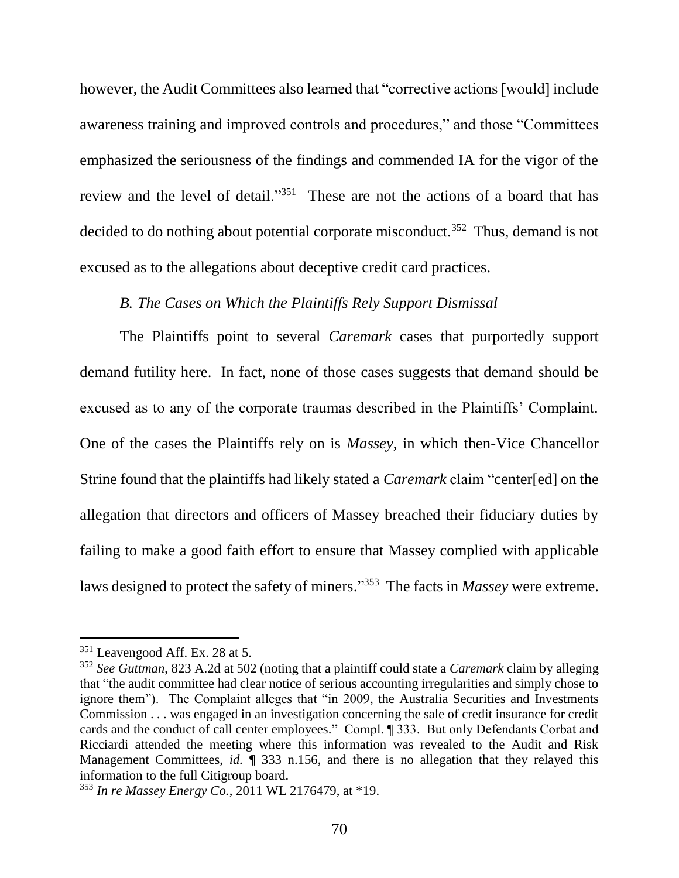however, the Audit Committees also learned that "corrective actions [would] include awareness training and improved controls and procedures," and those "Committees emphasized the seriousness of the findings and commended IA for the vigor of the review and the level of detail."[351] These are not the actions of a board that has decided to do nothing about potential corporate misconduct.[352] Thus, demand is not excused as to the allegations about deceptive credit card practices.

### *B. The Cases on Which the Plaintiffs Rely Support Dismissal*

The Plaintiffs point to several *Caremark* cases that purportedly support demand futility here. In fact, none of those cases suggests that demand should be excused as to any of the corporate traumas described in the Plaintiffs' Complaint. One of the cases the Plaintiffs rely on is *Massey*, in which then-Vice Chancellor Strine found that the plaintiffs had likely stated a *Caremark* claim "center[ed] on the allegation that directors and officers of Massey breached their fiduciary duties by failing to make a good faith effort to ensure that Massey complied with applicable laws designed to protect the safety of miners."[353] The facts in *Massey* were extreme.

---

[351] Leavengood Aff. Ex. 28 at 5.

[352] *See Guttman*, 823 A.2d at 502 (noting that a plaintiff could state a *Caremark* claim by alleging that "the audit committee had clear notice of serious accounting irregularities and simply chose to ignore them"). The Complaint alleges that "in 2009, the Australia Securities and Investments Commission . . . was engaged in an investigation concerning the sale of credit insurance for credit cards and the conduct of call center employees." Compl. ¶ 333. But only Defendants Corbat and Ricciardi attended the meeting where this information was revealed to the Audit and Risk Management Committees, *id.* ¶ 333 n.156, and there is no allegation that they relayed this information to the full Citigroup board.

[353] *In re Massey Energy Co.*, 2011 WL 2176479, at *19.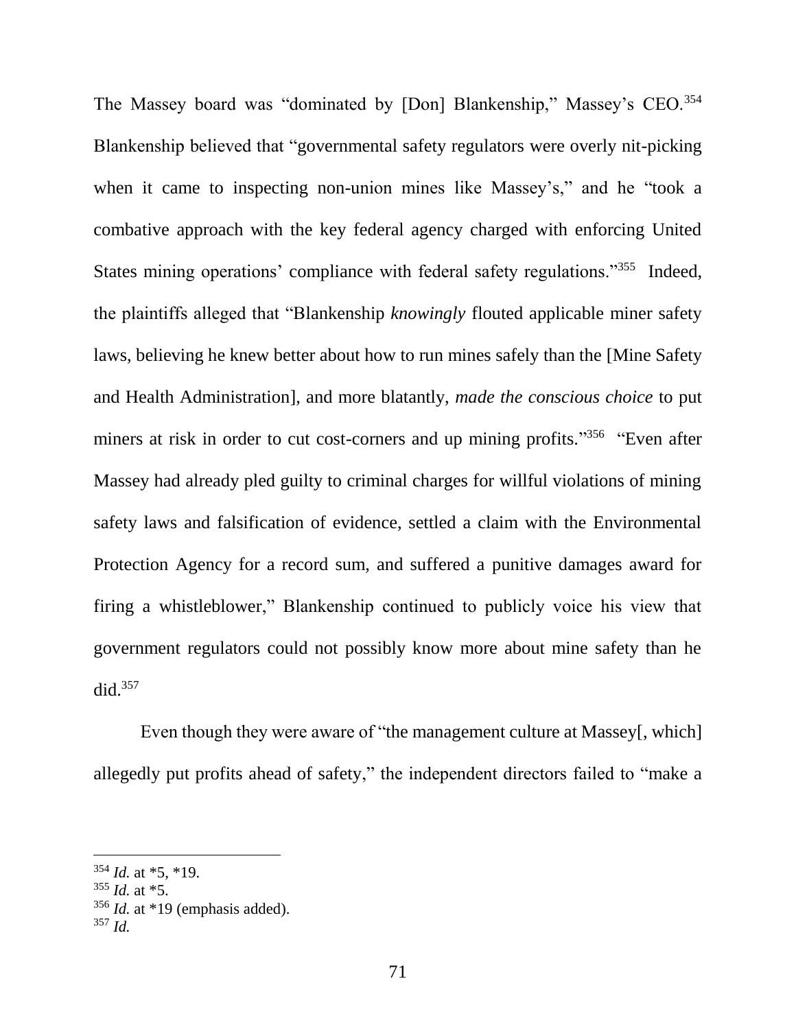The Massey board was "dominated by [Don] Blankenship," Massey's CEO.[354] Blankenship believed that "governmental safety regulators were overly nit-picking when it came to inspecting non-union mines like Massey's," and he "took a combative approach with the key federal agency charged with enforcing United States mining operations' compliance with federal safety regulations."[355] Indeed, the plaintiffs alleged that "Blankenship *knowingly* flouted applicable miner safety laws, believing he knew better about how to run mines safely than the [Mine Safety and Health Administration], and more blatantly, *made the conscious choice* to put miners at risk in order to cut cost-corners and up mining profits."[356] "Even after Massey had already pled guilty to criminal charges for willful violations of mining safety laws and falsification of evidence, settled a claim with the Environmental Protection Agency for a record sum, and suffered a punitive damages award for firing a whistleblower," Blankenship continued to publicly voice his view that government regulators could not possibly know more about mine safety than he did.[357]

Even though they were aware of "the management culture at Massey[, which] allegedly put profits ahead of safety," the independent directors failed to "make a

---

[354] *Id.* at *5, *19.

[355] *Id.* at *5.

[356] *Id.* at *19 (emphasis added).

[357] *Id.*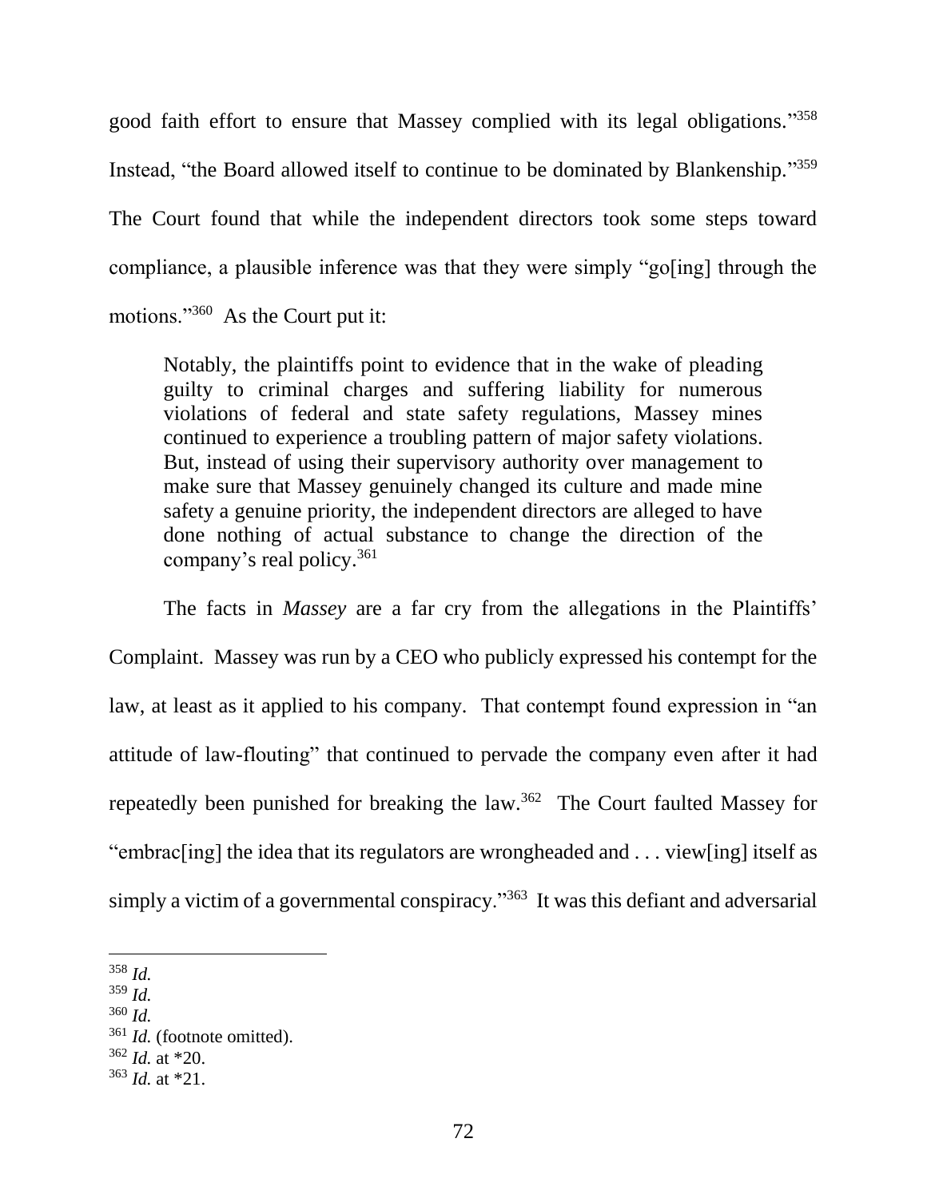good faith effort to ensure that Massey complied with its legal obligations."[358] Instead, "the Board allowed itself to continue to be dominated by Blankenship."[359] The Court found that while the independent directors took some steps toward compliance, a plausible inference was that they were simply "go[ing] through the motions."[360] As the Court put it:

> Notably, the plaintiffs point to evidence that in the wake of pleading guilty to criminal charges and suffering liability for numerous violations of federal and state safety regulations, Massey mines continued to experience a troubling pattern of major safety violations. But, instead of using their supervisory authority over management to make sure that Massey genuinely changed its culture and made mine safety a genuine priority, the independent directors are alleged to have done nothing of actual substance to change the direction of the company's real policy.[361]

The facts in *Massey* are a far cry from the allegations in the Plaintiffs' Complaint. Massey was run by a CEO who publicly expressed his contempt for the law, at least as it applied to his company. That contempt found expression in "an attitude of law-flouting" that continued to pervade the company even after it had repeatedly been punished for breaking the law.[362] The Court faulted Massey for "embrac[ing] the idea that its regulators are wrongheaded and . . . view[ing] itself as simply a victim of a governmental conspiracy."[363] It was this defiant and adversarial

---

[358] *Id.*

[359] *Id.*

[360] *Id.*

[361] *Id.* (footnote omitted).

[362] *Id.* at *20.

[363] *Id.* at *21.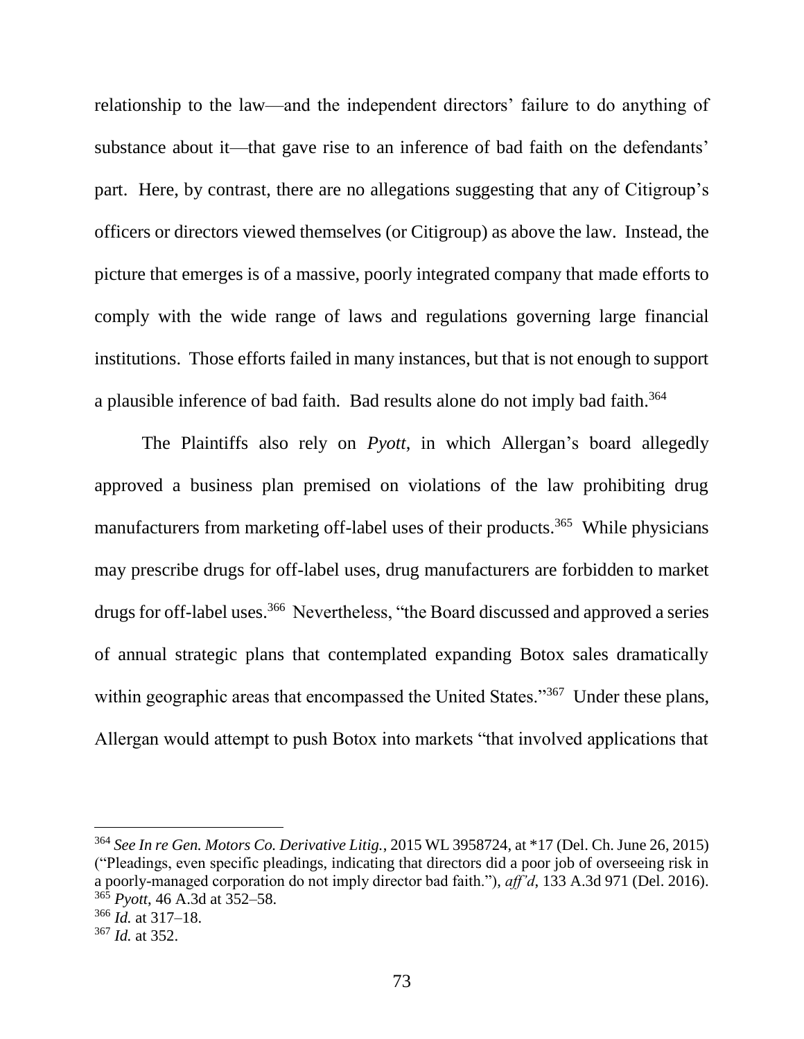relationship to the law—and the independent directors' failure to do anything of substance about it—that gave rise to an inference of bad faith on the defendants' part. Here, by contrast, there are no allegations suggesting that any of Citigroup's officers or directors viewed themselves (or Citigroup) as above the law. Instead, the picture that emerges is of a massive, poorly integrated company that made efforts to comply with the wide range of laws and regulations governing large financial institutions. Those efforts failed in many instances, but that is not enough to support a plausible inference of bad faith. Bad results alone do not imply bad faith.[364]

The Plaintiffs also rely on *Pyott*, in which Allergan's board allegedly approved a business plan premised on violations of the law prohibiting drug manufacturers from marketing off-label uses of their products.[365] While physicians may prescribe drugs for off-label uses, drug manufacturers are forbidden to market drugs for off-label uses.[366] Nevertheless, "the Board discussed and approved a series of annual strategic plans that contemplated expanding Botox sales dramatically within geographic areas that encompassed the United States."[367] Under these plans, Allergan would attempt to push Botox into markets "that involved applications that

---

[364] *See In re Gen. Motors Co. Derivative Litig.*, 2015 WL 3958724, at *17 (Del. Ch. June 26, 2015) ("Pleadings, even specific pleadings, indicating that directors did a poor job of overseeing risk in a poorly-managed corporation do not imply director bad faith."), *aff'd*, 133 A.3d 971 (Del. 2016).

[365] *Pyott*, 46 A.3d at 352–58.

[366] *Id.* at 317–18.

[367] *Id.* at 352.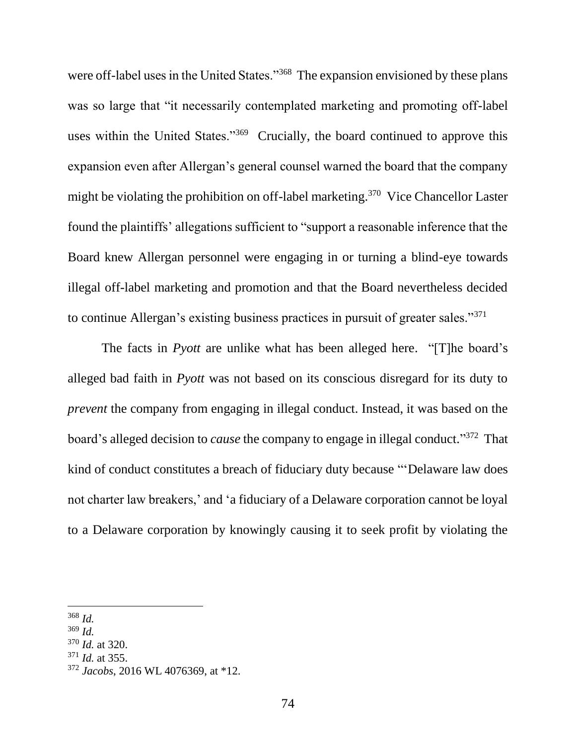were off-label uses in the United States."[368] The expansion envisioned by these plans was so large that "it necessarily contemplated marketing and promoting off-label uses within the United States."[369] Crucially, the board continued to approve this expansion even after Allergan's general counsel warned the board that the company might be violating the prohibition on off-label marketing.[370] Vice Chancellor Laster found the plaintiffs' allegations sufficient to "support a reasonable inference that the Board knew Allergan personnel were engaging in or turning a blind-eye towards illegal off-label marketing and promotion and that the Board nevertheless decided to continue Allergan's existing business practices in pursuit of greater sales."[371]

The facts in *Pyott* are unlike what has been alleged here. "[T]he board's alleged bad faith in *Pyott* was not based on its conscious disregard for its duty to *prevent* the company from engaging in illegal conduct. Instead, it was based on the board's alleged decision to *cause* the company to engage in illegal conduct."[372] That kind of conduct constitutes a breach of fiduciary duty because "'Delaware law does not charter law breakers,' and 'a fiduciary of a Delaware corporation cannot be loyal to a Delaware corporation by knowingly causing it to seek profit by violating the

---

[368] *Id.*

[369] *Id.*

[370] *Id.* at 320.

[371] *Id.* at 355.

[372] *Jacobs*, 2016 WL 4076369, at *12.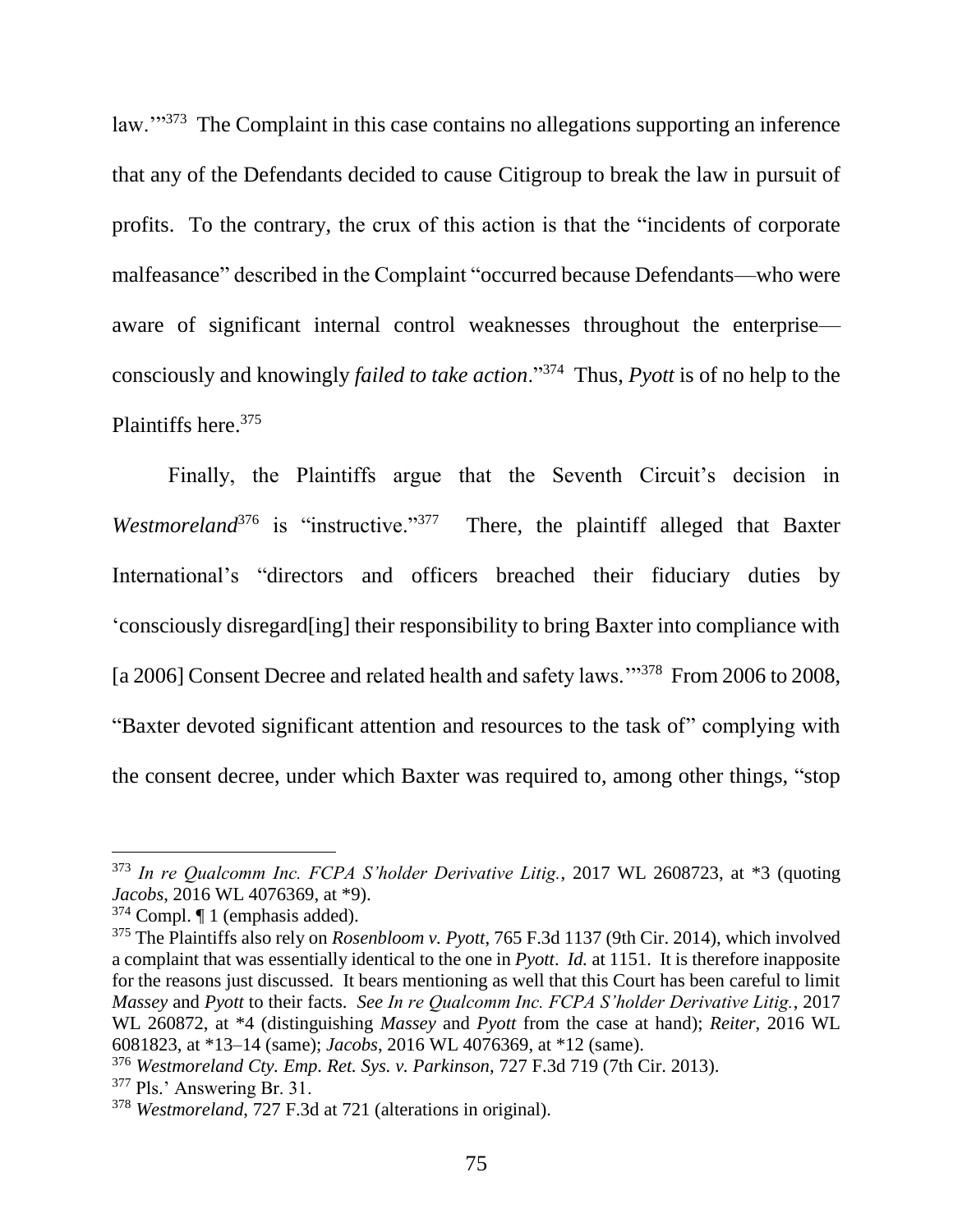law.'"[373] The Complaint in this case contains no allegations supporting an inference that any of the Defendants decided to cause Citigroup to break the law in pursuit of profits. To the contrary, the crux of this action is that the "incidents of corporate malfeasance" described in the Complaint "occurred because Defendants—who were aware of significant internal control weaknesses throughout the enterprise—consciously and knowingly *failed to take action*."[374] Thus, *Pyott* is of no help to the Plaintiffs here.[375]

Finally, the Plaintiffs argue that the Seventh Circuit's decision in *Westmoreland*[376] is "instructive."[377] There, the plaintiff alleged that Baxter International's "directors and officers breached their fiduciary duties by 'consciously disregard[ing] their responsibility to bring Baxter into compliance with [a 2006] Consent Decree and related health and safety laws.'"[378] From 2006 to 2008, "Baxter devoted significant attention and resources to the task of" complying with the consent decree, under which Baxter was required to, among other things, "stop

---

[373] *In re Qualcomm Inc. FCPA S'holder Derivative Litig.*, 2017 WL 2608723, at *3 (quoting *Jacobs*, 2016 WL 4076369, at *9).

[374] Compl. ¶ 1 (emphasis added).

[375] The Plaintiffs also rely on *Rosenbloom v. Pyott*, 765 F.3d 1137 (9th Cir. 2014), which involved a complaint that was essentially identical to the one in *Pyott*. *Id.* at 1151. It is therefore inapposite for the reasons just discussed. It bears mentioning as well that this Court has been careful to limit *Massey* and *Pyott* to their facts. *See In re Qualcomm Inc. FCPA S'holder Derivative Litig.*, 2017 WL 260872, at *4 (distinguishing *Massey* and *Pyott* from the case at hand); *Reiter*, 2016 WL 6081823, at *13–14 (same); *Jacobs*, 2016 WL 4076369, at *12 (same).

[376] *Westmoreland Cty. Emp. Ret. Sys. v. Parkinson*, 727 F.3d 719 (7th Cir. 2013).

[377] Pls.' Answering Br. 31.

[378] *Westmoreland*, 727 F.3d at 721 (alterations in original).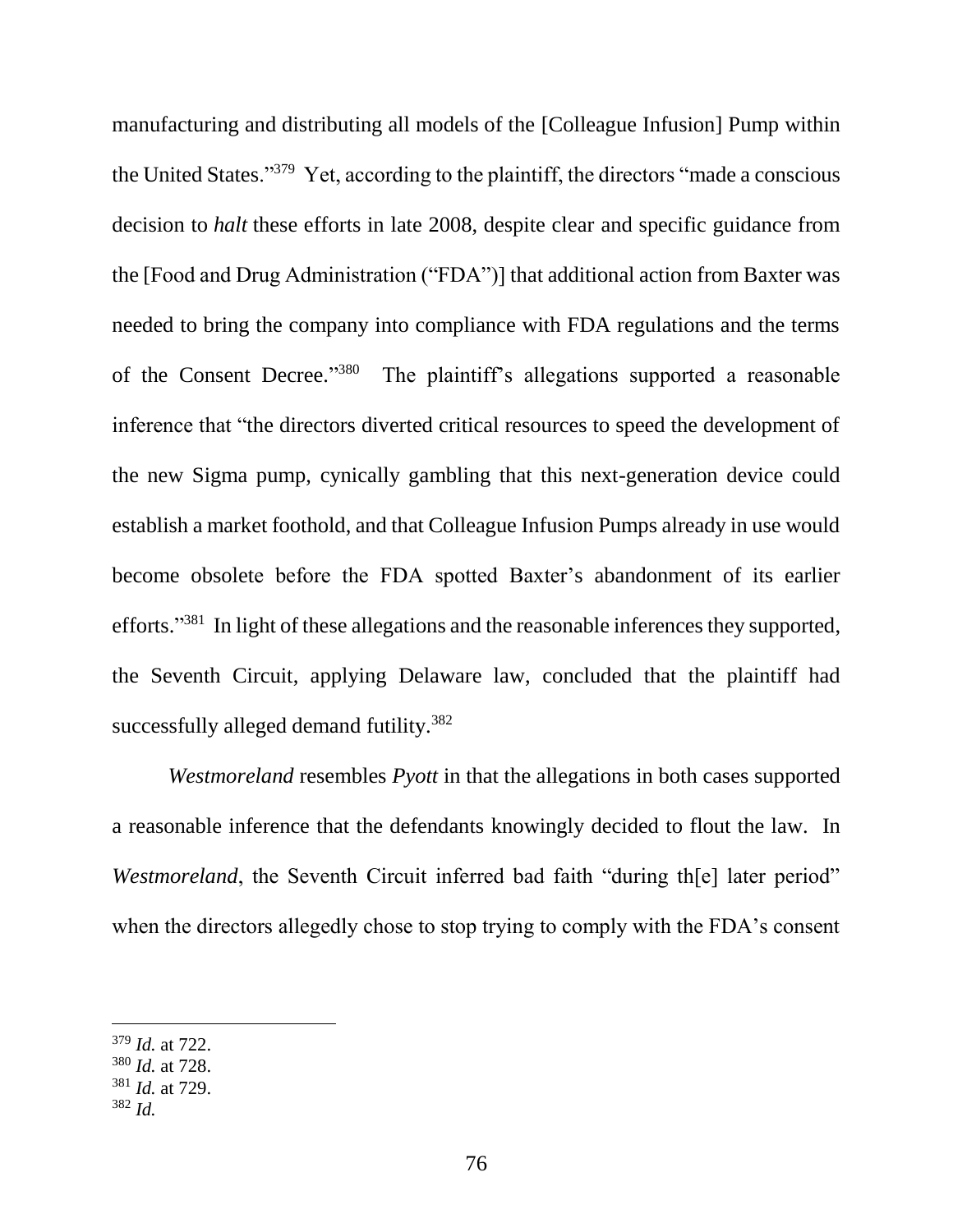manufacturing and distributing all models of the [Colleague Infusion] Pump within the United States."[379] Yet, according to the plaintiff, the directors "made a conscious decision to *halt* these efforts in late 2008, despite clear and specific guidance from the [Food and Drug Administration ("FDA")] that additional action from Baxter was needed to bring the company into compliance with FDA regulations and the terms of the Consent Decree."[380] The plaintiff's allegations supported a reasonable inference that "the directors diverted critical resources to speed the development of the new Sigma pump, cynically gambling that this next-generation device could establish a market foothold, and that Colleague Infusion Pumps already in use would become obsolete before the FDA spotted Baxter's abandonment of its earlier efforts."[381] In light of these allegations and the reasonable inferences they supported, the Seventh Circuit, applying Delaware law, concluded that the plaintiff had successfully alleged demand futility.[382]

*Westmoreland* resembles *Pyott* in that the allegations in both cases supported a reasonable inference that the defendants knowingly decided to flout the law. In *Westmoreland*, the Seventh Circuit inferred bad faith "during th[e] later period" when the directors allegedly chose to stop trying to comply with the FDA's consent

---

[379] *Id.* at 722.

[380] *Id.* at 728.

[381] *Id.* at 729.

[382] *Id.*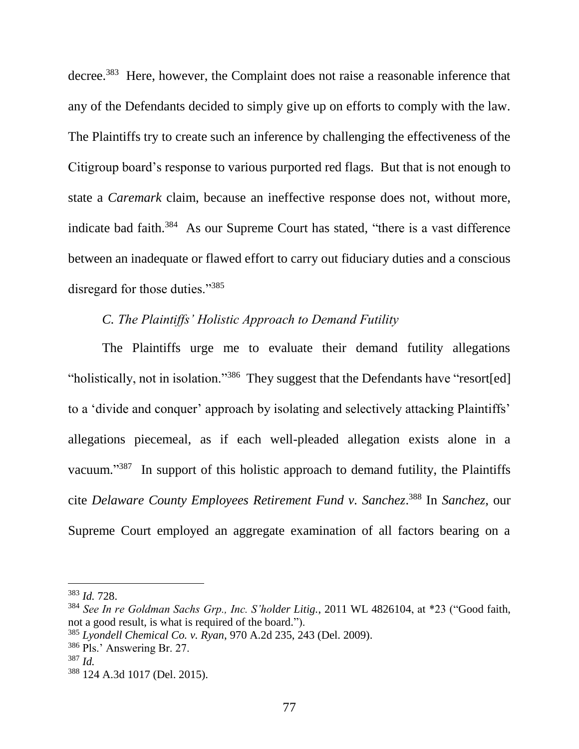decree.[383] Here, however, the Complaint does not raise a reasonable inference that any of the Defendants decided to simply give up on efforts to comply with the law. The Plaintiffs try to create such an inference by challenging the effectiveness of the Citigroup board's response to various purported red flags. But that is not enough to state a *Caremark* claim, because an ineffective response does not, without more, indicate bad faith.[384] As our Supreme Court has stated, "there is a vast difference between an inadequate or flawed effort to carry out fiduciary duties and a conscious disregard for those duties."[385]

### *C. The Plaintiffs' Holistic Approach to Demand Futility*

The Plaintiffs urge me to evaluate their demand futility allegations "holistically, not in isolation."[386] They suggest that the Defendants have "resort[ed] to a 'divide and conquer' approach by isolating and selectively attacking Plaintiffs' allegations piecemeal, as if each well-pleaded allegation exists alone in a vacuum."[387] In support of this holistic approach to demand futility, the Plaintiffs cite *Delaware County Employees Retirement Fund v. Sanchez*.[388] In *Sanchez,* our Supreme Court employed an aggregate examination of all factors bearing on a

---

[383] *Id.* 728.

[384] *See In re Goldman Sachs Grp., Inc. S'holder Litig.*, 2011 WL 4826104, at *23 ("Good faith, not a good result, is what is required of the board.").

[385] *Lyondell Chemical Co. v. Ryan*, 970 A.2d 235, 243 (Del. 2009).

[386] Pls.' Answering Br. 27.

[387] *Id.*

[388] 124 A.3d 1017 (Del. 2015).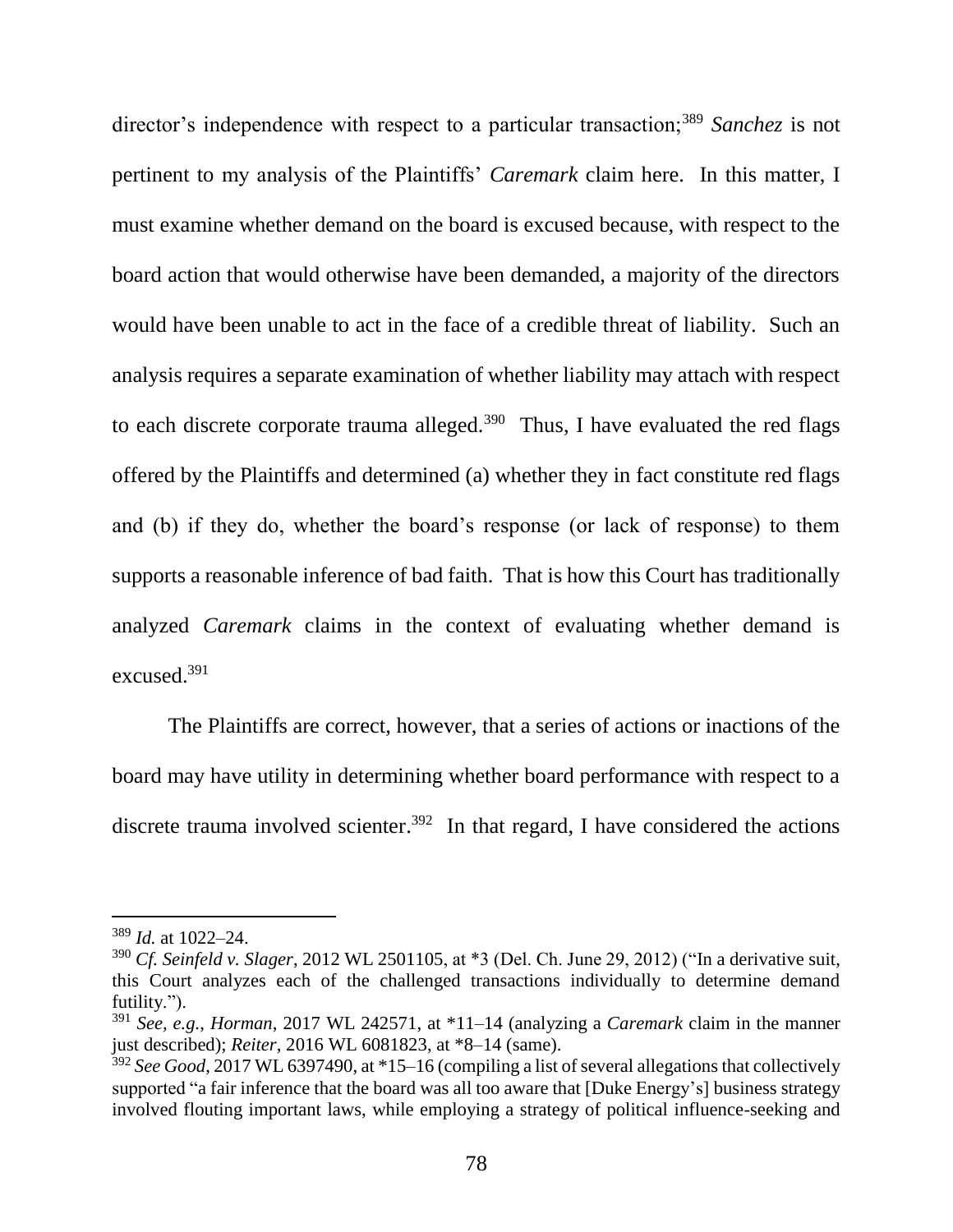director's independence with respect to a particular transaction;[389] *Sanchez* is not pertinent to my analysis of the Plaintiffs' *Caremark* claim here. In this matter, I must examine whether demand on the board is excused because, with respect to the board action that would otherwise have been demanded, a majority of the directors would have been unable to act in the face of a credible threat of liability. Such an analysis requires a separate examination of whether liability may attach with respect to each discrete corporate trauma alleged.[390] Thus, I have evaluated the red flags offered by the Plaintiffs and determined (a) whether they in fact constitute red flags and (b) if they do, whether the board's response (or lack of response) to them supports a reasonable inference of bad faith. That is how this Court has traditionally analyzed *Caremark* claims in the context of evaluating whether demand is excused.[391]

The Plaintiffs are correct, however, that a series of actions or inactions of the board may have utility in determining whether board performance with respect to a discrete trauma involved scienter.[392] In that regard, I have considered the actions

---

[389] *Id.* at 1022–24.

[390] *Cf. Seinfeld v. Slager*, 2012 WL 2501105, at *3 (Del. Ch. June 29, 2012) ("In a derivative suit, this Court analyzes each of the challenged transactions individually to determine demand futility.").

[391] *See, e.g.*, *Horman*, 2017 WL 242571, at *11–14 (analyzing a *Caremark* claim in the manner just described); *Reiter*, 2016 WL 6081823, at *8–14 (same).

[392] *See Good*, 2017 WL 6397490, at *15–16 (compiling a list of several allegations that collectively supported "a fair inference that the board was all too aware that [Duke Energy's] business strategy involved flouting important laws, while employing a strategy of political influence-seeking and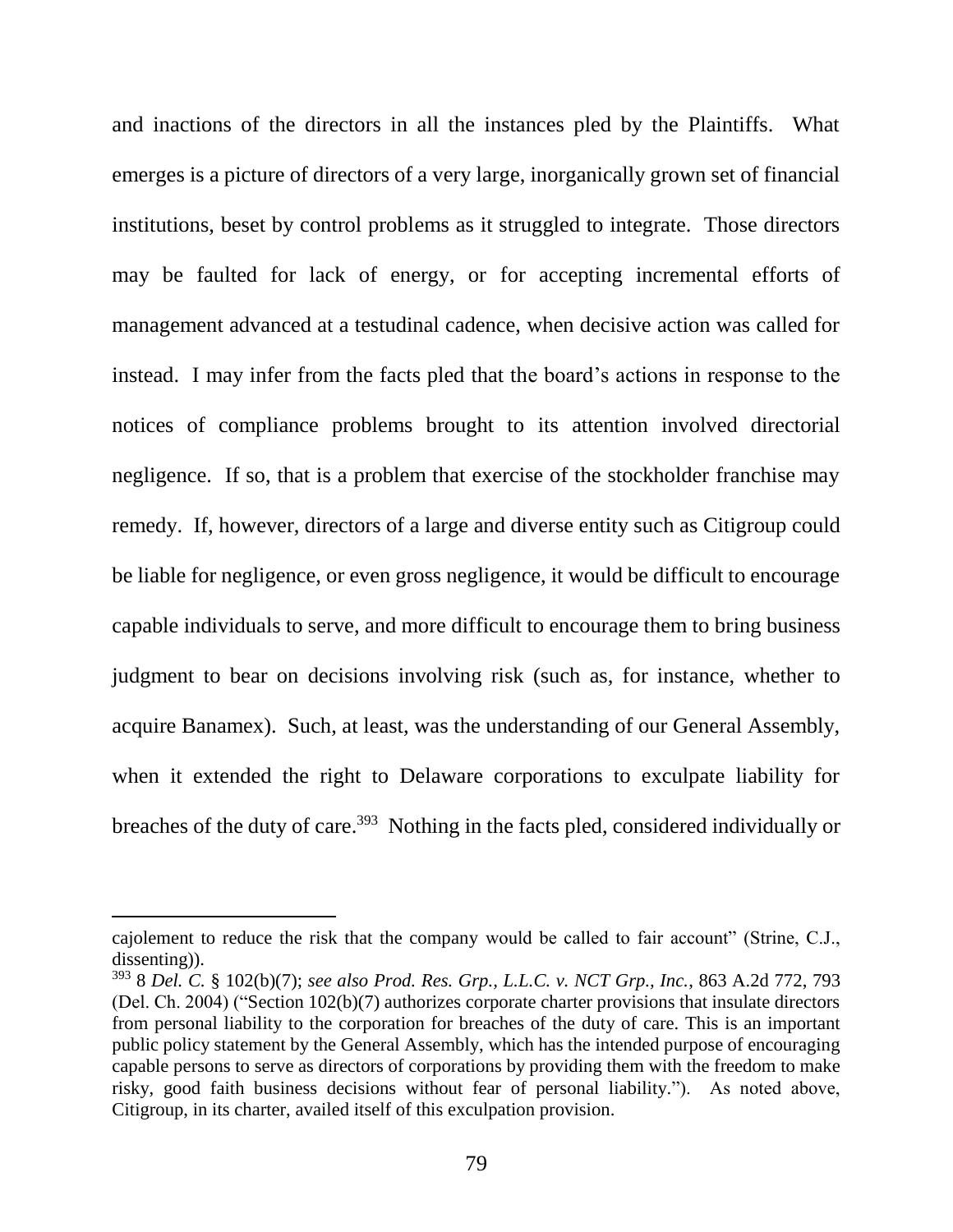and inactions of the directors in all the instances pled by the Plaintiffs. What emerges is a picture of directors of a very large, inorganically grown set of financial institutions, beset by control problems as it struggled to integrate. Those directors may be faulted for lack of energy, or for accepting incremental efforts of management advanced at a testudinal cadence, when decisive action was called for instead. I may infer from the facts pled that the board's actions in response to the notices of compliance problems brought to its attention involved directorial negligence. If so, that is a problem that exercise of the stockholder franchise may remedy. If, however, directors of a large and diverse entity such as Citigroup could be liable for negligence, or even gross negligence, it would be difficult to encourage capable individuals to serve, and more difficult to encourage them to bring business judgment to bear on decisions involving risk (such as, for instance, whether to acquire Banamex). Such, at least, was the understanding of our General Assembly, when it extended the right to Delaware corporations to exculpate liability for breaches of the duty of care.[393] Nothing in the facts pled, considered individually or

---

cajolement to reduce the risk that the company would be called to fair account" (Strine, C.J., dissenting)).

[393] 8 *Del. C.* § 102(b)(7); *see also Prod. Res. Grp., L.L.C. v. NCT Grp., Inc.*, 863 A.2d 772, 793 (Del. Ch. 2004) ("Section 102(b)(7) authorizes corporate charter provisions that insulate directors from personal liability to the corporation for breaches of the duty of care. This is an important public policy statement by the General Assembly, which has the intended purpose of encouraging capable persons to serve as directors of corporations by providing them with the freedom to make risky, good faith business decisions without fear of personal liability."). As noted above, Citigroup, in its charter, availed itself of this exculpation provision.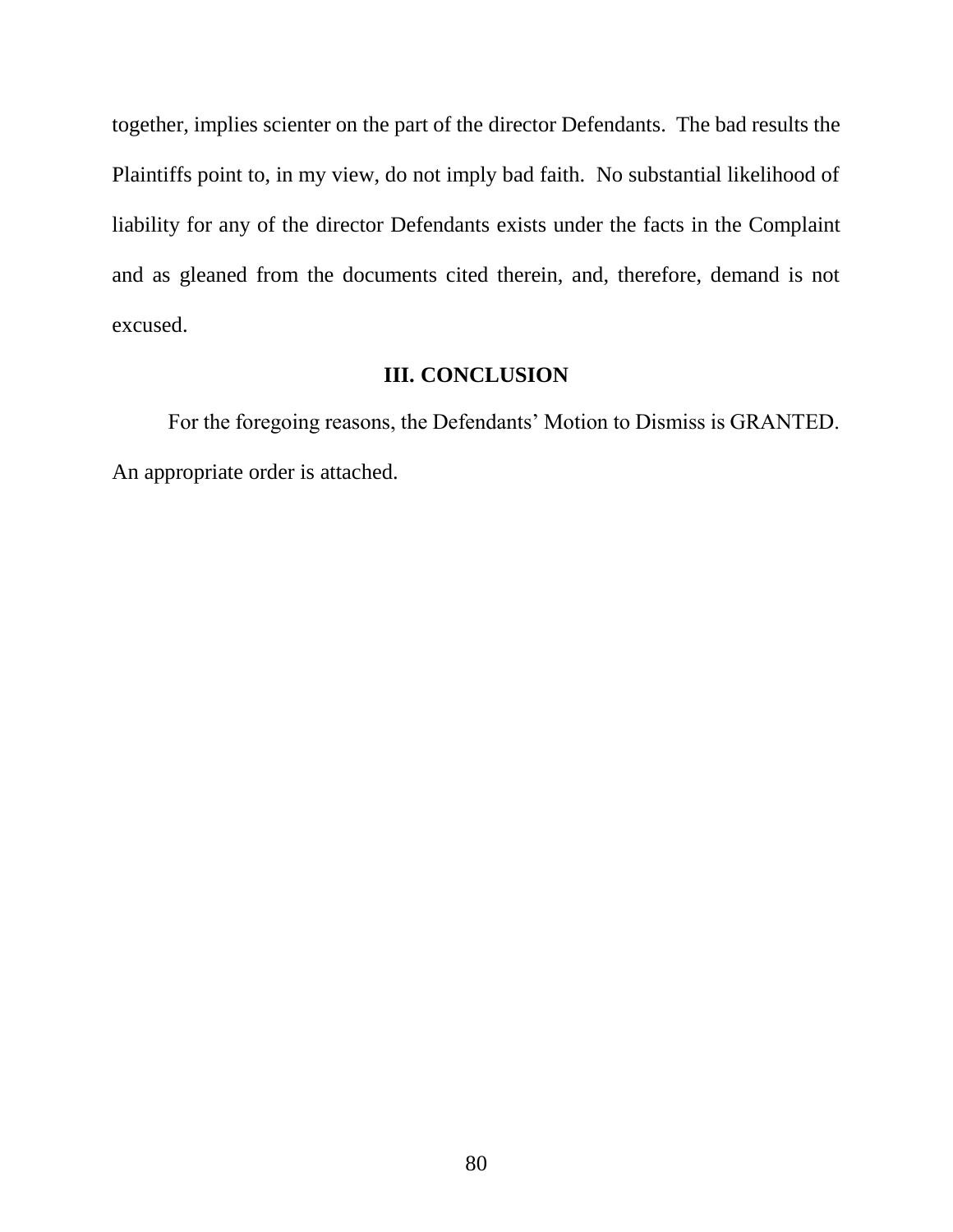together, implies scienter on the part of the director Defendants. The bad results the Plaintiffs point to, in my view, do not imply bad faith. No substantial likelihood of liability for any of the director Defendants exists under the facts in the Complaint and as gleaned from the documents cited therein, and, therefore, demand is not excused.

## III. CONCLUSION

For the foregoing reasons, the Defendants' Motion to Dismiss is GRANTED. An appropriate order is attached.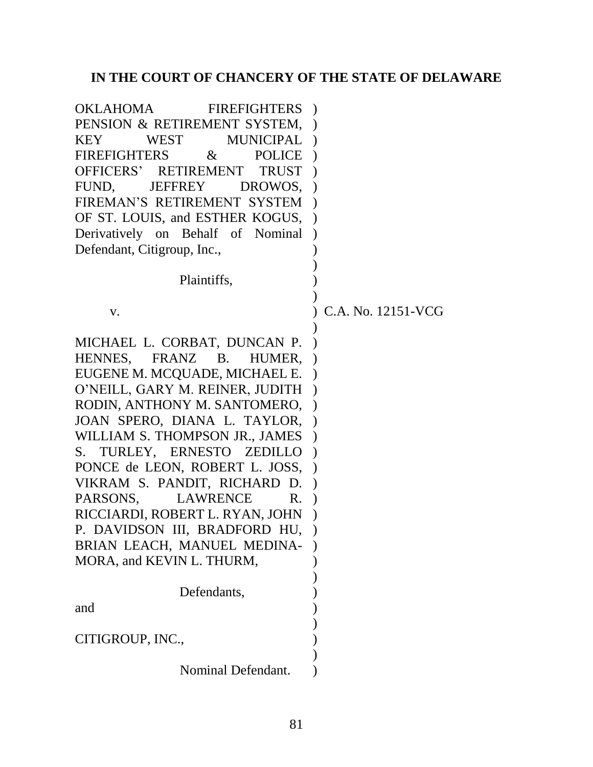# IN THE COURT OF CHANCERY OF THE STATE OF DELAWARE

| | | |
|---|---|---|
| OKLAHOMA FIREFIGHTERS PENSION & RETIREMENT SYSTEM, KEY WEST MUNICIPAL FIREFIGHTERS & POLICE OFFICERS' RETIREMENT TRUST FUND, JEFFREY DROWOS, FIREMAN'S RETIREMENT SYSTEM OF ST. LOUIS, and ESTHER KOGUS, Derivatively on Behalf of Nominal Defendant, Citigroup, Inc., | ) | |
| Plaintiffs, | ) | |
| v. | ) | C.A. No. 12151-VCG |
| MICHAEL L. CORBAT, DUNCAN P. HENNES, FRANZ B. HUMER, EUGENE M. MCQUADE, MICHAEL E. O'NEILL, GARY M. REINER, JUDITH RODIN, ANTHONY M. SANTOMERO, JOAN SPERO, DIANA L. TAYLOR, WILLIAM S. THOMPSON JR., JAMES S. TURLEY, ERNESTO ZEDILLO PONCE de LEON, ROBERT L. JOSS, VIKRAM S. PANDIT, RICHARD D. PARSONS, LAWRENCE R. RICCIARDI, ROBERT L. RYAN, JOHN P. DAVIDSON III, BRADFORD HU, BRIAN LEACH, MANUEL MEDINA-MORA, and KEVIN L. THURM, | ) | |
| Defendants, | ) | |
| and | ) | |
| CITIGROUP, INC., | ) | |
| Nominal Defendant. | ) | |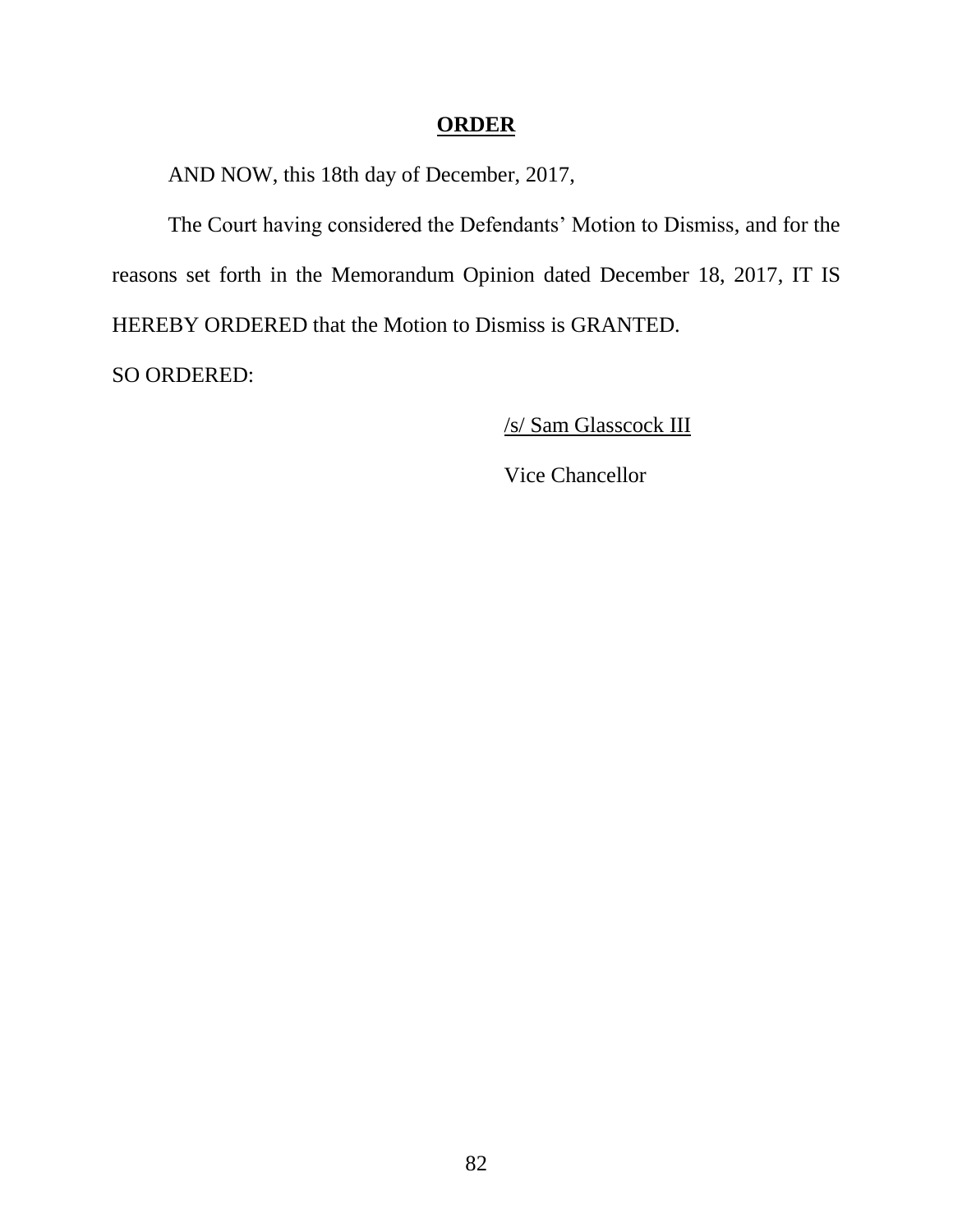**ORDER**

AND NOW, this 18th day of December, 2017,

The Court having considered the Defendants' Motion to Dismiss, and for the reasons set forth in the Memorandum Opinion dated December 18, 2017, IT IS HEREBY ORDERED that the Motion to Dismiss is GRANTED.

SO ORDERED:

/s/ Sam Glasscock III

Vice Chancellor